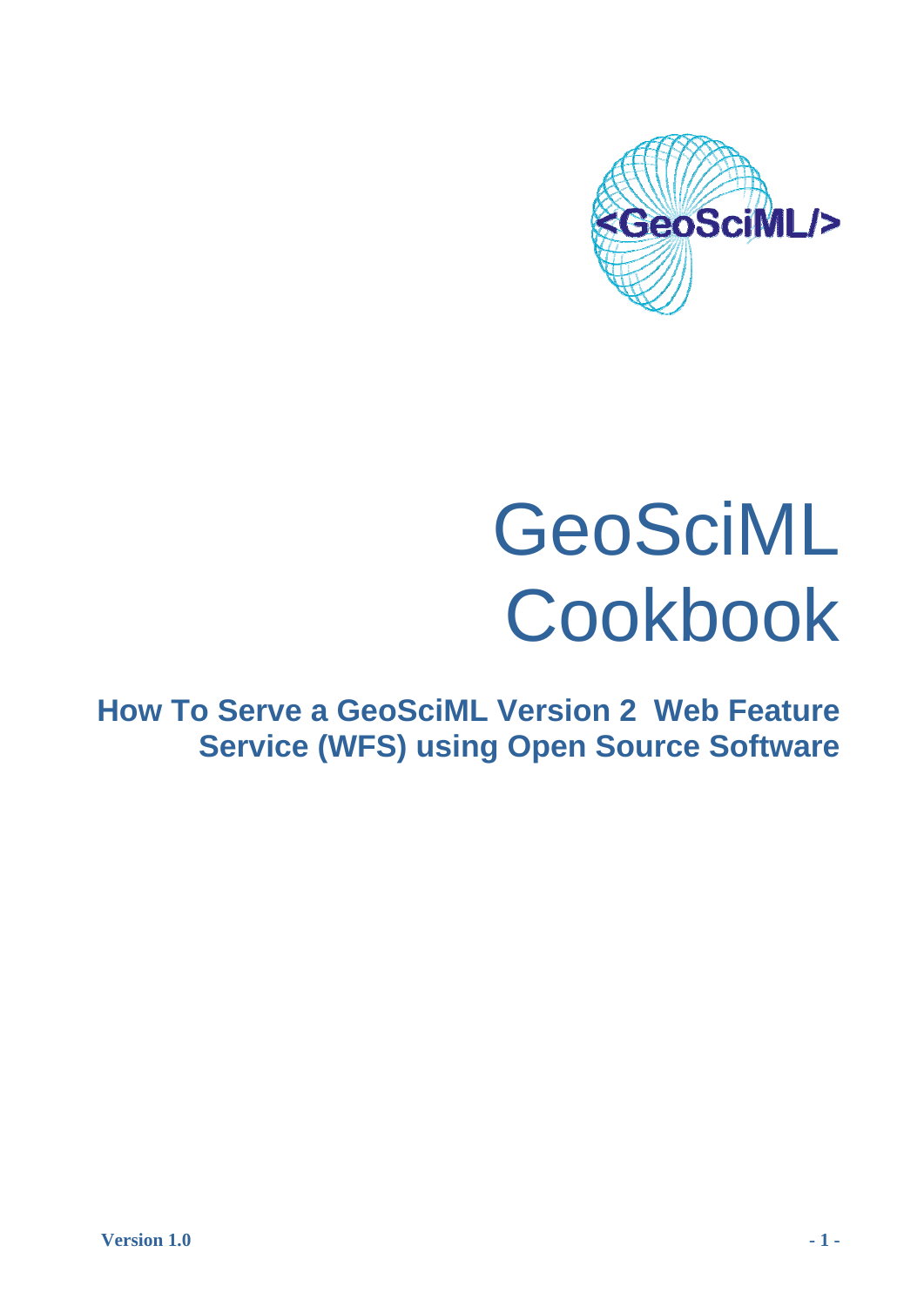# GeoSciML Cookbook

## How To Serve a GeoSciML Version 2 Web Feature Service (WFS) using Open Source Software

**Version 1.0**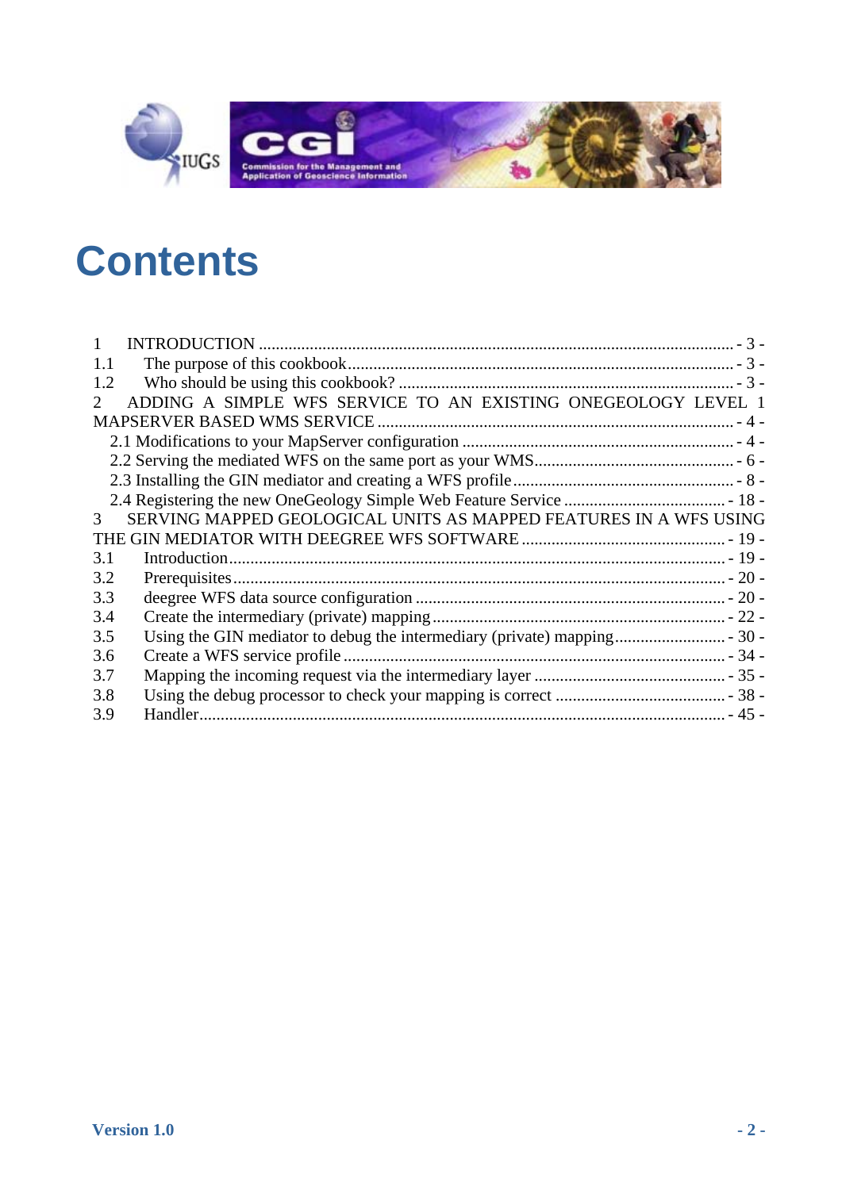# Contents

1 INTRODUCTION ............................................................................................................ - 3 -
1.1 The purpose of this cookbook.......................................................................................... - 3 -
1.2 Who should be using this cookbook? .............................................................................. - 3 -
2 ADDING A SIMPLE WFS SERVICE TO AN EXISTING ONEGEOLOGY LEVEL 1 MAPSERVER BASED WMS SERVICE .................................................................................. - 4 -
2.1 Modifications to your MapServer configuration ................................................................ - 4 -
2.2 Serving the mediated WFS on the same port as your WMS............................................... - 6 -
2.3 Installing the GIN mediator and creating a WFS profile.................................................... - 8 -
2.4 Registering the new OneGeology Simple Web Feature Service ...................................... - 18 -
3 SERVING MAPPED GEOLOGICAL UNITS AS MAPPED FEATURES IN A WFS USING THE GIN MEDIATOR WITH DEEGREE WFS SOFTWARE ................................................ - 19 -
3.1 Introduction.................................................................................................................... - 19 -
3.2 Prerequisites................................................................................................................... - 20 -
3.3 deegree WFS data source configuration ........................................................................ - 20 -
3.4 Create the intermediary (private) mapping..................................................................... - 22 -
3.5 Using the GIN mediator to debug the intermediary (private) mapping.......................... - 30 -
3.6 Create a WFS service profile ......................................................................................... - 34 -
3.7 Mapping the incoming request via the intermediary layer ............................................ - 35 -
3.8 Using the debug processor to check your mapping is correct ........................................ - 38 -
3.9 Handler........................................................................................................................... - 45 -

Version 1.0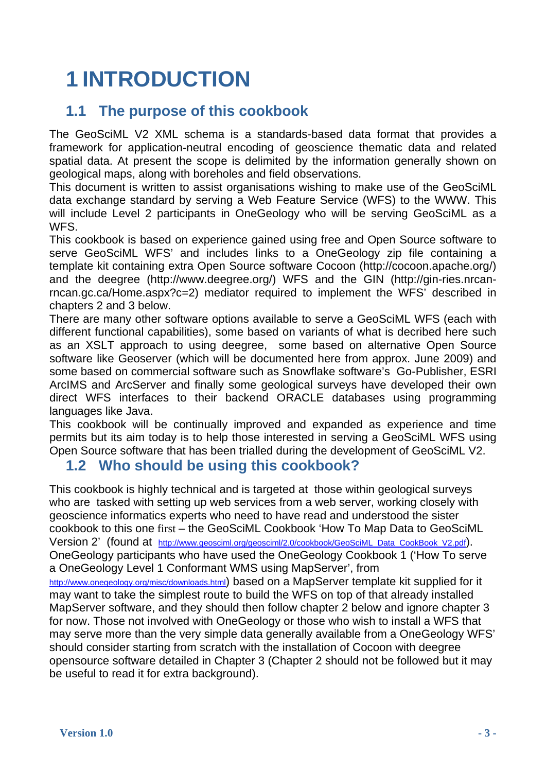# 1 INTRODUCTION

## 1.1 The purpose of this cookbook

The GeoSciML V2 XML schema is a standards-based data format that provides a framework for application-neutral encoding of geoscience thematic data and related spatial data. At present the scope is delimited by the information generally shown on geological maps, along with boreholes and field observations.
This document is written to assist organisations wishing to make use of the GeoSciML data exchange standard by serving a Web Feature Service (WFS) to the WWW. This will include Level 2 participants in OneGeology who will be serving GeoSciML as a WFS.
This cookbook is based on experience gained using free and Open Source software to serve GeoSciML WFS' and includes links to a OneGeology zip file containing a template kit containing extra Open Source software Cocoon (http://cocoon.apache.org/) and the deegree (http://www.deegree.org/) WFS and the GIN (http://gin-ries.nrcan-rncan.gc.ca/Home.aspx?c=2) mediator required to implement the WFS' described in chapters 2 and 3 below.
There are many other software options available to serve a GeoSciML WFS (each with different functional capabilities), some based on variants of what is decribed here such as an XSLT approach to using deegree, some based on alternative Open Source software like Geoserver (which will be documented here from approx. June 2009) and some based on commercial software such as Snowflake software's Go-Publisher, ESRI ArcIMS and ArcServer and finally some geological surveys have developed their own direct WFS interfaces to their backend ORACLE databases using programming languages like Java.
This cookbook will be continually improved and expanded as experience and time permits but its aim today is to help those interested in serving a GeoSciML WFS using Open Source software that has been trialled during the development of GeoSciML V2.

## 1.2 Who should be using this cookbook?

This cookbook is highly technical and is targeted at those within geological surveys who are tasked with setting up web services from a web server, working closely with geoscience informatics experts who need to have read and understood the sister cookbook to this one first – the GeoSciML Cookbook 'How To Map Data to GeoSciML Version 2' (found at http://www.geosciml.org/geosciml/2.0/cookbook/GeoSciML_Data_CookBook_V2.pdf). OneGeology participants who have used the OneGeology Cookbook 1 ('How To serve a OneGeology Level 1 Conformant WMS using MapServer', from http://www.onegeology.org/misc/downloads.html) based on a MapServer template kit supplied for it may want to take the simplest route to build the WFS on top of that already installed MapServer software, and they should then follow chapter 2 below and ignore chapter 3 for now. Those not involved with OneGeology or those who wish to install a WFS that may serve more than the very simple data generally available from a OneGeology WFS' should consider starting from scratch with the installation of Cocoon with deegree opensource software detailed in Chapter 3 (Chapter 2 should not be followed but it may be useful to read it for extra background).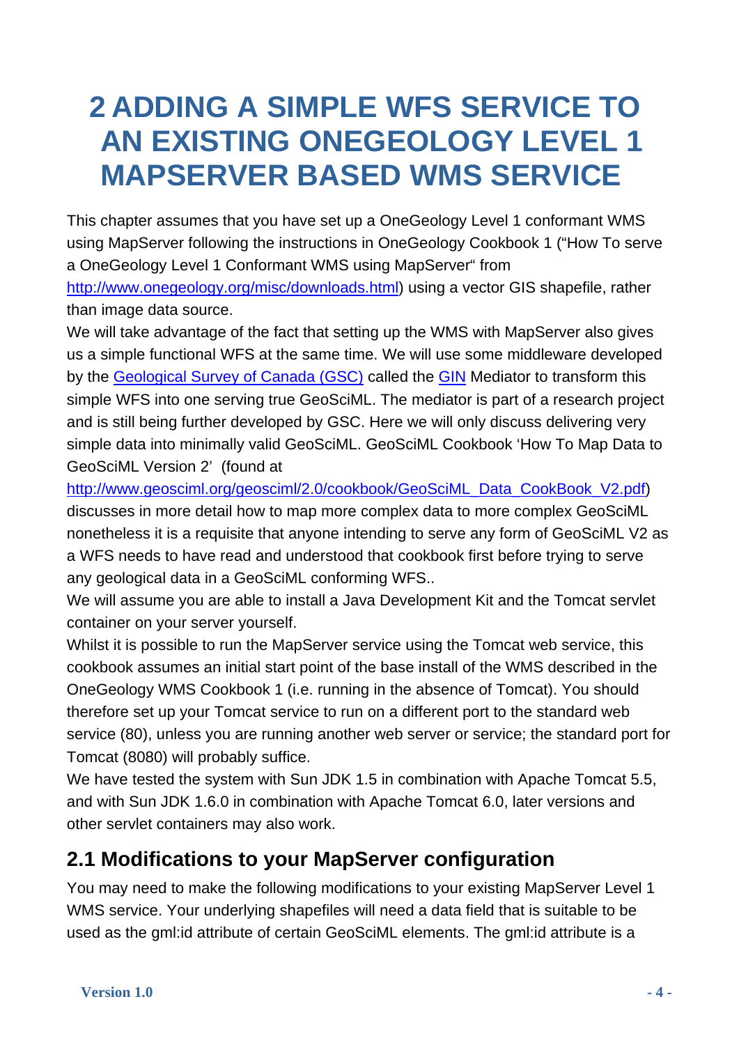# 2 ADDING A SIMPLE WFS SERVICE TO AN EXISTING ONEGEOLOGY LEVEL 1 MAPSERVER BASED WMS SERVICE

This chapter assumes that you have set up a OneGeology Level 1 conformant WMS using MapServer following the instructions in OneGeology Cookbook 1 ("How To serve a OneGeology Level 1 Conformant WMS using MapServer" from http://www.onegeology.org/misc/downloads.html) using a vector GIS shapefile, rather than image data source.

We will take advantage of the fact that setting up the WMS with MapServer also gives us a simple functional WFS at the same time. We will use some middleware developed by the Geological Survey of Canada (GSC) called the GIN Mediator to transform this simple WFS into one serving true GeoSciML. The mediator is part of a research project and is still being further developed by GSC. Here we will only discuss delivering very simple data into minimally valid GeoSciML. GeoSciML Cookbook 'How To Map Data to GeoSciML Version 2' (found at http://www.geosciml.org/geosciml/2.0/cookbook/GeoSciML_Data_CookBook_V2.pdf) discusses in more detail how to map more complex data to more complex GeoSciML nonetheless it is a requisite that anyone intending to serve any form of GeoSciML V2 as a WFS needs to have read and understood that cookbook first before trying to serve any geological data in a GeoSciML conforming WFS..

We will assume you are able to install a Java Development Kit and the Tomcat servlet container on your server yourself.

Whilst it is possible to run the MapServer service using the Tomcat web service, this cookbook assumes an initial start point of the base install of the WMS described in the OneGeology WMS Cookbook 1 (i.e. running in the absence of Tomcat). You should therefore set up your Tomcat service to run on a different port to the standard web service (80), unless you are running another web server or service; the standard port for Tomcat (8080) will probably suffice.

We have tested the system with Sun JDK 1.5 in combination with Apache Tomcat 5.5, and with Sun JDK 1.6.0 in combination with Apache Tomcat 6.0, later versions and other servlet containers may also work.

## 2.1 Modifications to your MapServer configuration

You may need to make the following modifications to your existing MapServer Level 1 WMS service. Your underlying shapefiles will need a data field that is suitable to be used as the gml:id attribute of certain GeoSciML elements. The gml:id attribute is a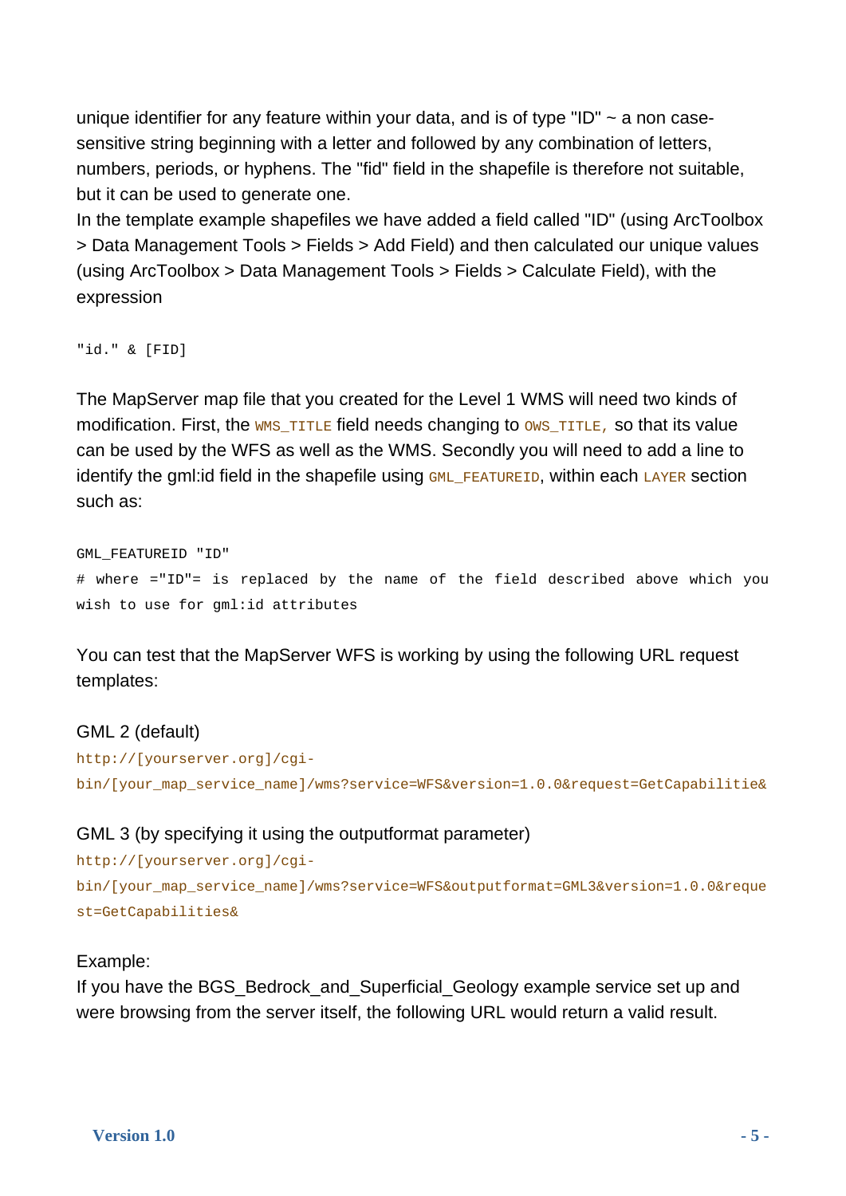unique identifier for any feature within your data, and is of type "ID" ~ a non case-sensitive string beginning with a letter and followed by any combination of letters, numbers, periods, or hyphens. The "fid" field in the shapefile is therefore not suitable, but it can be used to generate one.
In the template example shapefiles we have added a field called "ID" (using ArcToolbox > Data Management Tools > Fields > Add Field) and then calculated our unique values (using ArcToolbox > Data Management Tools > Fields > Calculate Field), with the expression

```
"id." & [FID]
```

The MapServer map file that you created for the Level 1 WMS will need two kinds of modification. First, the `WMS_TITLE` field needs changing to `OWS_TITLE,` so that its value can be used by the WFS as well as the WMS. Secondly you will need to add a line to identify the gml:id field in the shapefile using `GML_FEATUREID`, within each `LAYER` section such as:

```
GML_FEATUREID "ID"
# where ="ID"= is replaced by the name of the field described above which you wish to use for gml:id attributes
```

You can test that the MapServer WFS is working by using the following URL request templates:

GML 2 (default)
`http://[yourserver.org]/cgi-bin/[your_map_service_name]/wms?service=WFS&version=1.0.0&request=GetCapabilitie&`

GML 3 (by specifying it using the outputformat parameter)
`http://[yourserver.org]/cgi-bin/[your_map_service_name]/wms?service=WFS&outputformat=GML3&version=1.0.0&request=GetCapabilities&`

Example:
If you have the BGS_Bedrock_and_Superficial_Geology example service set up and were browsing from the server itself, the following URL would return a valid result.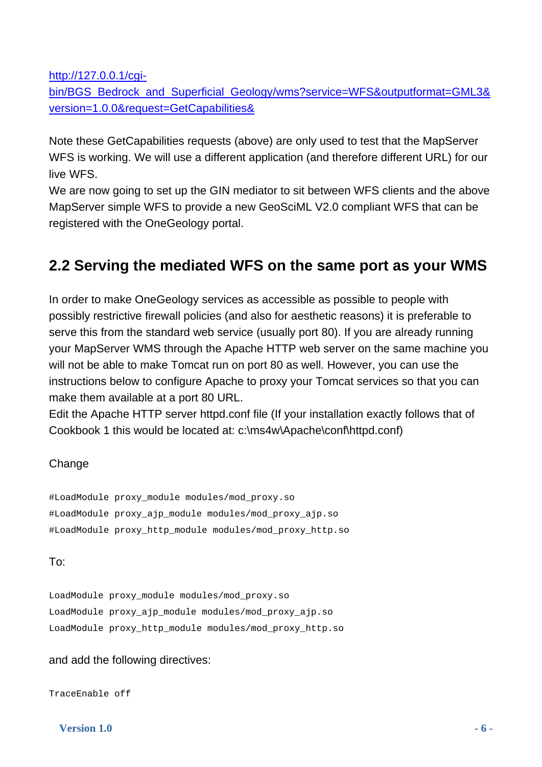[http://127.0.0.1/cgi-bin/BGS_Bedrock_and_Superficial_Geology/wms?service=WFS&outputformat=GML3&version=1.0.0&request=GetCapabilities&](http://127.0.0.1/cgi-bin/BGS_Bedrock_and_Superficial_Geology/wms?service=WFS&outputformat=GML3&version=1.0.0&request=GetCapabilities&)

Note these GetCapabilities requests (above) are only used to test that the MapServer WFS is working. We will use a different application (and therefore different URL) for our live WFS.
We are now going to set up the GIN mediator to sit between WFS clients and the above MapServer simple WFS to provide a new GeoSciML V2.0 compliant WFS that can be registered with the OneGeology portal.

## 2.2 Serving the mediated WFS on the same port as your WMS

In order to make OneGeology services as accessible as possible to people with possibly restrictive firewall policies (and also for aesthetic reasons) it is preferable to serve this from the standard web service (usually port 80). If you are already running your MapServer WMS through the Apache HTTP web server on the same machine you will not be able to make Tomcat run on port 80 as well. However, you can use the instructions below to configure Apache to proxy your Tomcat services so that you can make them available at a port 80 URL.
Edit the Apache HTTP server httpd.conf file (If your installation exactly follows that of Cookbook 1 this would be located at: c:\ms4w\Apache\conf\httpd.conf)

Change

```
#LoadModule proxy_module modules/mod_proxy.so
#LoadModule proxy_ajp_module modules/mod_proxy_ajp.so
#LoadModule proxy_http_module modules/mod_proxy_http.so
```

To:

```
LoadModule proxy_module modules/mod_proxy.so
LoadModule proxy_ajp_module modules/mod_proxy_ajp.so
LoadModule proxy_http_module modules/mod_proxy_http.so
```

and add the following directives:

```
TraceEnable off
```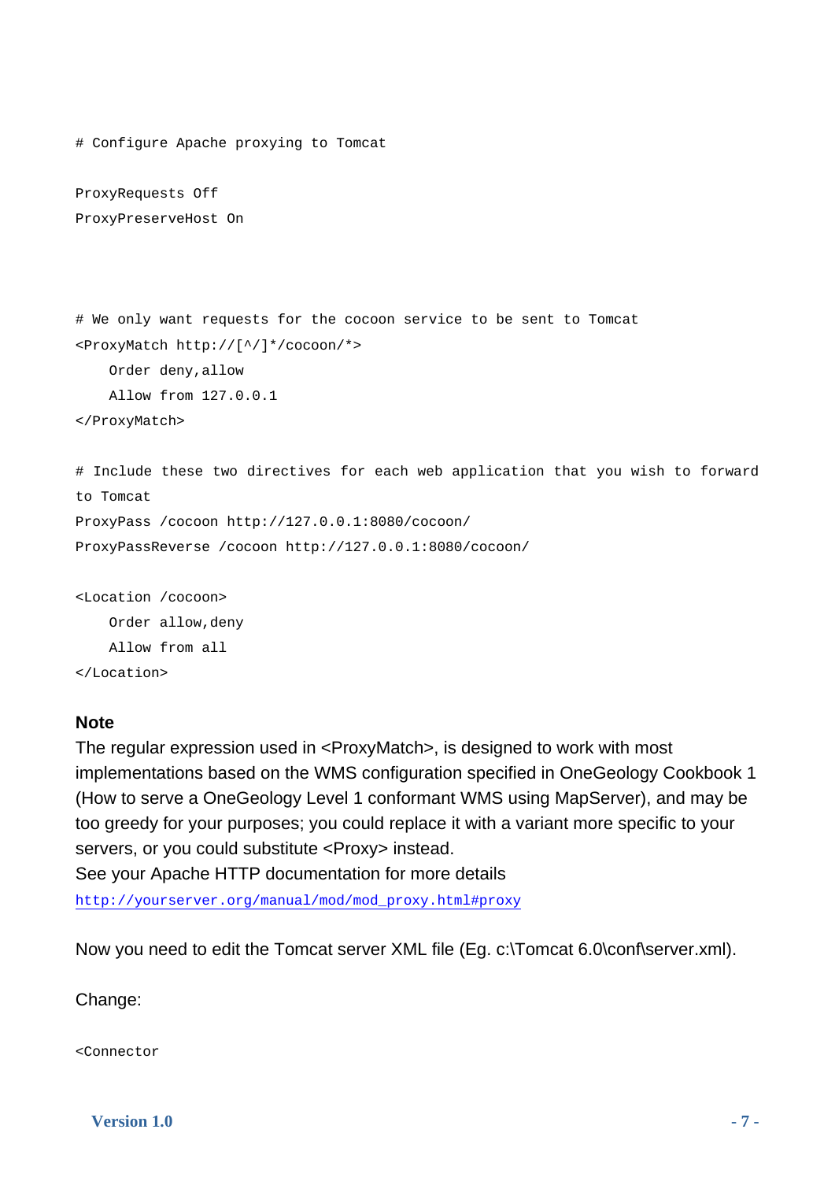```
# Configure Apache proxying to Tomcat

ProxyRequests Off
ProxyPreserveHost On



# We only want requests for the cocoon service to be sent to Tomcat
<ProxyMatch http://[^/]*/cocoon/*>
    Order deny,allow
    Allow from 127.0.0.1
</ProxyMatch>

# Include these two directives for each web application that you wish to forward
to Tomcat
ProxyPass /cocoon http://127.0.0.1:8080/cocoon/
ProxyPassReverse /cocoon http://127.0.0.1:8080/cocoon/

<Location /cocoon>
    Order allow,deny
    Allow from all
</Location>
```

**Note**

The regular expression used in <ProxyMatch>, is designed to work with most implementations based on the WMS configuration specified in OneGeology Cookbook 1 (How to serve a OneGeology Level 1 conformant WMS using MapServer), and may be too greedy for your purposes; you could replace it with a variant more specific to your servers, or you could substitute <Proxy> instead.

See your Apache HTTP documentation for more details

http://yourserver.org/manual/mod/mod_proxy.html#proxy

Now you need to edit the Tomcat server XML file (Eg. c:\Tomcat 6.0\conf\server.xml).

Change:

```
<Connector
```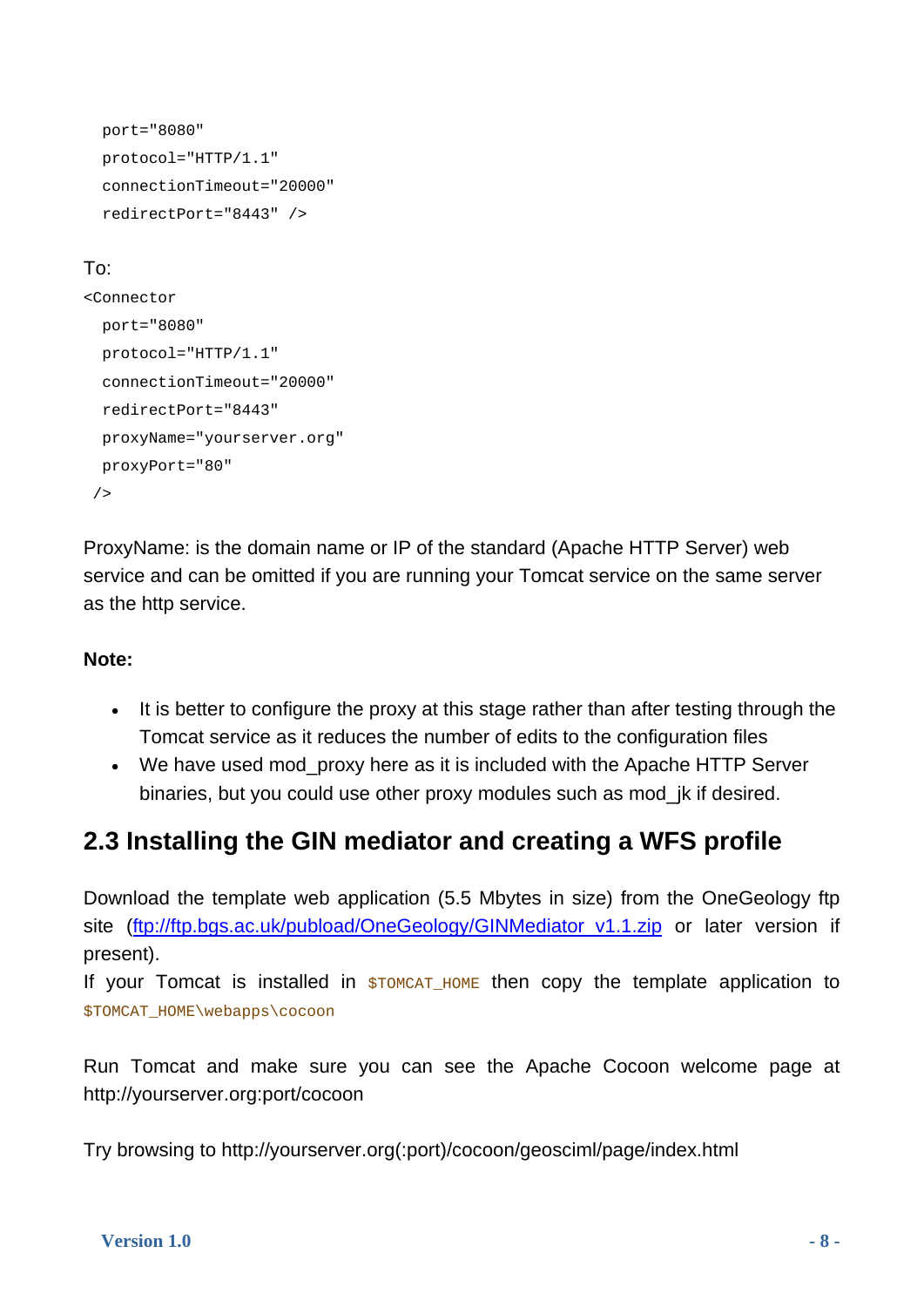```
  port="8080"
  protocol="HTTP/1.1"
  connectionTimeout="20000"
  redirectPort="8443" />
```

To:

```
<Connector
  port="8080"
  protocol="HTTP/1.1"
  connectionTimeout="20000"
  redirectPort="8443"
  proxyName="yourserver.org"
  proxyPort="80"
 />
```

ProxyName: is the domain name or IP of the standard (Apache HTTP Server) web service and can be omitted if you are running your Tomcat service on the same server as the http service.

**Note:**

- It is better to configure the proxy at this stage rather than after testing through the Tomcat service as it reduces the number of edits to the configuration files
- We have used mod_proxy here as it is included with the Apache HTTP Server binaries, but you could use other proxy modules such as mod_jk if desired.

## 2.3 Installing the GIN mediator and creating a WFS profile

Download the template web application (5.5 Mbytes in size) from the OneGeology ftp site ([ftp://ftp.bgs.ac.uk/pubload/OneGeology/GINMediator_v1.1.zip](ftp://ftp.bgs.ac.uk/pubload/OneGeology/GINMediator_v1.1.zip) or later version if present).

If your Tomcat is installed in `$TOMCAT_HOME` then copy the template application to `$TOMCAT_HOME\webapps\cocoon`

Run Tomcat and make sure you can see the Apache Cocoon welcome page at http://yourserver.org:port/cocoon

Try browsing to http://yourserver.org(:port)/cocoon/geosciml/page/index.html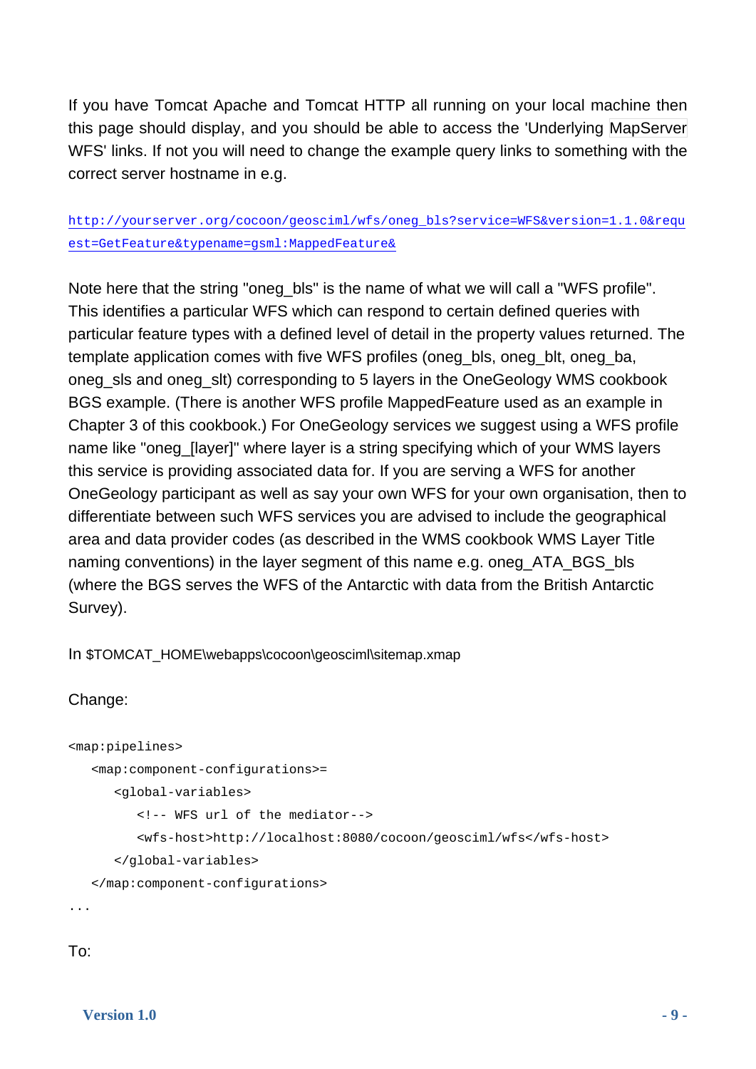If you have Tomcat Apache and Tomcat HTTP all running on your local machine then this page should display, and you should be able to access the 'Underlying MapServer WFS' links. If not you will need to change the example query links to something with the correct server hostname in e.g.

http://yourserver.org/cocoon/geosciml/wfs/oneg_bls?service=WFS&version=1.1.0&request=GetFeature&typename=gsml:MappedFeature&

Note here that the string "oneg_bls" is the name of what we will call a "WFS profile". This identifies a particular WFS which can respond to certain defined queries with particular feature types with a defined level of detail in the property values returned. The template application comes with five WFS profiles (oneg_bls, oneg_blt, oneg_ba, oneg_sls and oneg_slt) corresponding to 5 layers in the OneGeology WMS cookbook BGS example. (There is another WFS profile MappedFeature used as an example in Chapter 3 of this cookbook.) For OneGeology services we suggest using a WFS profile name like "oneg_[layer]" where layer is a string specifying which of your WMS layers this service is providing associated data for. If you are serving a WFS for another OneGeology participant as well as say your own WFS for your own organisation, then to differentiate between such WFS services you are advised to include the geographical area and data provider codes (as described in the WMS cookbook WMS Layer Title naming conventions) in the layer segment of this name e.g. oneg_ATA_BGS_bls (where the BGS serves the WFS of the Antarctic with data from the British Antarctic Survey).

In $TOMCAT_HOME\webapps\cocoon\geosciml\sitemap.xmap

Change:

```
<map:pipelines>
   <map:component-configurations>=
      <global-variables>
         <!-- WFS url of the mediator-->
         <wfs-host>http://localhost:8080/cocoon/geosciml/wfs</wfs-host>
      </global-variables>
   </map:component-configurations>
...
```

To: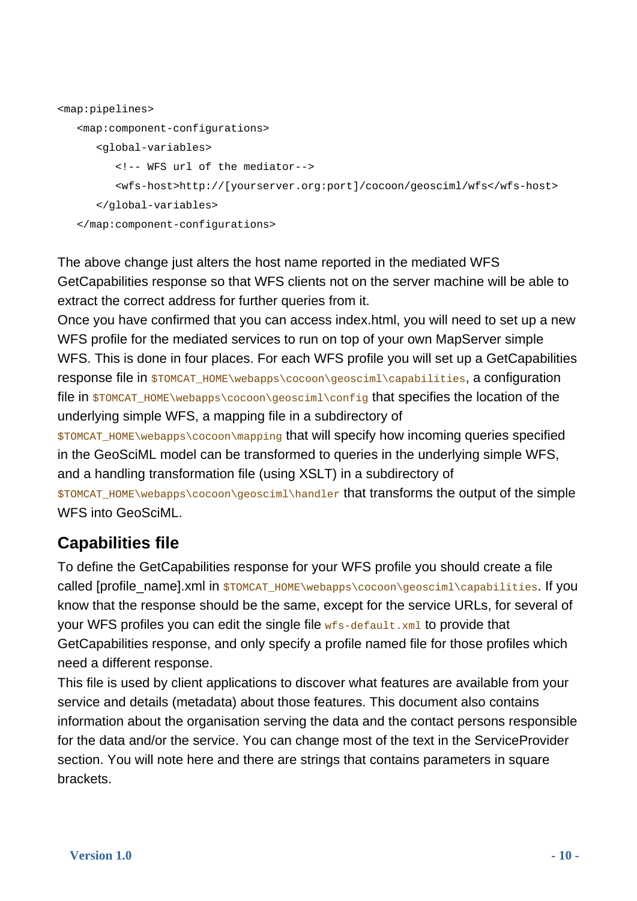```
<map:pipelines>
   <map:component-configurations>
      <global-variables>
         <!-- WFS url of the mediator-->
         <wfs-host>http://[yourserver.org:port]/cocoon/geosciml/wfs</wfs-host>
      </global-variables>
   </map:component-configurations>
```

The above change just alters the host name reported in the mediated WFS GetCapabilities response so that WFS clients not on the server machine will be able to extract the correct address for further queries from it.

Once you have confirmed that you can access index.html, you will need to set up a new WFS profile for the mediated services to run on top of your own MapServer simple WFS. This is done in four places. For each WFS profile you will set up a GetCapabilities response file in `$TOMCAT_HOME\webapps\cocoon\geosciml\capabilities`, a configuration file in `$TOMCAT_HOME\webapps\cocoon\geosciml\config` that specifies the location of the underlying simple WFS, a mapping file in a subdirectory of `$TOMCAT_HOME\webapps\cocoon\mapping` that will specify how incoming queries specified in the GeoSciML model can be transformed to queries in the underlying simple WFS, and a handling transformation file (using XSLT) in a subdirectory of `$TOMCAT_HOME\webapps\cocoon\geosciml\handler` that transforms the output of the simple WFS into GeoSciML.

## Capabilities file

To define the GetCapabilities response for your WFS profile you should create a file called [profile_name].xml in `$TOMCAT_HOME\webapps\cocoon\geosciml\capabilities`. If you know that the response should be the same, except for the service URLs, for several of your WFS profiles you can edit the single file `wfs-default.xml` to provide that GetCapabilities response, and only specify a profile named file for those profiles which need a different response.

This file is used by client applications to discover what features are available from your service and details (metadata) about those features. This document also contains information about the organisation serving the data and the contact persons responsible for the data and/or the service. You can change most of the text in the ServiceProvider section. You will note here and there are strings that contains parameters in square brackets.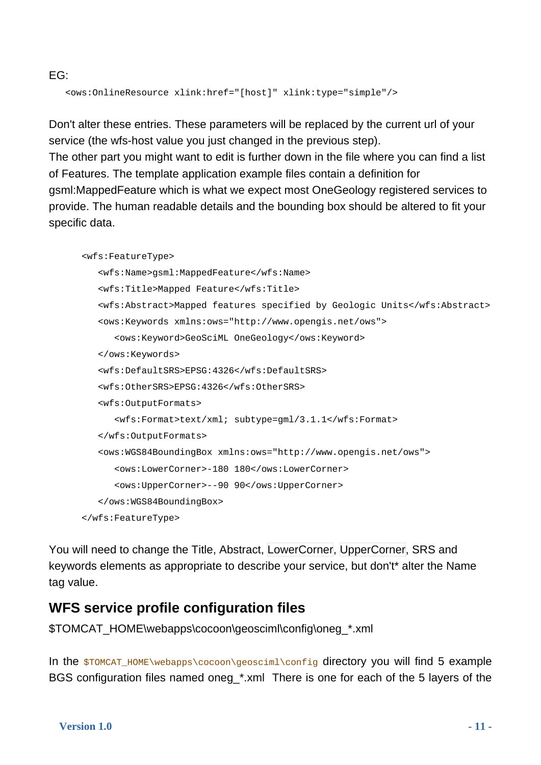EG:

```
<ows:OnlineResource xlink:href="[host]" xlink:type="simple"/>
```

Don't alter these entries. These parameters will be replaced by the current url of your service (the wfs-host value you just changed in the previous step).
The other part you might want to edit is further down in the file where you can find a list of Features. The template application example files contain a definition for gsml:MappedFeature which is what we expect most OneGeology registered services to provide. The human readable details and the bounding box should be altered to fit your specific data.

```
<wfs:FeatureType>
   <wfs:Name>gsml:MappedFeature</wfs:Name>
   <wfs:Title>Mapped Feature</wfs:Title>
   <wfs:Abstract>Mapped features specified by Geologic Units</wfs:Abstract>
   <ows:Keywords xmlns:ows="http://www.opengis.net/ows">
      <ows:Keyword>GeoSciML OneGeology</ows:Keyword>
   </ows:Keywords>
   <wfs:DefaultSRS>EPSG:4326</wfs:DefaultSRS>
   <wfs:OtherSRS>EPSG:4326</wfs:OtherSRS>
   <wfs:OutputFormats>
      <wfs:Format>text/xml; subtype=gml/3.1.1</wfs:Format>
   </wfs:OutputFormats>
   <ows:WGS84BoundingBox xmlns:ows="http://www.opengis.net/ows">
      <ows:LowerCorner>-180 180</ows:LowerCorner>
      <ows:UpperCorner>--90 90</ows:UpperCorner>
   </ows:WGS84BoundingBox>
</wfs:FeatureType>
```

You will need to change the Title, Abstract, LowerCorner, UpperCorner, SRS and keywords elements as appropriate to describe your service, but don't* alter the Name tag value.

## WFS service profile configuration files

$TOMCAT_HOME\webapps\cocoon\geosciml\config\oneg_*.xml

In the `$TOMCAT_HOME\webapps\cocoon\geosciml\config` directory you will find 5 example BGS configuration files named oneg_*.xml  There is one for each of the 5 layers of the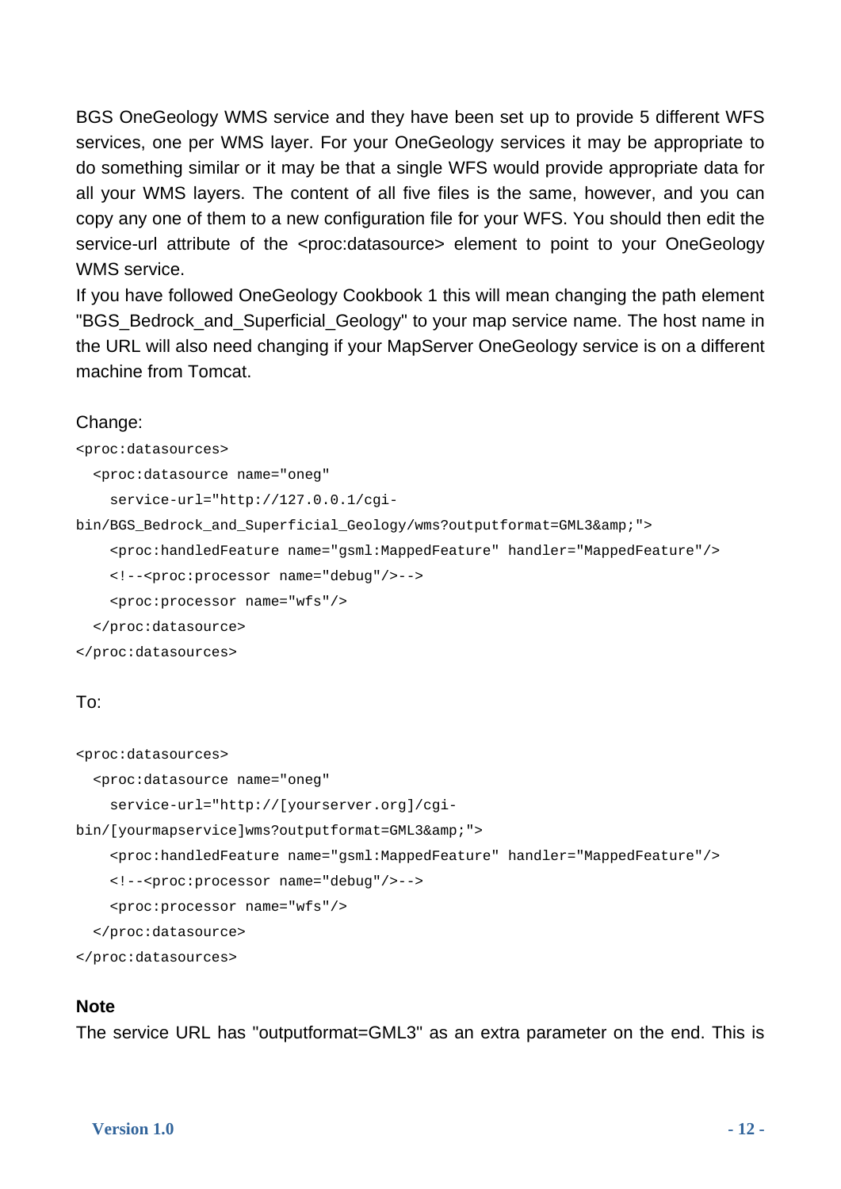BGS OneGeology WMS service and they have been set up to provide 5 different WFS services, one per WMS layer. For your OneGeology services it may be appropriate to do something similar or it may be that a single WFS would provide appropriate data for all your WMS layers. The content of all five files is the same, however, and you can copy any one of them to a new configuration file for your WFS. You should then edit the service-url attribute of the <proc:datasource> element to point to your OneGeology WMS service.

If you have followed OneGeology Cookbook 1 this will mean changing the path element "BGS_Bedrock_and_Superficial_Geology" to your map service name. The host name in the URL will also need changing if your MapServer OneGeology service is on a different machine from Tomcat.

Change:

```
<proc:datasources>
  <proc:datasource name="oneg"
    service-url="http://127.0.0.1/cgi-
bin/BGS_Bedrock_and_Superficial_Geology/wms?outputformat=GML3&amp;">
    <proc:handledFeature name="gsml:MappedFeature" handler="MappedFeature"/>
    <!--<proc:processor name="debug"/>-->
    <proc:processor name="wfs"/>
  </proc:datasource>
</proc:datasources>
```

To:

```
<proc:datasources>
  <proc:datasource name="oneg"
    service-url="http://[yourserver.org]/cgi-
bin/[yourmapservice]wms?outputformat=GML3&amp;">
    <proc:handledFeature name="gsml:MappedFeature" handler="MappedFeature"/>
    <!--<proc:processor name="debug"/>-->
    <proc:processor name="wfs"/>
  </proc:datasource>
</proc:datasources>
```

**Note**

The service URL has "outputformat=GML3" as an extra parameter on the end. This is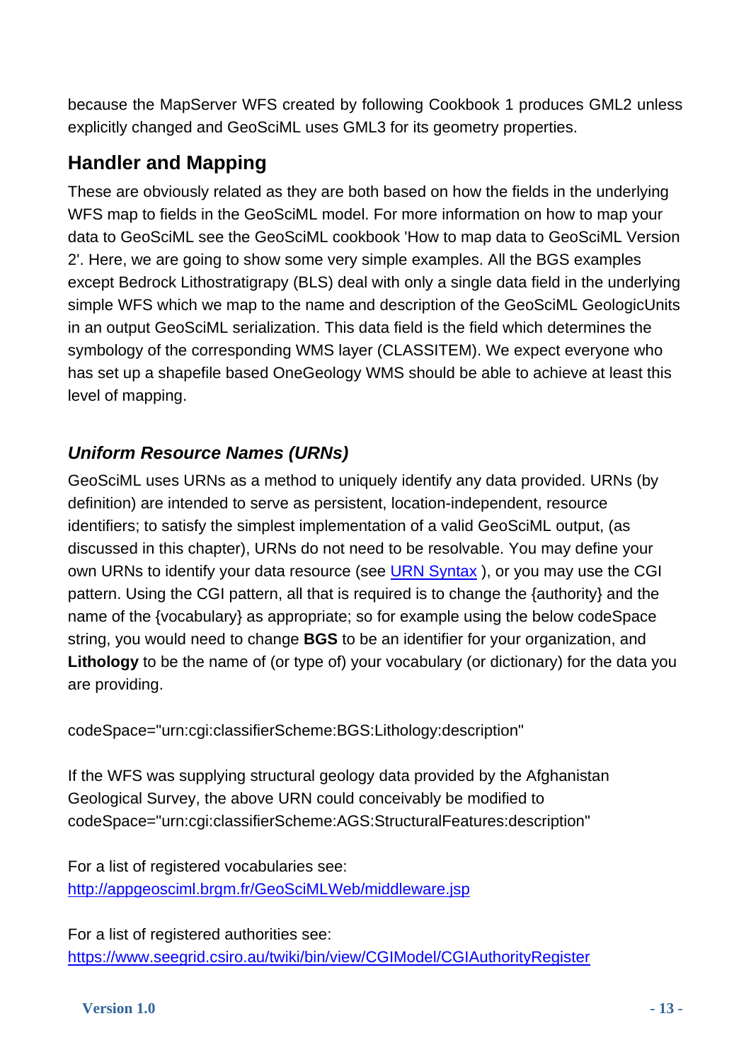because the MapServer WFS created by following Cookbook 1 produces GML2 unless explicitly changed and GeoSciML uses GML3 for its geometry properties.

## Handler and Mapping

These are obviously related as they are both based on how the fields in the underlying WFS map to fields in the GeoSciML model. For more information on how to map your data to GeoSciML see the GeoSciML cookbook 'How to map data to GeoSciML Version 2'. Here, we are going to show some very simple examples. All the BGS examples except Bedrock Lithostratigrapy (BLS) deal with only a single data field in the underlying simple WFS which we map to the name and description of the GeoSciML GeologicUnits in an output GeoSciML serialization. This data field is the field which determines the symbology of the corresponding WMS layer (CLASSITEM). We expect everyone who has set up a shapefile based OneGeology WMS should be able to achieve at least this level of mapping.

### *Uniform Resource Names (URNs)*

GeoSciML uses URNs as a method to uniquely identify any data provided. URNs (by definition) are intended to serve as persistent, location-independent, resource identifiers; to satisfy the simplest implementation of a valid GeoSciML output, (as discussed in this chapter), URNs do not need to be resolvable. You may define your own URNs to identify your data resource (see [URN Syntax](URN Syntax) ), or you may use the CGI pattern. Using the CGI pattern, all that is required is to change the {authority} and the name of the {vocabulary} as appropriate; so for example using the below codeSpace string, you would need to change **BGS** to be an identifier for your organization, and **Lithology** to be the name of (or type of) your vocabulary (or dictionary) for the data you are providing.

codeSpace="urn:cgi:classifierScheme:BGS:Lithology:description"

If the WFS was supplying structural geology data provided by the Afghanistan Geological Survey, the above URN could conceivably be modified to codeSpace="urn:cgi:classifierScheme:AGS:StructuralFeatures:description"

For a list of registered vocabularies see:
http://appgeosciml.brgm.fr/GeoSciMLWeb/middleware.jsp

For a list of registered authorities see:
https://www.seegrid.csiro.au/twiki/bin/view/CGIModel/CGIAuthorityRegister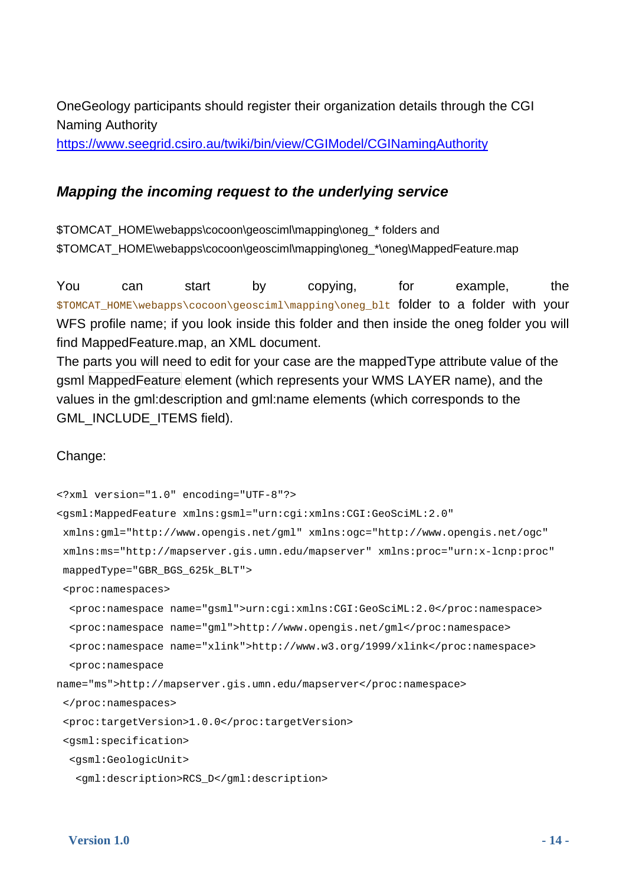OneGeology participants should register their organization details through the CGI Naming Authority
https://www.seegrid.csiro.au/twiki/bin/view/CGIModel/CGINamingAuthority

### *Mapping the incoming request to the underlying service*

$TOMCAT_HOME\webapps\cocoon\geosciml\mapping\oneg_* folders and
$TOMCAT_HOME\webapps\cocoon\geosciml\mapping\oneg_*\oneg\MappedFeature.map

You can start by copying, for example, the `$TOMCAT_HOME\webapps\cocoon\geosciml\mapping\oneg_blt` folder to a folder with your WFS profile name; if you look inside this folder and then inside the oneg folder you will find MappedFeature.map, an XML document.
The parts you will need to edit for your case are the mappedType attribute value of the gsml MappedFeature element (which represents your WMS LAYER name), and the values in the gml:description and gml:name elements (which corresponds to the GML_INCLUDE_ITEMS field).

Change:

```
<?xml version="1.0" encoding="UTF-8"?>
<gsml:MappedFeature xmlns:gsml="urn:cgi:xmlns:CGI:GeoSciML:2.0"
 xmlns:gml="http://www.opengis.net/gml" xmlns:ogc="http://www.opengis.net/ogc"
 xmlns:ms="http://mapserver.gis.umn.edu/mapserver" xmlns:proc="urn:x-lcnp:proc"
 mappedType="GBR_BGS_625k_BLT">
 <proc:namespaces>
  <proc:namespace name="gsml">urn:cgi:xmlns:CGI:GeoSciML:2.0</proc:namespace>
  <proc:namespace name="gml">http://www.opengis.net/gml</proc:namespace>
  <proc:namespace name="xlink">http://www.w3.org/1999/xlink</proc:namespace>
  <proc:namespace
name="ms">http://mapserver.gis.umn.edu/mapserver</proc:namespace>
 </proc:namespaces>
 <proc:targetVersion>1.0.0</proc:targetVersion>
 <gsml:specification>
  <gsml:GeologicUnit>
   <gml:description>RCS_D</gml:description>
```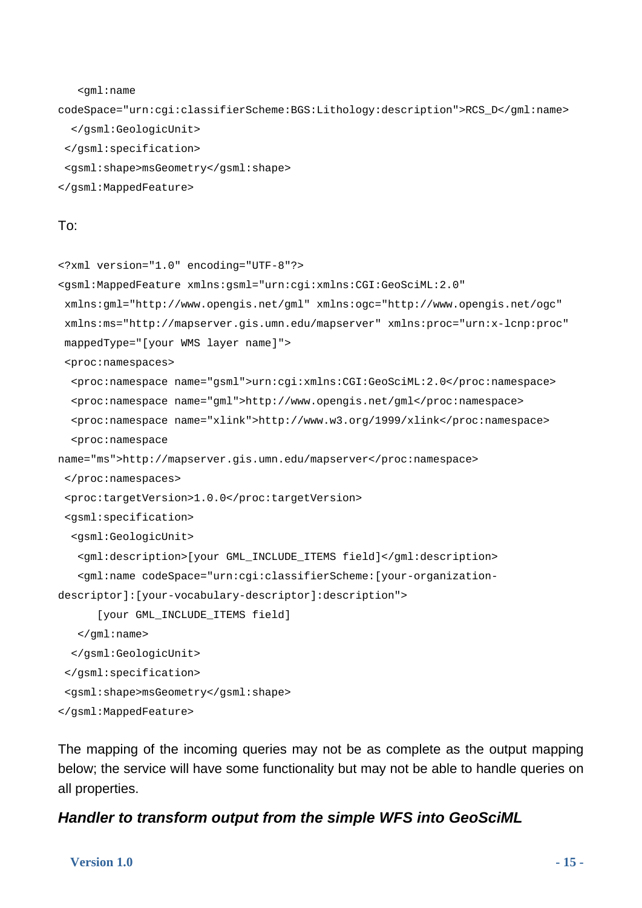```
    <gml:name
codeSpace="urn:cgi:classifierScheme:BGS:Lithology:description">RCS_D</gml:name>
   </gsml:GeologicUnit>
  </gsml:specification>
  <gsml:shape>msGeometry</gsml:shape>
</gsml:MappedFeature>
```

To:

```
<?xml version="1.0" encoding="UTF-8"?>
<gsml:MappedFeature xmlns:gsml="urn:cgi:xmlns:CGI:GeoSciML:2.0"
 xmlns:gml="http://www.opengis.net/gml" xmlns:ogc="http://www.opengis.net/ogc"
 xmlns:ms="http://mapserver.gis.umn.edu/mapserver" xmlns:proc="urn:x-lcnp:proc"
 mappedType="[your WMS layer name]">
 <proc:namespaces>
  <proc:namespace name="gsml">urn:cgi:xmlns:CGI:GeoSciML:2.0</proc:namespace>
  <proc:namespace name="gml">http://www.opengis.net/gml</proc:namespace>
  <proc:namespace name="xlink">http://www.w3.org/1999/xlink</proc:namespace>
  <proc:namespace
name="ms">http://mapserver.gis.umn.edu/mapserver</proc:namespace>
 </proc:namespaces>
 <proc:targetVersion>1.0.0</proc:targetVersion>
 <gsml:specification>
  <gsml:GeologicUnit>
   <gml:description>[your GML_INCLUDE_ITEMS field]</gml:description>
   <gml:name codeSpace="urn:cgi:classifierScheme:[your-organization-
descriptor]:[your-vocabulary-descriptor]:description">
      [your GML_INCLUDE_ITEMS field]
   </gml:name>
  </gsml:GeologicUnit>
 </gsml:specification>
 <gsml:shape>msGeometry</gsml:shape>
</gsml:MappedFeature>
```

The mapping of the incoming queries may not be as complete as the output mapping below; the service will have some functionality but may not be able to handle queries on all properties.

### *Handler to transform output from the simple WFS into GeoSciML*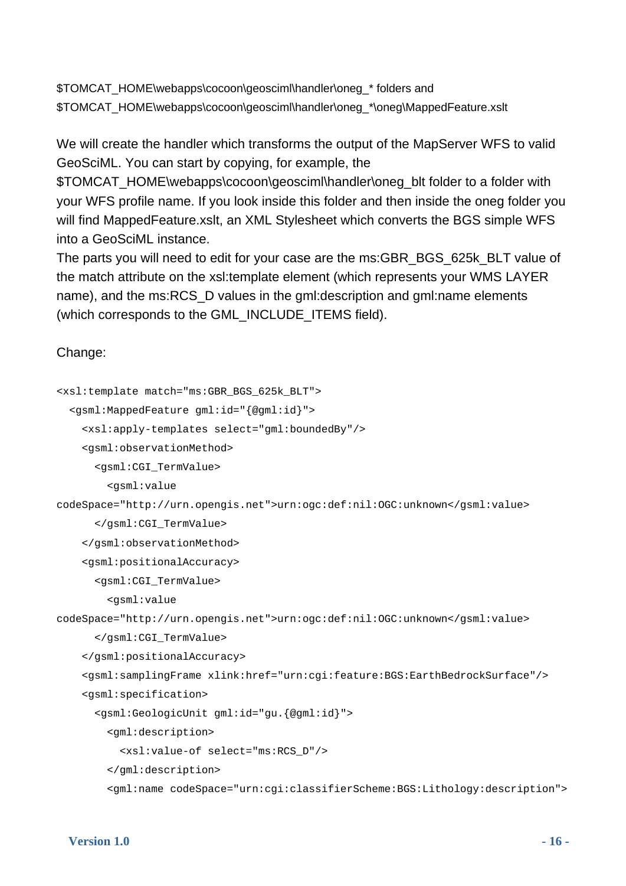$TOMCAT_HOME\webapps\cocoon\geosciml\handler\oneg_* folders and
$TOMCAT_HOME\webapps\cocoon\geosciml\handler\oneg_*\oneg\MappedFeature.xslt

We will create the handler which transforms the output of the MapServer WFS to valid GeoSciML. You can start by copying, for example, the $TOMCAT_HOME\webapps\cocoon\geosciml\handler\oneg_blt folder to a folder with your WFS profile name. If you look inside this folder and then inside the oneg folder you will find MappedFeature.xslt, an XML Stylesheet which converts the BGS simple WFS into a GeoSciML instance.

The parts you will need to edit for your case are the ms:GBR_BGS_625k_BLT value of the match attribute on the xsl:template element (which represents your WMS LAYER name), and the ms:RCS_D values in the gml:description and gml:name elements (which corresponds to the GML_INCLUDE_ITEMS field).

Change:

```
<xsl:template match="ms:GBR_BGS_625k_BLT">
  <gsml:MappedFeature gml:id="{@gml:id}">
    <xsl:apply-templates select="gml:boundedBy"/>
    <gsml:observationMethod>
      <gsml:CGI_TermValue>
        <gsml:value
codeSpace="http://urn.opengis.net">urn:ogc:def:nil:OGC:unknown</gsml:value>
      </gsml:CGI_TermValue>
    </gsml:observationMethod>
    <gsml:positionalAccuracy>
      <gsml:CGI_TermValue>
        <gsml:value
codeSpace="http://urn.opengis.net">urn:ogc:def:nil:OGC:unknown</gsml:value>
      </gsml:CGI_TermValue>
    </gsml:positionalAccuracy>
    <gsml:samplingFrame xlink:href="urn:cgi:feature:BGS:EarthBedrockSurface"/>
    <gsml:specification>
      <gsml:GeologicUnit gml:id="gu.{@gml:id}">
        <gml:description>
          <xsl:value-of select="ms:RCS_D"/>
        </gml:description>
        <gml:name codeSpace="urn:cgi:classifierScheme:BGS:Lithology:description">
```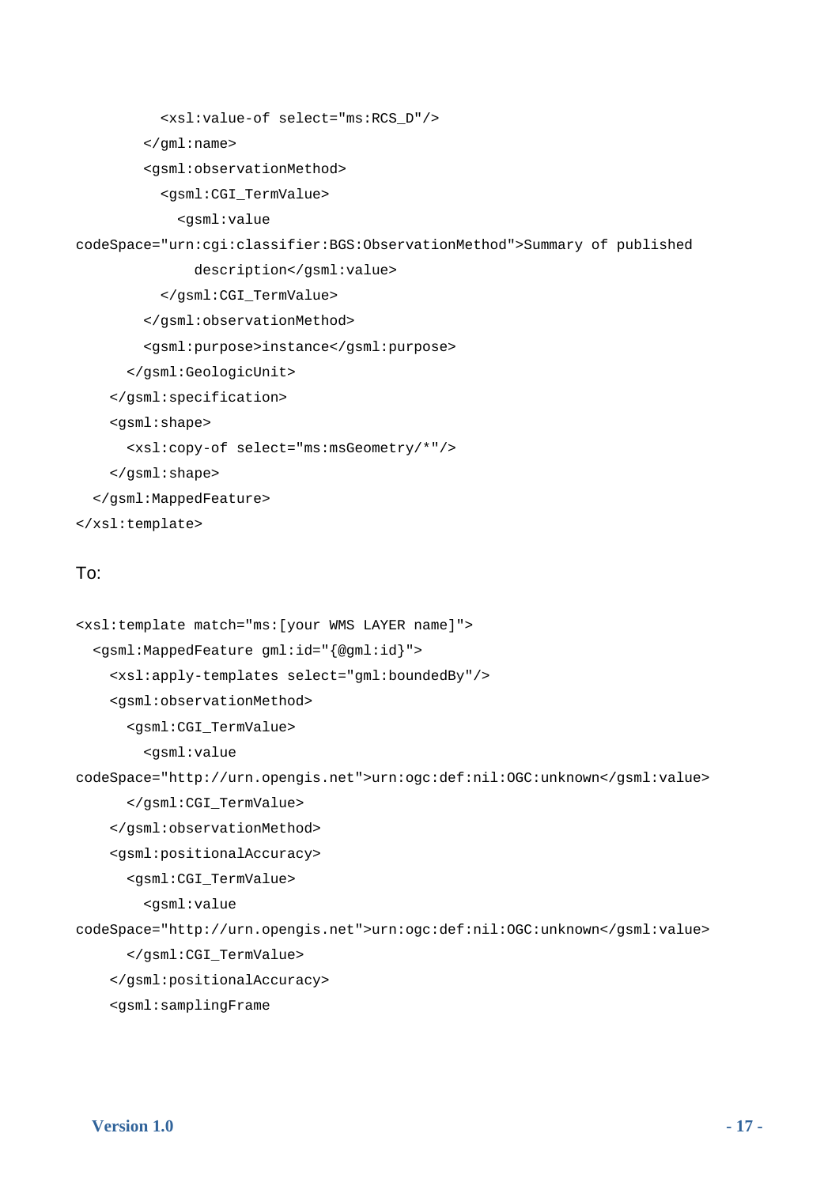```
          <xsl:value-of select="ms:RCS_D"/>
        </gml:name>
        <gsml:observationMethod>
          <gsml:CGI_TermValue>
            <gsml:value
codeSpace="urn:cgi:classifier:BGS:ObservationMethod">Summary of published
              description</gsml:value>
          </gsml:CGI_TermValue>
        </gsml:observationMethod>
        <gsml:purpose>instance</gsml:purpose>
      </gsml:GeologicUnit>
    </gsml:specification>
    <gsml:shape>
      <xsl:copy-of select="ms:msGeometry/*"/>
    </gsml:shape>
  </gsml:MappedFeature>
</xsl:template>
```

To:

```
<xsl:template match="ms:[your WMS LAYER name]">
  <gsml:MappedFeature gml:id="{@gml:id}">
    <xsl:apply-templates select="gml:boundedBy"/>
    <gsml:observationMethod>
      <gsml:CGI_TermValue>
        <gsml:value
codeSpace="http://urn.opengis.net">urn:ogc:def:nil:OGC:unknown</gsml:value>
      </gsml:CGI_TermValue>
    </gsml:observationMethod>
    <gsml:positionalAccuracy>
      <gsml:CGI_TermValue>
        <gsml:value
codeSpace="http://urn.opengis.net">urn:ogc:def:nil:OGC:unknown</gsml:value>
      </gsml:CGI_TermValue>
    </gsml:positionalAccuracy>
    <gsml:samplingFrame
```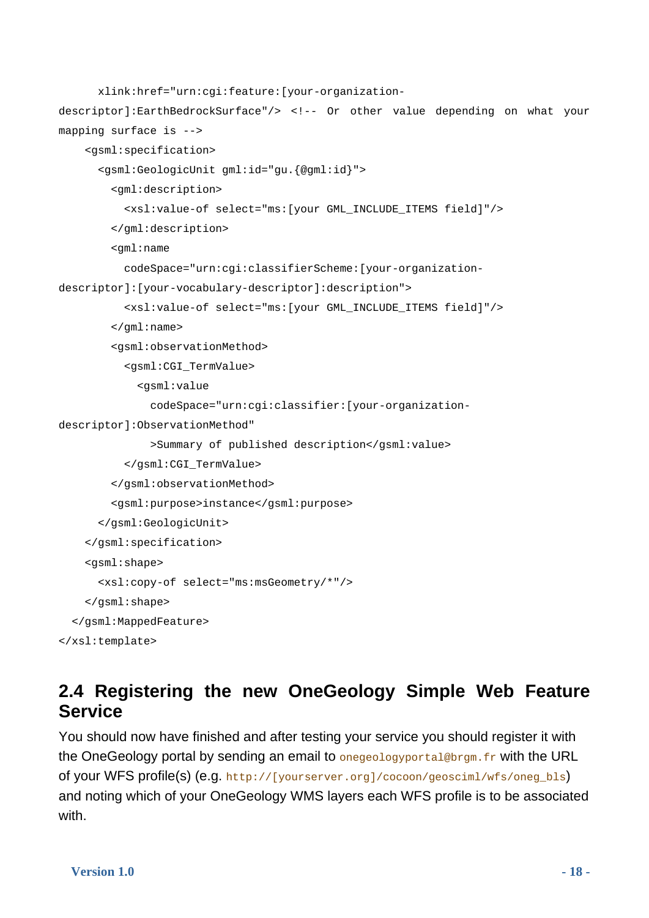```
      xlink:href="urn:cgi:feature:[your-organization-
descriptor]:EarthBedrockSurface"/> <!-- Or other value depending on what your
mapping surface is -->
    <gsml:specification>
      <gsml:GeologicUnit gml:id="gu.{@gml:id}">
        <gml:description>
          <xsl:value-of select="ms:[your GML_INCLUDE_ITEMS field]"/>
        </gml:description>
        <gml:name
          codeSpace="urn:cgi:classifierScheme:[your-organization-
descriptor]:[your-vocabulary-descriptor]:description">
          <xsl:value-of select="ms:[your GML_INCLUDE_ITEMS field]"/>
        </gml:name>
        <gsml:observationMethod>
          <gsml:CGI_TermValue>
            <gsml:value
              codeSpace="urn:cgi:classifier:[your-organization-
descriptor]:ObservationMethod"
              >Summary of published description</gsml:value>
          </gsml:CGI_TermValue>
        </gsml:observationMethod>
        <gsml:purpose>instance</gsml:purpose>
      </gsml:GeologicUnit>
    </gsml:specification>
    <gsml:shape>
      <xsl:copy-of select="ms:msGeometry/*"/>
    </gsml:shape>
  </gsml:MappedFeature>
</xsl:template>
```

## 2.4 Registering the new OneGeology Simple Web Feature Service

You should now have finished and after testing your service you should register it with the OneGeology portal by sending an email to `onegeologyportal@brgm.fr` with the URL of your WFS profile(s) (e.g. `http://[yourserver.org]/cocoon/geosciml/wfs/oneg_bls`) and noting which of your OneGeology WMS layers each WFS profile is to be associated with.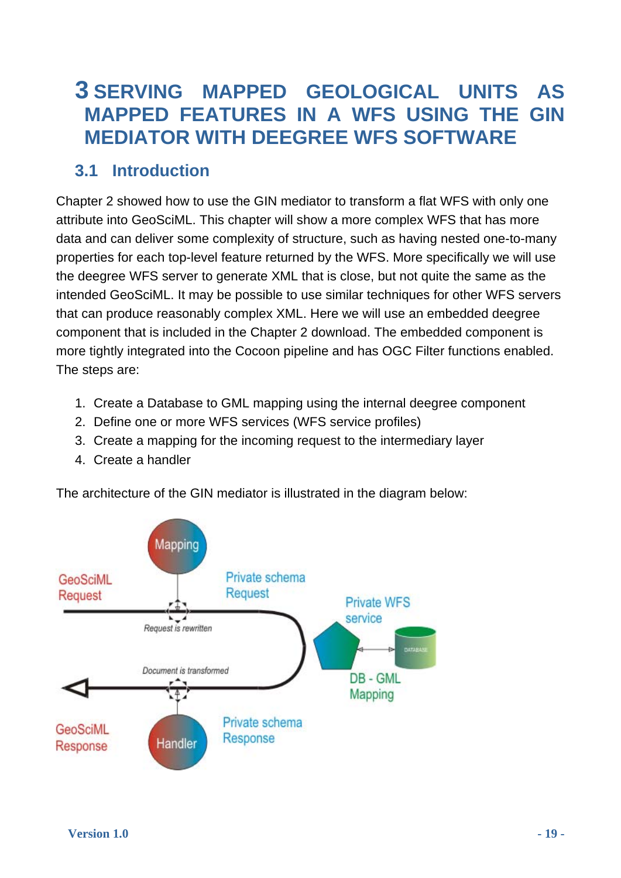# 3 SERVING MAPPED GEOLOGICAL UNITS AS MAPPED FEATURES IN A WFS USING THE GIN MEDIATOR WITH DEEGREE WFS SOFTWARE

## 3.1 Introduction

Chapter 2 showed how to use the GIN mediator to transform a flat WFS with only one attribute into GeoSciML. This chapter will show a more complex WFS that has more data and can deliver some complexity of structure, such as having nested one-to-many properties for each top-level feature returned by the WFS. More specifically we will use the deegree WFS server to generate XML that is close, but not quite the same as the intended GeoSciML. It may be possible to use similar techniques for other WFS servers that can produce reasonably complex XML. Here we will use an embedded deegree component that is included in the Chapter 2 download. The embedded component is more tightly integrated into the Cocoon pipeline and has OGC Filter functions enabled. The steps are:

1. Create a Database to GML mapping using the internal deegree component
2. Define one or more WFS services (WFS service profiles)
3. Create a mapping for the incoming request to the intermediary layer
4. Create a handler

The architecture of the GIN mediator is illustrated in the diagram below: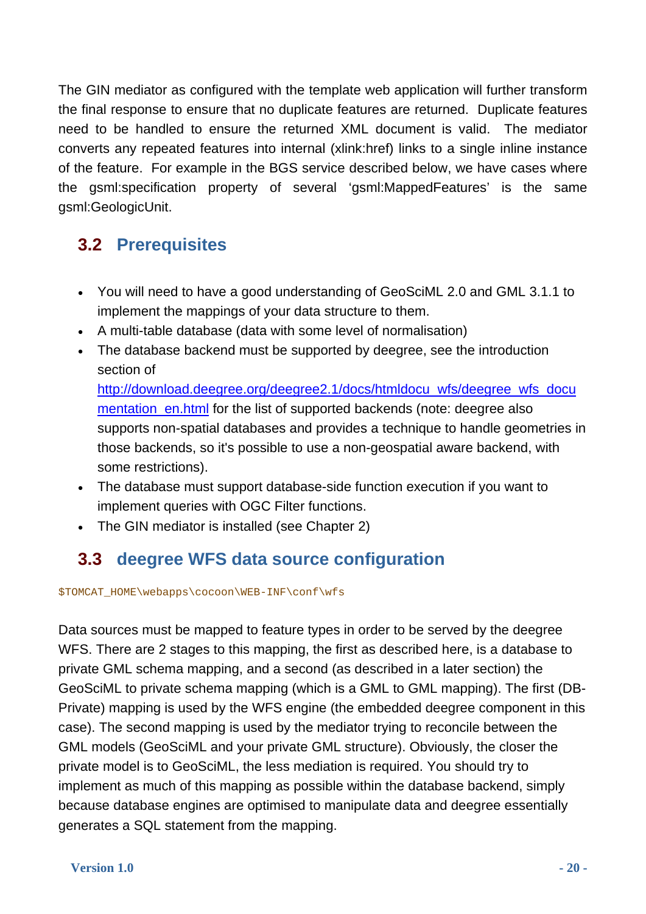The GIN mediator as configured with the template web application will further transform the final response to ensure that no duplicate features are returned. Duplicate features need to be handled to ensure the returned XML document is valid. The mediator converts any repeated features into internal (xlink:href) links to a single inline instance of the feature. For example in the BGS service described below, we have cases where the gsml:specification property of several 'gsml:MappedFeatures' is the same gsml:GeologicUnit.

## 3.2 Prerequisites

- You will need to have a good understanding of GeoSciML 2.0 and GML 3.1.1 to implement the mappings of your data structure to them.
- A multi-table database (data with some level of normalisation)
- The database backend must be supported by deegree, see the introduction section of [http://download.deegree.org/deegree2.1/docs/htmldocu_wfs/deegree_wfs_documentation_en.html](http://download.deegree.org/deegree2.1/docs/htmldocu_wfs/deegree_wfs_documentation_en.html) for the list of supported backends (note: deegree also supports non-spatial databases and provides a technique to handle geometries in those backends, so it's possible to use a non-geospatial aware backend, with some restrictions).
- The database must support database-side function execution if you want to implement queries with OGC Filter functions.
- The GIN mediator is installed (see Chapter 2)

## 3.3 deegree WFS data source configuration

```
$TOMCAT_HOME\webapps\cocoon\WEB-INF\conf\wfs
```

Data sources must be mapped to feature types in order to be served by the deegree WFS. There are 2 stages to this mapping, the first as described here, is a database to private GML schema mapping, and a second (as described in a later section) the GeoSciML to private schema mapping (which is a GML to GML mapping). The first (DB-Private) mapping is used by the WFS engine (the embedded deegree component in this case). The second mapping is used by the mediator trying to reconcile between the GML models (GeoSciML and your private GML structure). Obviously, the closer the private model is to GeoSciML, the less mediation is required. You should try to implement as much of this mapping as possible within the database backend, simply because database engines are optimised to manipulate data and deegree essentially generates a SQL statement from the mapping.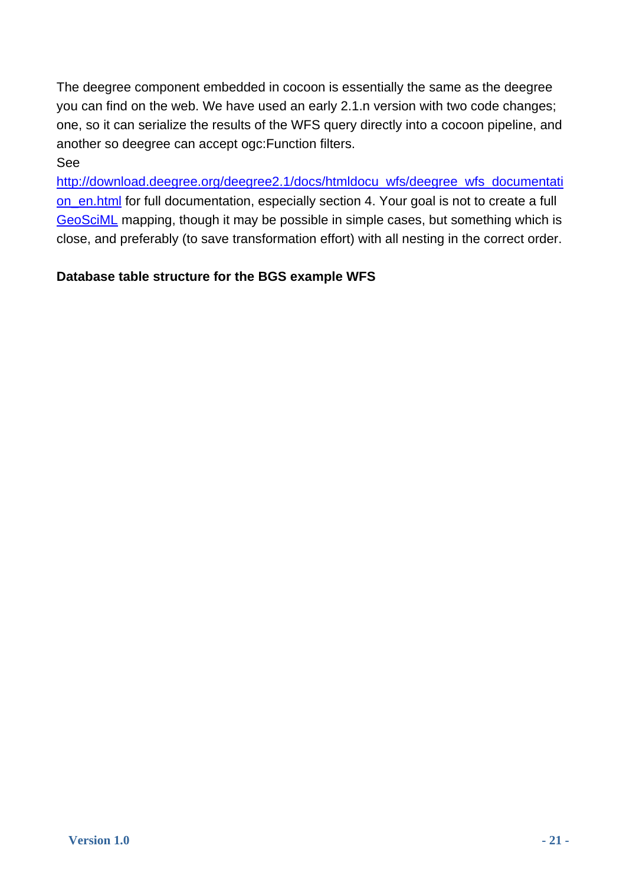The deegree component embedded in cocoon is essentially the same as the deegree you can find on the web. We have used an early 2.1.n version with two code changes; one, so it can serialize the results of the WFS query directly into a cocoon pipeline, and another so deegree can accept ogc:Function filters.
See
[http://download.deegree.org/deegree2.1/docs/htmldocu_wfs/deegree_wfs_documentation_en.html](http://download.deegree.org/deegree2.1/docs/htmldocu_wfs/deegree_wfs_documentation_en.html) for full documentation, especially section 4. Your goal is not to create a full GeoSciML mapping, though it may be possible in simple cases, but something which is close, and preferably (to save transformation effort) with all nesting in the correct order.

**Database table structure for the BGS example WFS**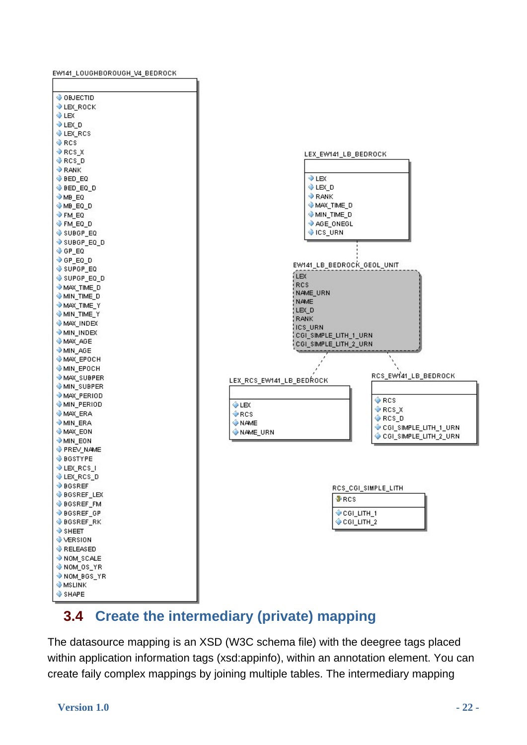EW141_LOUGHBOROUGH_V4_BEDROCK

- OBJECTID
- LEX_ROCK
- LEX
- LEX_D
- LEX_RCS
- RCS
- RCS_X
- RCS_D
- RANK
- BED_EQ
- BED_EQ_D
- MB_EQ
- MB_EQ_D
- FM_EQ
- FM_EQ_D
- SUBGP_EQ
- SUBGP_EQ_D
- GP_EQ
- GP_EQ_D
- SUPGP_EQ
- SUPGP_EQ_D
- MAX_TIME_D
- MIN_TIME_D
- MAX_TIME_Y
- MIN_TIME_Y
- MAX_INDEX
- MIN_INDEX
- MAX_AGE
- MIN_AGE
- MAX_EPOCH
- MIN_EPOCH
- MAX_SUBPER
- MIN_SUBPER
- MAX_PERIOD
- MIN_PERIOD
- MAX_ERA
- MIN_ERA
- MAX_EON
- MIN_EON
- PREV_NAME
- BGSTYPE
- LEX_RCS_I
- LEX_RCS_D
- BGSREF
- BGSREF_LEX
- BGSREF_FM
- BGSREF_GP
- BGSREF_RK
- SHEET
- VERSION
- RELEASED
- NOM_SCALE
- NOM_OS_YR
- NOM_BGS_YR
- MSLINK
- SHAPE

LEX_EW141_LB_BEDROCK

- LEX
- LEX_D
- RANK
- MAX_TIME_D
- MIN_TIME_D
- AGE_ONEGL
- ICS_URN

EW141_LB_BEDROCK_GEOL_UNIT

- LEX
- RCS
- NAME_URN
- NAME
- LEX_D
- RANK
- ICS_URN
- CGI_SIMPLE_LITH_1_URN
- CGI_SIMPLE_LITH_2_URN

LEX_RCS_EW141_LB_BEDROCK

- LEX
- RCS
- NAME
- NAME_URN

RCS_EW141_LB_BEDROCK

- RCS
- RCS_X
- RCS_D
- CGI_SIMPLE_LITH_1_URN
- CGI_SIMPLE_LITH_2_URN

RCS_CGI_SIMPLE_LITH

- RCS
- CGI_LITH_1
- CGI_LITH_2

## 3.4 Create the intermediary (private) mapping

The datasource mapping is an XSD (W3C schema file) with the deegree tags placed within application information tags (xsd:appinfo), within an annotation element. You can create faily complex mappings by joining multiple tables. The intermediary mapping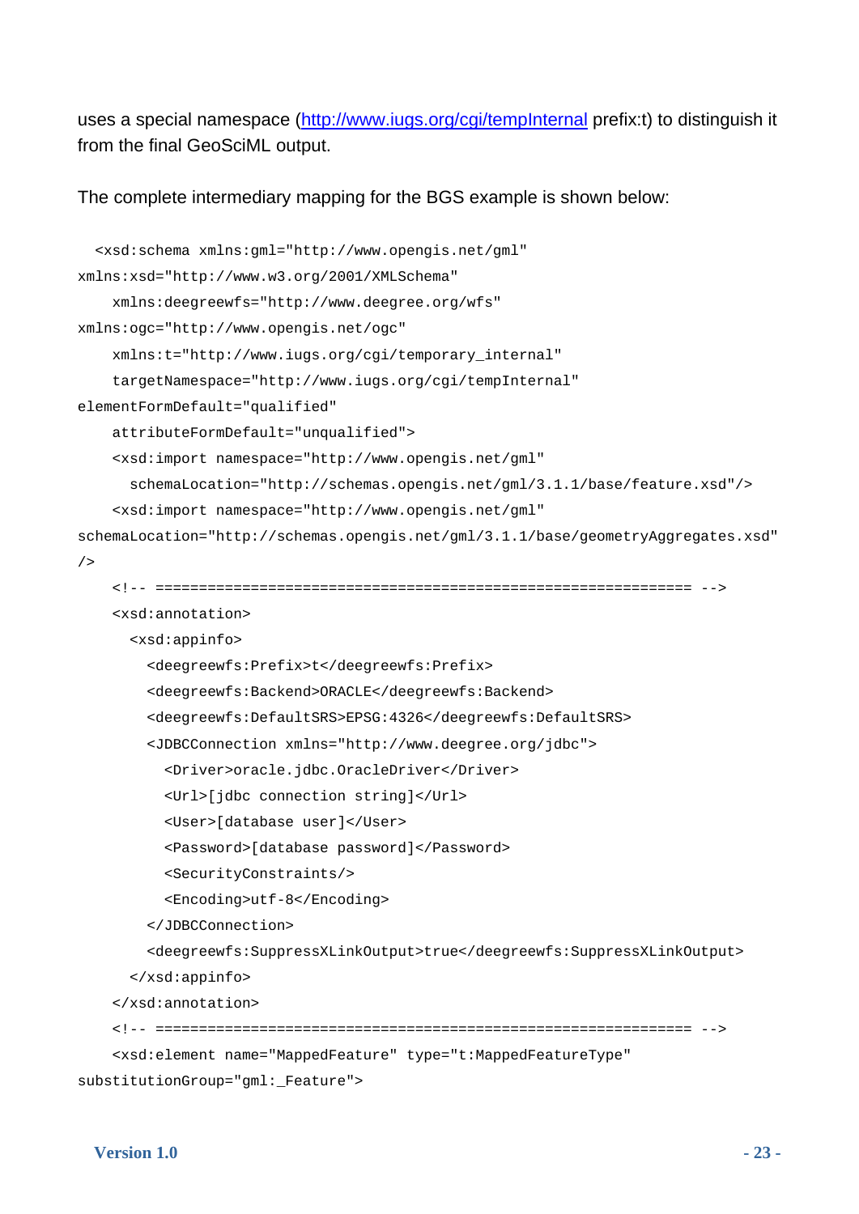uses a special namespace (http://www.iugs.org/cgi/tempInternal prefix:t) to distinguish it from the final GeoSciML output.

The complete intermediary mapping for the BGS example is shown below:

```
  <xsd:schema xmlns:gml="http://www.opengis.net/gml"
xmlns:xsd="http://www.w3.org/2001/XMLSchema"
    xmlns:deegreewfs="http://www.deegree.org/wfs"
xmlns:ogc="http://www.opengis.net/ogc"
    xmlns:t="http://www.iugs.org/cgi/temporary_internal"
    targetNamespace="http://www.iugs.org/cgi/tempInternal"
elementFormDefault="qualified"
    attributeFormDefault="unqualified">
    <xsd:import namespace="http://www.opengis.net/gml"
      schemaLocation="http://schemas.opengis.net/gml/3.1.1/base/feature.xsd"/>
    <xsd:import namespace="http://www.opengis.net/gml"
schemaLocation="http://schemas.opengis.net/gml/3.1.1/base/geometryAggregates.xsd"
/>
    <!-- ============================================================ -->
    <xsd:annotation>
      <xsd:appinfo>
        <deegreewfs:Prefix>t</deegreewfs:Prefix>
        <deegreewfs:Backend>ORACLE</deegreewfs:Backend>
        <deegreewfs:DefaultSRS>EPSG:4326</deegreewfs:DefaultSRS>
        <JDBCConnection xmlns="http://www.deegree.org/jdbc">
          <Driver>oracle.jdbc.OracleDriver</Driver>
          <Url>[jdbc connection string]</Url>
          <User>[database user]</User>
          <Password>[database password]</Password>
          <SecurityConstraints/>
          <Encoding>utf-8</Encoding>
        </JDBCConnection>
        <deegreewfs:SuppressXLinkOutput>true</deegreewfs:SuppressXLinkOutput>
      </xsd:appinfo>
    </xsd:annotation>
    <!-- ============================================================ -->
    <xsd:element name="MappedFeature" type="t:MappedFeatureType"
substitutionGroup="gml:_Feature">
```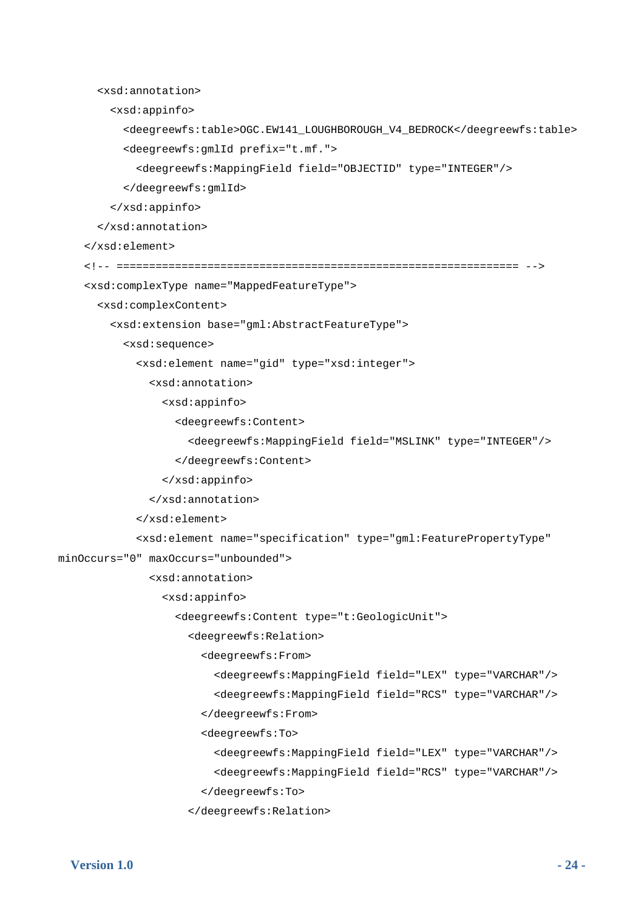```
      <xsd:annotation>
        <xsd:appinfo>
          <deegreewfs:table>OGC.EW141_LOUGHBOROUGH_V4_BEDROCK</deegreewfs:table>
          <deegreewfs:gmlId prefix="t.mf.">
            <deegreewfs:MappingField field="OBJECTID" type="INTEGER"/>
          </deegreewfs:gmlId>
        </xsd:appinfo>
      </xsd:annotation>
    </xsd:element>
    <!-- ============================================================== -->
    <xsd:complexType name="MappedFeatureType">
      <xsd:complexContent>
        <xsd:extension base="gml:AbstractFeatureType">
          <xsd:sequence>
            <xsd:element name="gid" type="xsd:integer">
              <xsd:annotation>
                <xsd:appinfo>
                  <deegreewfs:Content>
                    <deegreewfs:MappingField field="MSLINK" type="INTEGER"/>
                  </deegreewfs:Content>
                </xsd:appinfo>
              </xsd:annotation>
            </xsd:element>
            <xsd:element name="specification" type="gml:FeaturePropertyType"
minOccurs="0" maxOccurs="unbounded">
              <xsd:annotation>
                <xsd:appinfo>
                  <deegreewfs:Content type="t:GeologicUnit">
                    <deegreewfs:Relation>
                      <deegreewfs:From>
                        <deegreewfs:MappingField field="LEX" type="VARCHAR"/>
                        <deegreewfs:MappingField field="RCS" type="VARCHAR"/>
                      </deegreewfs:From>
                      <deegreewfs:To>
                        <deegreewfs:MappingField field="LEX" type="VARCHAR"/>
                        <deegreewfs:MappingField field="RCS" type="VARCHAR"/>
                      </deegreewfs:To>
                    </deegreewfs:Relation>
```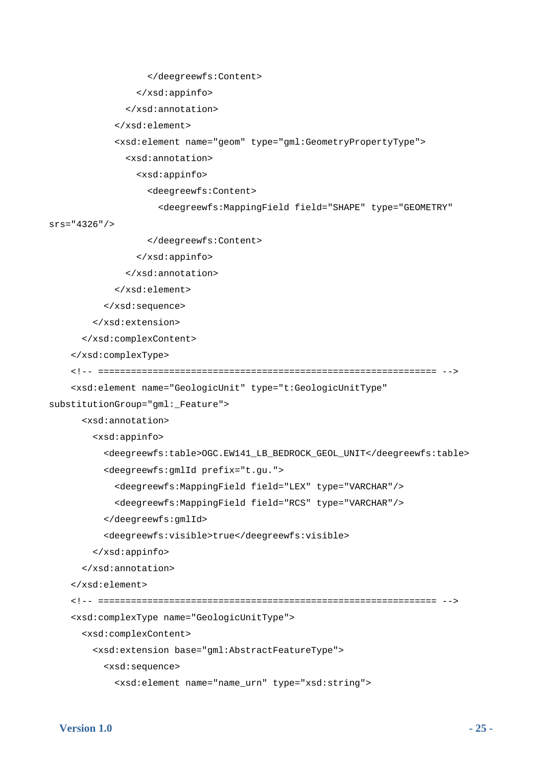```
                </deegreewfs:Content>
              </xsd:appinfo>
            </xsd:annotation>
          </xsd:element>
          <xsd:element name="geom" type="gml:GeometryPropertyType">
            <xsd:annotation>
              <xsd:appinfo>
                <deegreewfs:Content>
                  <deegreewfs:MappingField field="SHAPE" type="GEOMETRY"
srs="4326"/>
                </deegreewfs:Content>
              </xsd:appinfo>
            </xsd:annotation>
          </xsd:element>
        </xsd:sequence>
      </xsd:extension>
    </xsd:complexContent>
  </xsd:complexType>
  <!-- ============================================================ -->
  <xsd:element name="GeologicUnit" type="t:GeologicUnitType"
substitutionGroup="gml:_Feature">
    <xsd:annotation>
      <xsd:appinfo>
        <deegreewfs:table>OGC.EW141_LB_BEDROCK_GEOL_UNIT</deegreewfs:table>
        <deegreewfs:gmlId prefix="t.gu.">
          <deegreewfs:MappingField field="LEX" type="VARCHAR"/>
          <deegreewfs:MappingField field="RCS" type="VARCHAR"/>
        </deegreewfs:gmlId>
        <deegreewfs:visible>true</deegreewfs:visible>
      </xsd:appinfo>
    </xsd:annotation>
  </xsd:element>
  <!-- ============================================================ -->
  <xsd:complexType name="GeologicUnitType">
    <xsd:complexContent>
      <xsd:extension base="gml:AbstractFeatureType">
        <xsd:sequence>
          <xsd:element name="name_urn" type="xsd:string">
```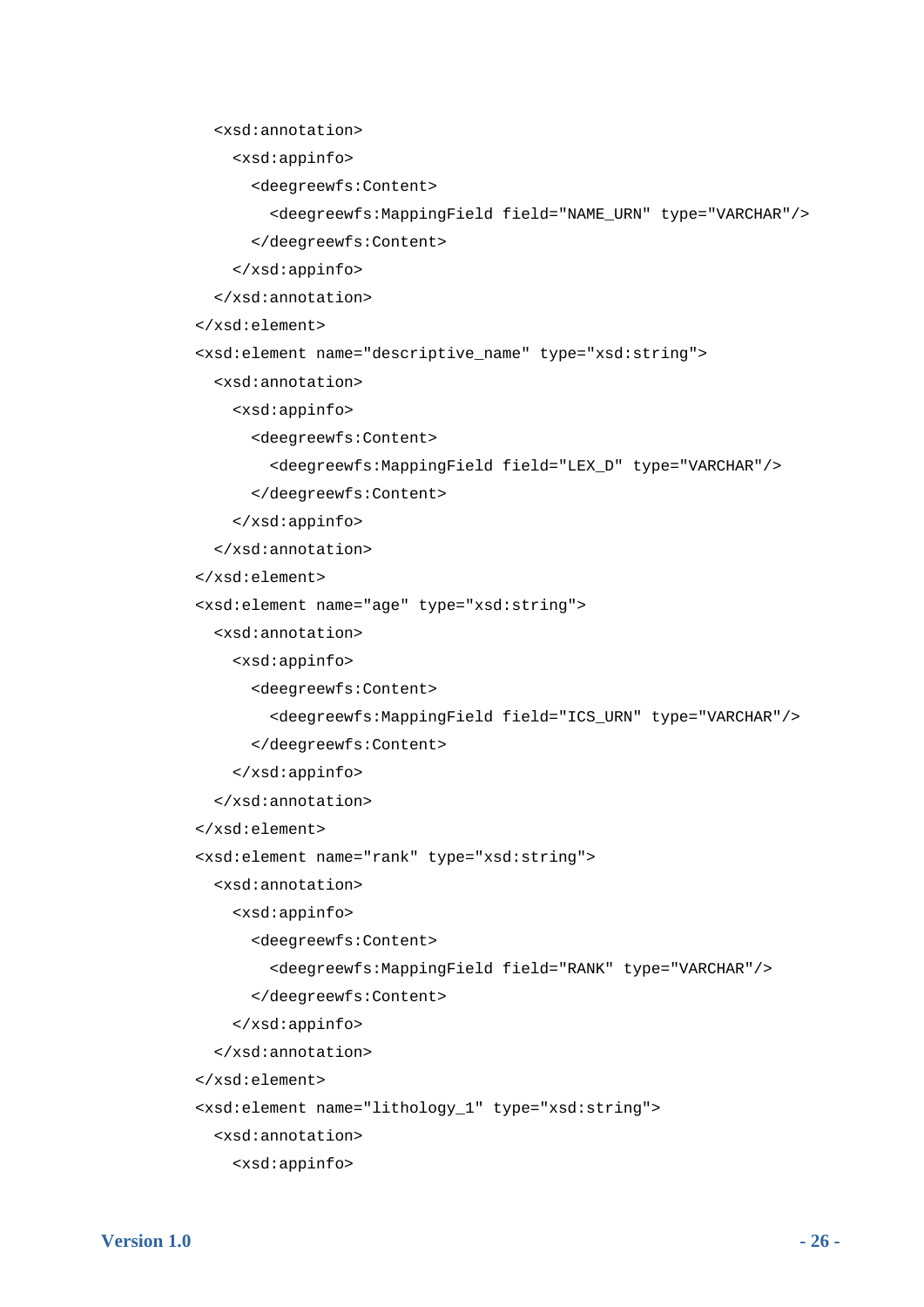```
  <xsd:annotation>
    <xsd:appinfo>
      <deegreewfs:Content>
        <deegreewfs:MappingField field="NAME_URN" type="VARCHAR"/>
      </deegreewfs:Content>
    </xsd:appinfo>
  </xsd:annotation>
</xsd:element>
<xsd:element name="descriptive_name" type="xsd:string">
  <xsd:annotation>
    <xsd:appinfo>
      <deegreewfs:Content>
        <deegreewfs:MappingField field="LEX_D" type="VARCHAR"/>
      </deegreewfs:Content>
    </xsd:appinfo>
  </xsd:annotation>
</xsd:element>
<xsd:element name="age" type="xsd:string">
  <xsd:annotation>
    <xsd:appinfo>
      <deegreewfs:Content>
        <deegreewfs:MappingField field="ICS_URN" type="VARCHAR"/>
      </deegreewfs:Content>
    </xsd:appinfo>
  </xsd:annotation>
</xsd:element>
<xsd:element name="rank" type="xsd:string">
  <xsd:annotation>
    <xsd:appinfo>
      <deegreewfs:Content>
        <deegreewfs:MappingField field="RANK" type="VARCHAR"/>
      </deegreewfs:Content>
    </xsd:appinfo>
  </xsd:annotation>
</xsd:element>
<xsd:element name="lithology_1" type="xsd:string">
  <xsd:annotation>
    <xsd:appinfo>
```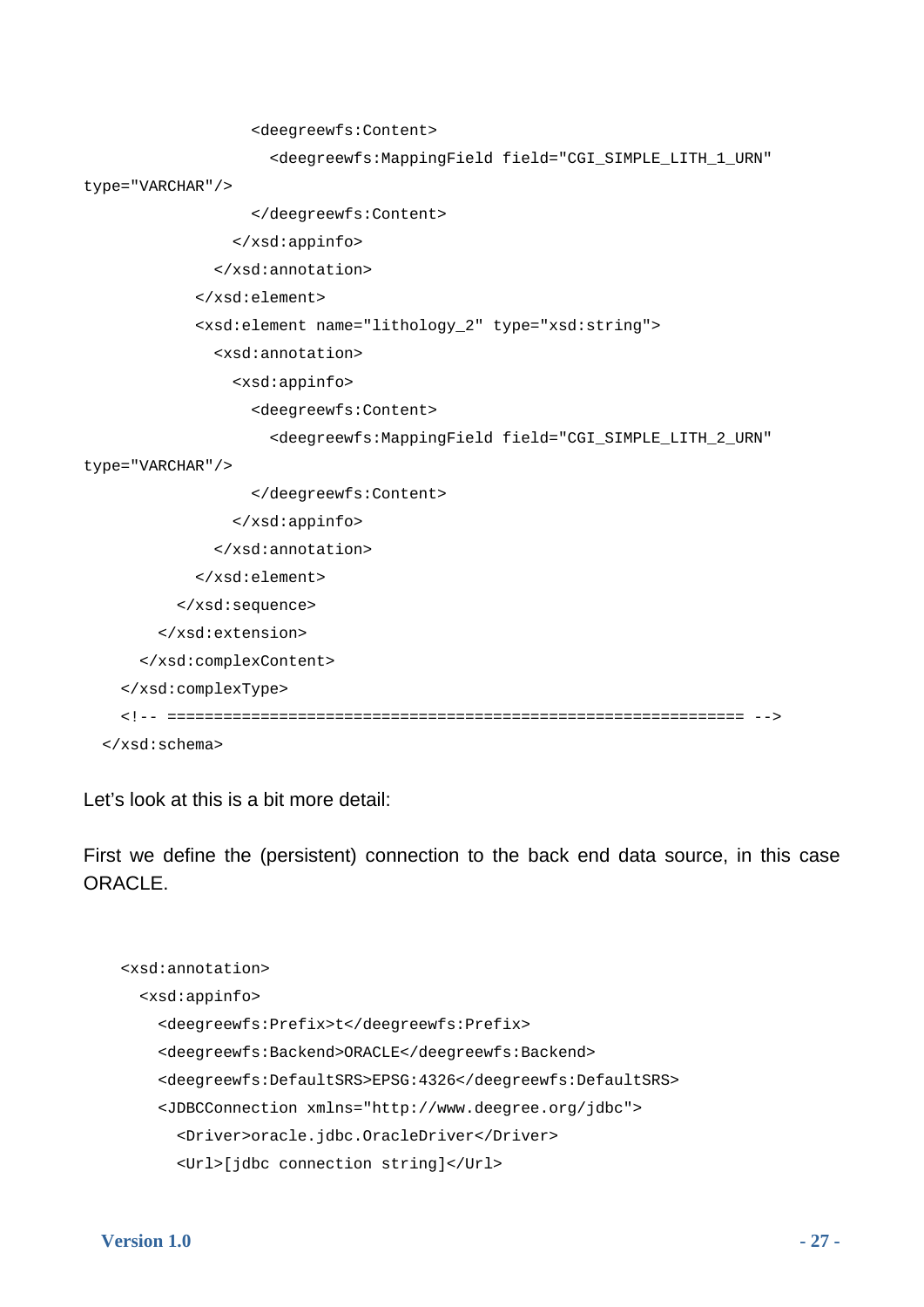```
                <deegreewfs:Content>
                  <deegreewfs:MappingField field="CGI_SIMPLE_LITH_1_URN"
type="VARCHAR"/>
                </deegreewfs:Content>
              </xsd:appinfo>
            </xsd:annotation>
          </xsd:element>
          <xsd:element name="lithology_2" type="xsd:string">
            <xsd:annotation>
              <xsd:appinfo>
                <deegreewfs:Content>
                  <deegreewfs:MappingField field="CGI_SIMPLE_LITH_2_URN"
type="VARCHAR"/>
                </deegreewfs:Content>
              </xsd:appinfo>
            </xsd:annotation>
          </xsd:element>
        </xsd:sequence>
      </xsd:extension>
    </xsd:complexContent>
  </xsd:complexType>
  <!-- ============================================================== -->
</xsd:schema>
```

Let’s look at this is a bit more detail:

First we define the (persistent) connection to the back end data source, in this case ORACLE.

```
  <xsd:annotation>
    <xsd:appinfo>
      <deegreewfs:Prefix>t</deegreewfs:Prefix>
      <deegreewfs:Backend>ORACLE</deegreewfs:Backend>
      <deegreewfs:DefaultSRS>EPSG:4326</deegreewfs:DefaultSRS>
      <JDBCConnection xmlns="http://www.deegree.org/jdbc">
        <Driver>oracle.jdbc.OracleDriver</Driver>
        <Url>[jdbc connection string]</Url>
```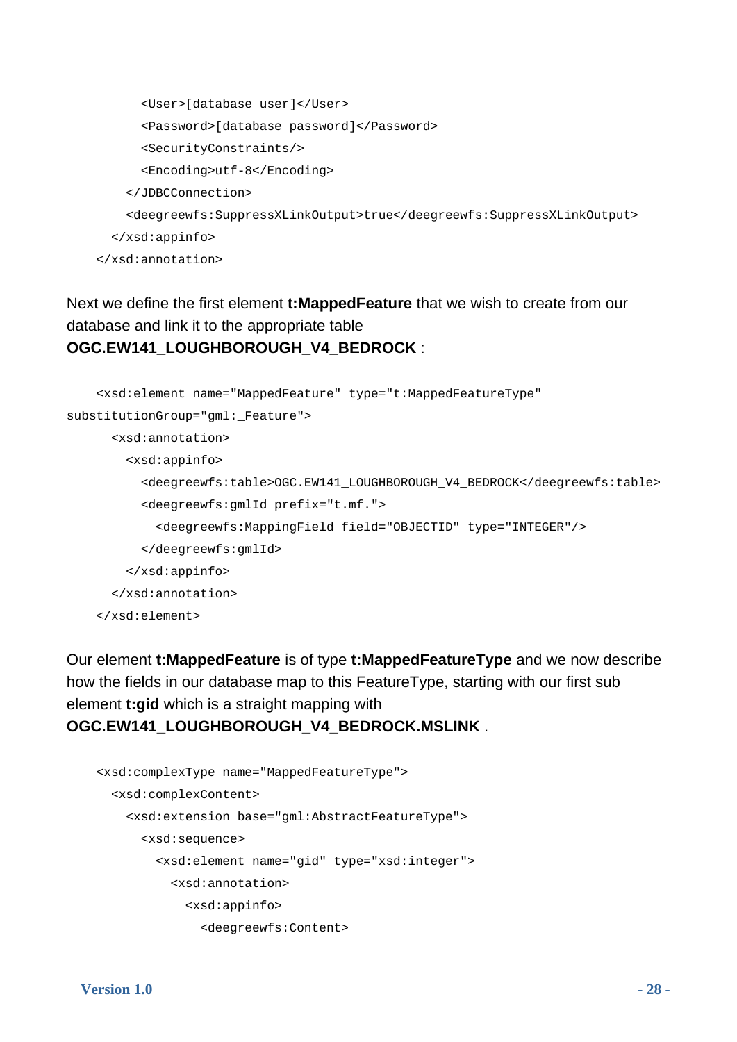```
        <User>[database user]</User>
        <Password>[database password]</Password>
        <SecurityConstraints/>
        <Encoding>utf-8</Encoding>
      </JDBCConnection>
      <deegreewfs:SuppressXLinkOutput>true</deegreewfs:SuppressXLinkOutput>
    </xsd:appinfo>
  </xsd:annotation>
```

Next we define the first element **t:MappedFeature** that we wish to create from our database and link it to the appropriate table **OGC.EW141_LOUGHBOROUGH_V4_BEDROCK** :

```
  <xsd:element name="MappedFeature" type="t:MappedFeatureType"
substitutionGroup="gml:_Feature">
    <xsd:annotation>
      <xsd:appinfo>
        <deegreewfs:table>OGC.EW141_LOUGHBOROUGH_V4_BEDROCK</deegreewfs:table>
        <deegreewfs:gmlId prefix="t.mf.">
          <deegreewfs:MappingField field="OBJECTID" type="INTEGER"/>
        </deegreewfs:gmlId>
      </xsd:appinfo>
    </xsd:annotation>
  </xsd:element>
```

Our element **t:MappedFeature** is of type **t:MappedFeatureType** and we now describe how the fields in our database map to this FeatureType, starting with our first sub element **t:gid** which is a straight mapping with **OGC.EW141_LOUGHBOROUGH_V4_BEDROCK.MSLINK** .

```
  <xsd:complexType name="MappedFeatureType">
    <xsd:complexContent>
      <xsd:extension base="gml:AbstractFeatureType">
        <xsd:sequence>
          <xsd:element name="gid" type="xsd:integer">
            <xsd:annotation>
              <xsd:appinfo>
                <deegreewfs:Content>
```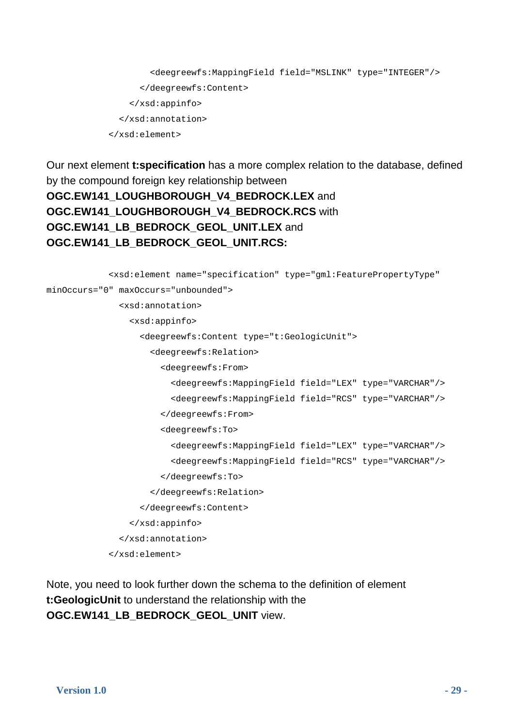```
                <deegreewfs:MappingField field="MSLINK" type="INTEGER"/>
              </deegreewfs:Content>
            </xsd:appinfo>
          </xsd:annotation>
        </xsd:element>
```

Our next element **t:specification** has a more complex relation to the database, defined by the compound foreign key relationship between **OGC.EW141_LOUGHBOROUGH_V4_BEDROCK.LEX** and **OGC.EW141_LOUGHBOROUGH_V4_BEDROCK.RCS** with **OGC.EW141_LB_BEDROCK_GEOL_UNIT.LEX** and **OGC.EW141_LB_BEDROCK_GEOL_UNIT.RCS:**

```
        <xsd:element name="specification" type="gml:FeaturePropertyType" 
minOccurs="0" maxOccurs="unbounded">
          <xsd:annotation>
            <xsd:appinfo>
              <deegreewfs:Content type="t:GeologicUnit">
                <deegreewfs:Relation>
                  <deegreewfs:From>
                    <deegreewfs:MappingField field="LEX" type="VARCHAR"/>
                    <deegreewfs:MappingField field="RCS" type="VARCHAR"/>
                  </deegreewfs:From>
                  <deegreewfs:To>
                    <deegreewfs:MappingField field="LEX" type="VARCHAR"/>
                    <deegreewfs:MappingField field="RCS" type="VARCHAR"/>
                  </deegreewfs:To>
                </deegreewfs:Relation>
              </deegreewfs:Content>
            </xsd:appinfo>
          </xsd:annotation>
        </xsd:element>
```

Note, you need to look further down the schema to the definition of element **t:GeologicUnit** to understand the relationship with the **OGC.EW141_LB_BEDROCK_GEOL_UNIT** view.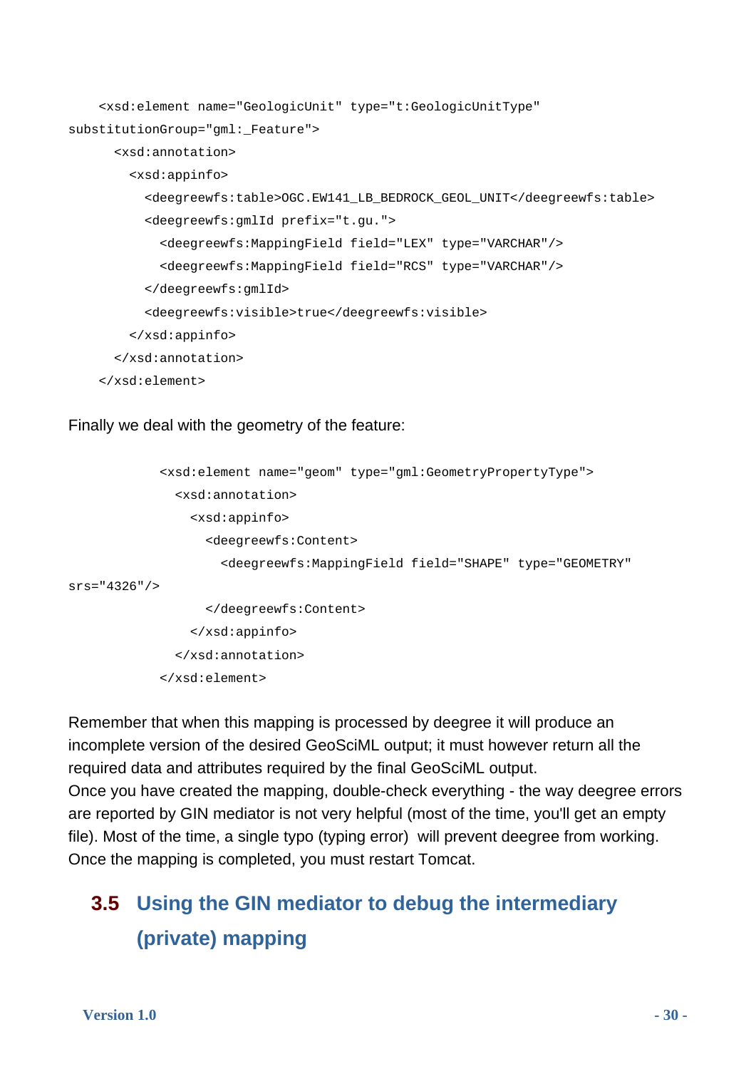```
    <xsd:element name="GeologicUnit" type="t:GeologicUnitType"
substitutionGroup="gml:_Feature">
      <xsd:annotation>
        <xsd:appinfo>
          <deegreewfs:table>OGC.EW141_LB_BEDROCK_GEOL_UNIT</deegreewfs:table>
          <deegreewfs:gmlId prefix="t.gu.">
            <deegreewfs:MappingField field="LEX" type="VARCHAR"/>
            <deegreewfs:MappingField field="RCS" type="VARCHAR"/>
          </deegreewfs:gmlId>
          <deegreewfs:visible>true</deegreewfs:visible>
        </xsd:appinfo>
      </xsd:annotation>
    </xsd:element>
```

Finally we deal with the geometry of the feature:

```
            <xsd:element name="geom" type="gml:GeometryPropertyType">
              <xsd:annotation>
                <xsd:appinfo>
                  <deegreewfs:Content>
                    <deegreewfs:MappingField field="SHAPE" type="GEOMETRY"
srs="4326"/>
                  </deegreewfs:Content>
                </xsd:appinfo>
              </xsd:annotation>
            </xsd:element>
```

Remember that when this mapping is processed by deegree it will produce an incomplete version of the desired GeoSciML output; it must however return all the required data and attributes required by the final GeoSciML output.
Once you have created the mapping, double-check everything - the way deegree errors are reported by GIN mediator is not very helpful (most of the time, you'll get an empty file). Most of the time, a single typo (typing error) will prevent deegree from working. Once the mapping is completed, you must restart Tomcat.

## 3.5 Using the GIN mediator to debug the intermediary (private) mapping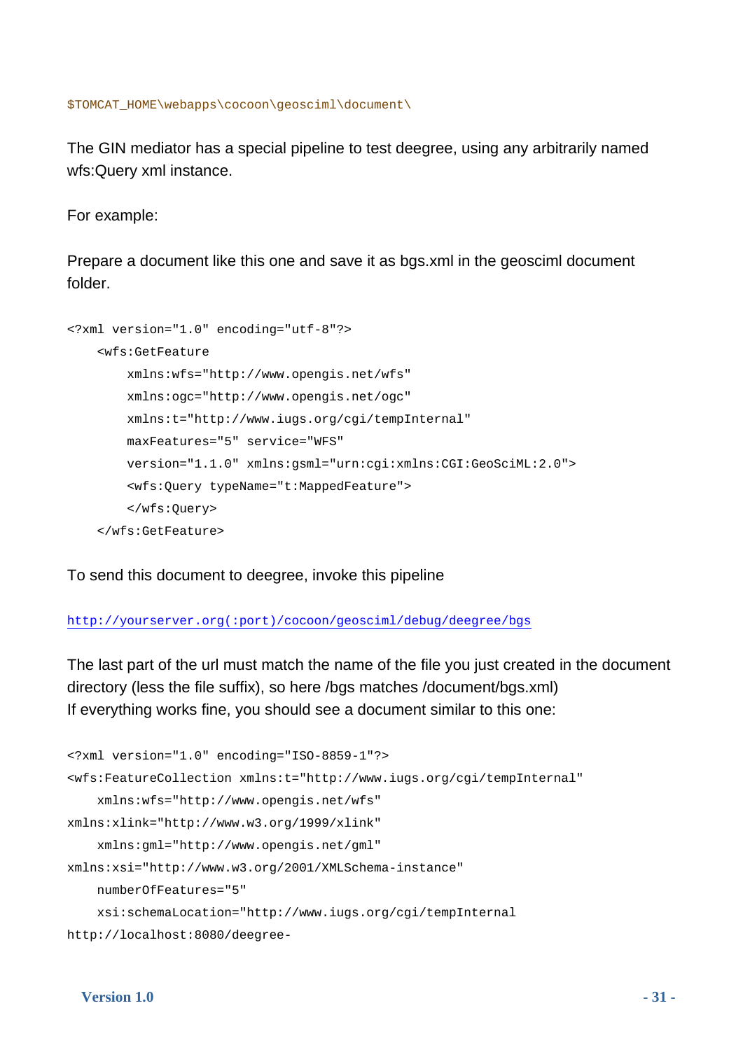```
$TOMCAT_HOME\webapps\cocoon\geosciml\document\
```

The GIN mediator has a special pipeline to test deegree, using any arbitrarily named wfs:Query xml instance.

For example:

Prepare a document like this one and save it as bgs.xml in the geosciml document folder.

```
<?xml version="1.0" encoding="utf-8"?>
    <wfs:GetFeature
        xmlns:wfs="http://www.opengis.net/wfs"
        xmlns:ogc="http://www.opengis.net/ogc"
        xmlns:t="http://www.iugs.org/cgi/tempInternal"
        maxFeatures="5" service="WFS"
        version="1.1.0" xmlns:gsml="urn:cgi:xmlns:CGI:GeoSciML:2.0">
        <wfs:Query typeName="t:MappedFeature">
        </wfs:Query>
    </wfs:GetFeature>
```

To send this document to deegree, invoke this pipeline

http://yourserver.org(:port)/cocoon/geosciml/debug/deegree/bgs

The last part of the url must match the name of the file you just created in the document directory (less the file suffix), so here /bgs matches /document/bgs.xml)
If everything works fine, you should see a document similar to this one:

```
<?xml version="1.0" encoding="ISO-8859-1"?>
<wfs:FeatureCollection xmlns:t="http://www.iugs.org/cgi/tempInternal"
    xmlns:wfs="http://www.opengis.net/wfs"
xmlns:xlink="http://www.w3.org/1999/xlink"
    xmlns:gml="http://www.opengis.net/gml"
xmlns:xsi="http://www.w3.org/2001/XMLSchema-instance"
    numberOfFeatures="5"
    xsi:schemaLocation="http://www.iugs.org/cgi/tempInternal
http://localhost:8080/deegree-
```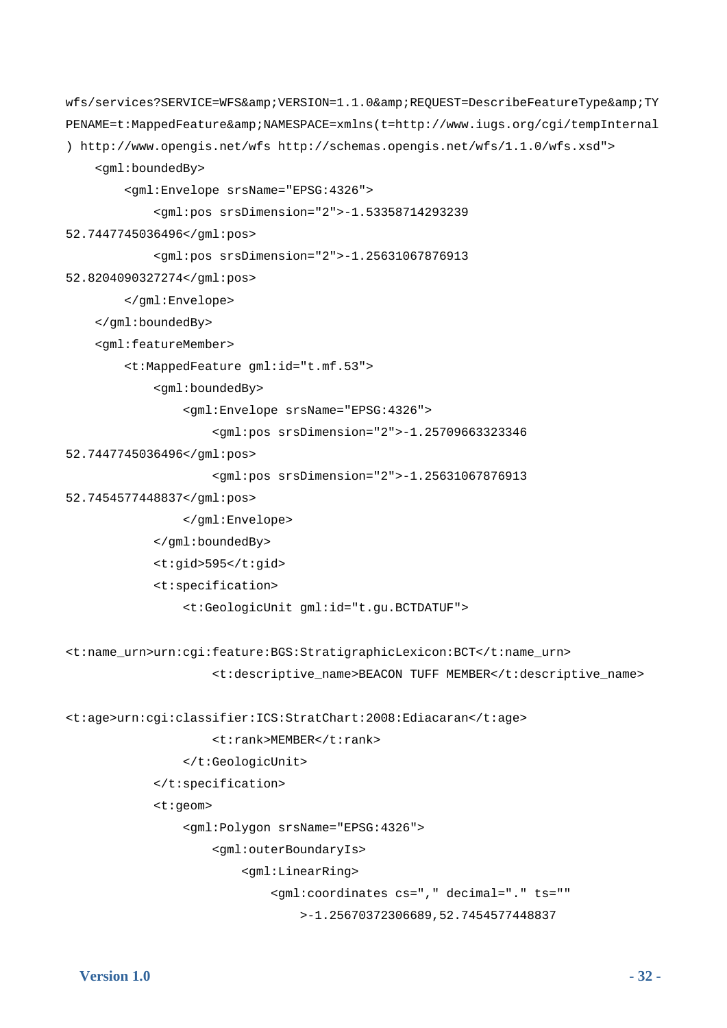```
wfs/services?SERVICE=WFS&amp;VERSION=1.1.0&amp;REQUEST=DescribeFeatureType&amp;TY
PENAME=t:MappedFeature&amp;NAMESPACE=xmlns(t=http://www.iugs.org/cgi/tempInternal
) http://www.opengis.net/wfs http://schemas.opengis.net/wfs/1.1.0/wfs.xsd">
    <gml:boundedBy>
        <gml:Envelope srsName="EPSG:4326">
            <gml:pos srsDimension="2">-1.53358714293239
52.7447745036496</gml:pos>
            <gml:pos srsDimension="2">-1.25631067876913
52.8204090327274</gml:pos>
        </gml:Envelope>
    </gml:boundedBy>
    <gml:featureMember>
        <t:MappedFeature gml:id="t.mf.53">
            <gml:boundedBy>
                <gml:Envelope srsName="EPSG:4326">
                    <gml:pos srsDimension="2">-1.25709663323346
52.7447745036496</gml:pos>
                    <gml:pos srsDimension="2">-1.25631067876913
52.7454577448837</gml:pos>
                </gml:Envelope>
            </gml:boundedBy>
            <t:gid>595</t:gid>
            <t:specification>
                <t:GeologicUnit gml:id="t.gu.BCTDATUF">

<t:name_urn>urn:cgi:feature:BGS:StratigraphicLexicon:BCT</t:name_urn>
                    <t:descriptive_name>BEACON TUFF MEMBER</t:descriptive_name>

<t:age>urn:cgi:classifier:ICS:StratChart:2008:Ediacaran</t:age>
                    <t:rank>MEMBER</t:rank>
                </t:GeologicUnit>
            </t:specification>
            <t:geom>
                <gml:Polygon srsName="EPSG:4326">
                    <gml:outerBoundaryIs>
                        <gml:LinearRing>
                            <gml:coordinates cs="," decimal="." ts=""
                                >-1.25670372306689,52.7454577448837
```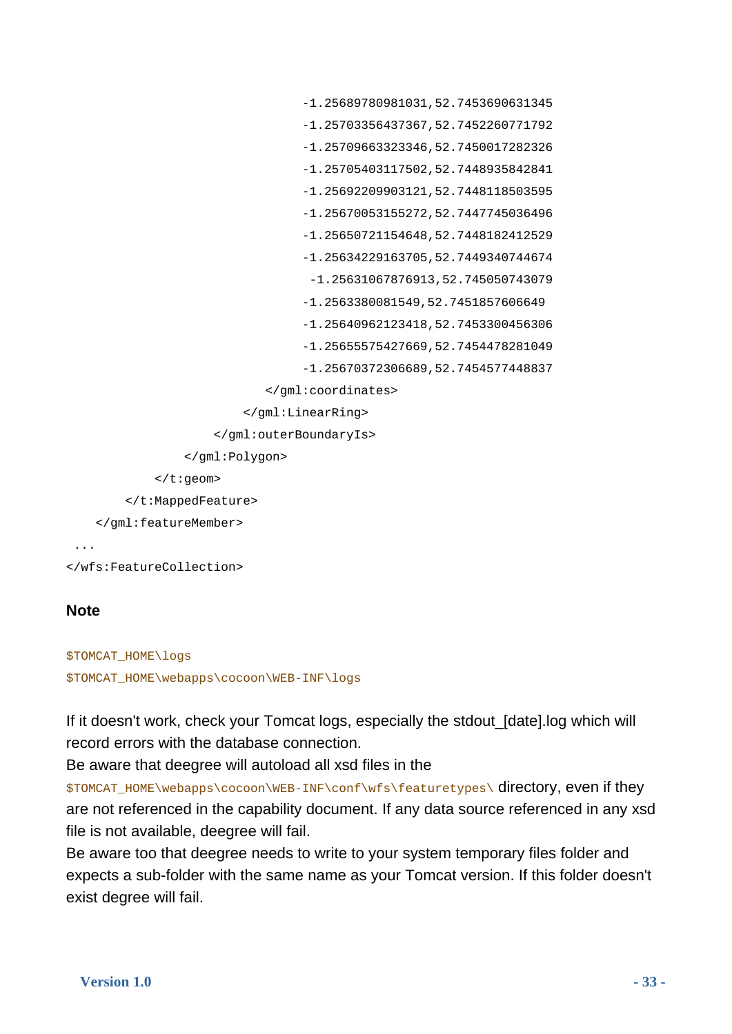```
                                        -1.25689780981031,52.7453690631345
                                        -1.25703356437367,52.7452260771792
                                        -1.25709663323346,52.7450017282326
                                        -1.25705403117502,52.7448935842841
                                        -1.25692209903121,52.7448118503595
                                        -1.25670053155272,52.7447745036496
                                        -1.25650721154648,52.7448182412529
                                        -1.25634229163705,52.7449340744674
                                         -1.25631067876913,52.745050743079
                                        -1.2563380081549,52.7451857606649
                                        -1.25640962123418,52.7453300456306
                                        -1.25655575427669,52.7454478281049
                                        -1.25670372306689,52.7454577448837
                                   </gml:coordinates>
                                </gml:LinearRing>
                            </gml:outerBoundaryIs>
                        </gml:Polygon>
                    </t:geom>
                </t:MappedFeature>
            </gml:featureMember>
 ...
</wfs:FeatureCollection>
```

**Note**

```
$TOMCAT_HOME\logs
$TOMCAT_HOME\webapps\cocoon\WEB-INF\logs
```

If it doesn't work, check your Tomcat logs, especially the stdout_[date].log which will record errors with the database connection.
Be aware that deegree will autoload all xsd files in the `$TOMCAT_HOME\webapps\cocoon\WEB-INF\conf\wfs\featuretypes\` directory, even if they are not referenced in the capability document. If any data source referenced in any xsd file is not available, deegree will fail.
Be aware too that deegree needs to write to your system temporary files folder and expects a sub-folder with the same name as your Tomcat version. If this folder doesn't exist degree will fail.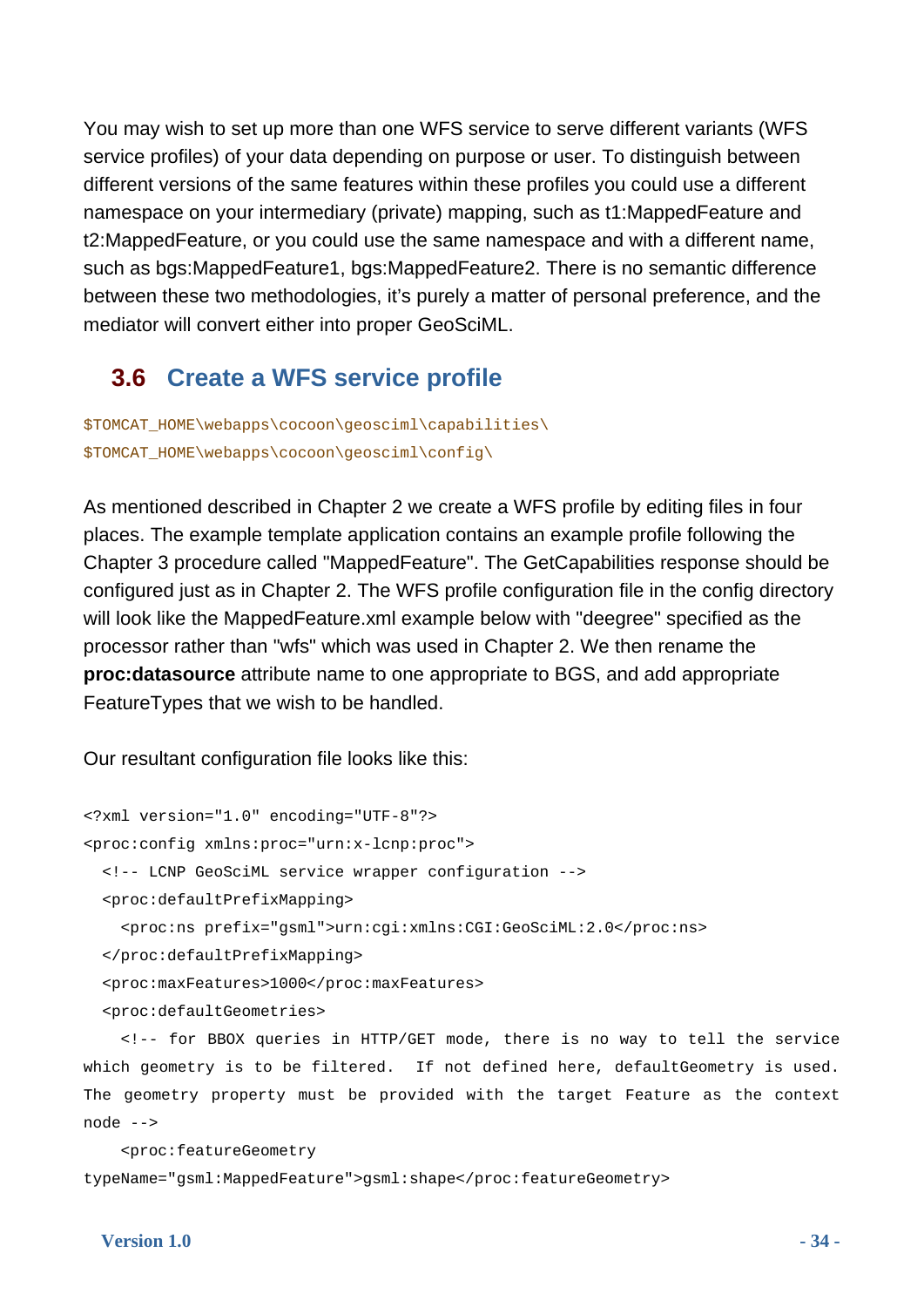You may wish to set up more than one WFS service to serve different variants (WFS service profiles) of your data depending on purpose or user. To distinguish between different versions of the same features within these profiles you could use a different namespace on your intermediary (private) mapping, such as t1:MappedFeature and t2:MappedFeature, or you could use the same namespace and with a different name, such as bgs:MappedFeature1, bgs:MappedFeature2. There is no semantic difference between these two methodologies, it's purely a matter of personal preference, and the mediator will convert either into proper GeoSciML.

## 3.6 Create a WFS service profile

```
$TOMCAT_HOME\webapps\cocoon\geosciml\capabilities\
$TOMCAT_HOME\webapps\cocoon\geosciml\config\
```

As mentioned described in Chapter 2 we create a WFS profile by editing files in four places. The example template application contains an example profile following the Chapter 3 procedure called "MappedFeature". The GetCapabilities response should be configured just as in Chapter 2. The WFS profile configuration file in the config directory will look like the MappedFeature.xml example below with "deegree" specified as the processor rather than "wfs" which was used in Chapter 2. We then rename the **proc:datasource** attribute name to one appropriate to BGS, and add appropriate FeatureTypes that we wish to be handled.

Our resultant configuration file looks like this:

```
<?xml version="1.0" encoding="UTF-8"?>
<proc:config xmlns:proc="urn:x-lcnp:proc">
  <!-- LCNP GeoSciML service wrapper configuration -->
  <proc:defaultPrefixMapping>
    <proc:ns prefix="gsml">urn:cgi:xmlns:CGI:GeoSciML:2.0</proc:ns>
  </proc:defaultPrefixMapping>
  <proc:maxFeatures>1000</proc:maxFeatures>
  <proc:defaultGeometries>
    <!-- for BBOX queries in HTTP/GET mode, there is no way to tell the service
which geometry is to be filtered.  If not defined here, defaultGeometry is used.
The geometry property must be provided with the target Feature as the context
node -->
    <proc:featureGeometry
typeName="gsml:MappedFeature">gsml:shape</proc:featureGeometry>
```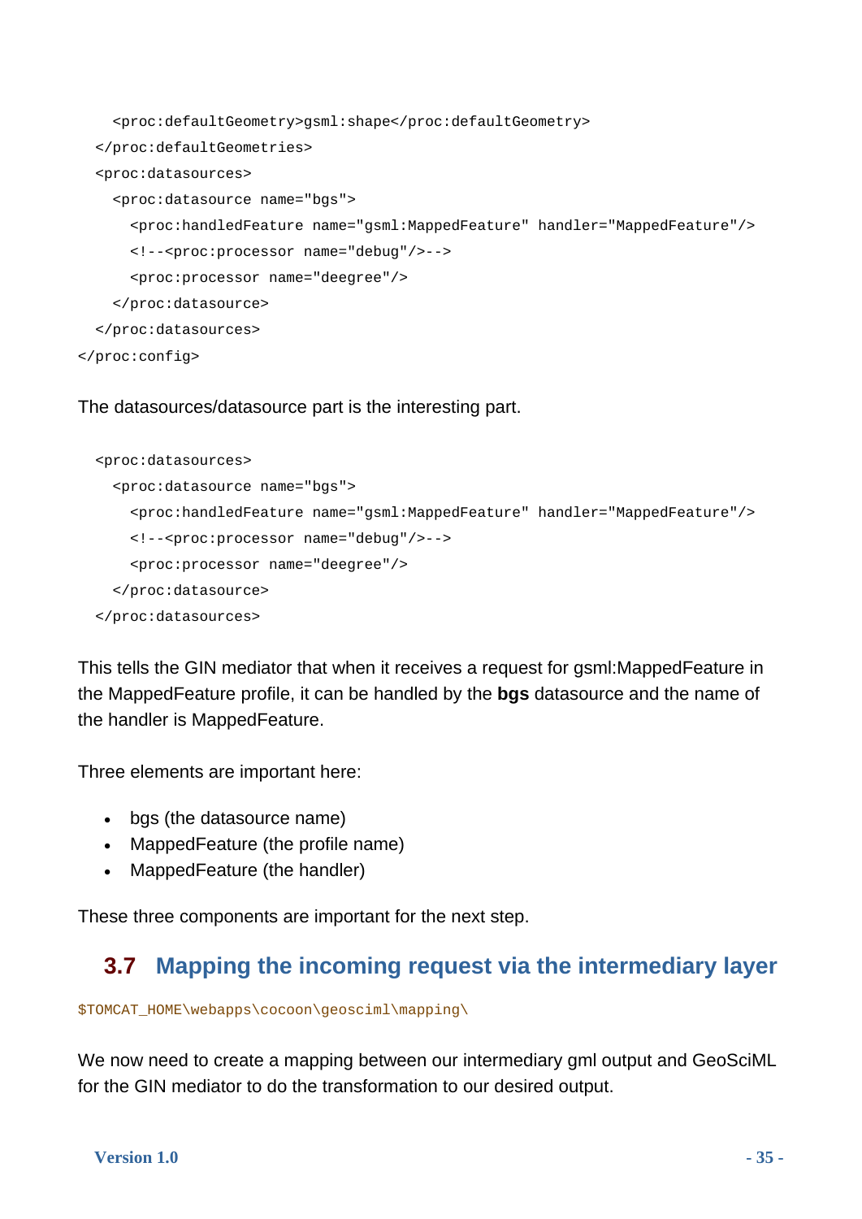```
    <proc:defaultGeometry>gsml:shape</proc:defaultGeometry>
  </proc:defaultGeometries>
  <proc:datasources>
    <proc:datasource name="bgs">
      <proc:handledFeature name="gsml:MappedFeature" handler="MappedFeature"/>
      <!--<proc:processor name="debug"/>-->
      <proc:processor name="deegree"/>
    </proc:datasource>
  </proc:datasources>
</proc:config>
```

The datasources/datasource part is the interesting part.

```
  <proc:datasources>
    <proc:datasource name="bgs">
      <proc:handledFeature name="gsml:MappedFeature" handler="MappedFeature"/>
      <!--<proc:processor name="debug"/>-->
      <proc:processor name="deegree"/>
    </proc:datasource>
  </proc:datasources>
```

This tells the GIN mediator that when it receives a request for gsml:MappedFeature in the MappedFeature profile, it can be handled by the **bgs** datasource and the name of the handler is MappedFeature.

Three elements are important here:

- bgs (the datasource name)
- MappedFeature (the profile name)
- MappedFeature (the handler)

These three components are important for the next step.

## 3.7 Mapping the incoming request via the intermediary layer

`$TOMCAT_HOME\webapps\cocoon\geosciml\mapping\`

We now need to create a mapping between our intermediary gml output and GeoSciML for the GIN mediator to do the transformation to our desired output.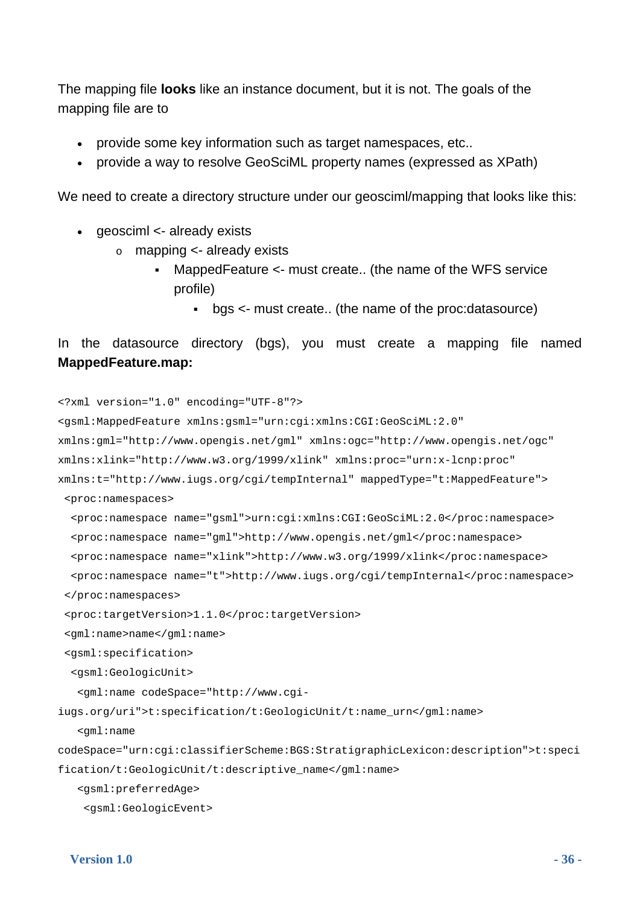The mapping file **looks** like an instance document, but it is not. The goals of the mapping file are to

- provide some key information such as target namespaces, etc..
- provide a way to resolve GeoSciML property names (expressed as XPath)

We need to create a directory structure under our geosciml/mapping that looks like this:

- geosciml <- already exists
  - mapping <- already exists
    - MappedFeature <- must create.. (the name of the WFS service profile)
      - bgs <- must create.. (the name of the proc:datasource)

In the datasource directory (bgs), you must create a mapping file named **MappedFeature.map:**

```
<?xml version="1.0" encoding="UTF-8"?>
<gsml:MappedFeature xmlns:gsml="urn:cgi:xmlns:CGI:GeoSciML:2.0"
xmlns:gml="http://www.opengis.net/gml" xmlns:ogc="http://www.opengis.net/ogc"
xmlns:xlink="http://www.w3.org/1999/xlink" xmlns:proc="urn:x-lcnp:proc"
xmlns:t="http://www.iugs.org/cgi/tempInternal" mappedType="t:MappedFeature">
 <proc:namespaces>
  <proc:namespace name="gsml">urn:cgi:xmlns:CGI:GeoSciML:2.0</proc:namespace>
  <proc:namespace name="gml">http://www.opengis.net/gml</proc:namespace>
  <proc:namespace name="xlink">http://www.w3.org/1999/xlink</proc:namespace>
  <proc:namespace name="t">http://www.iugs.org/cgi/tempInternal</proc:namespace>
 </proc:namespaces>
 <proc:targetVersion>1.1.0</proc:targetVersion>
 <gml:name>name</gml:name>
 <gsml:specification>
  <gsml:GeologicUnit>
   <gml:name codeSpace="http://www.cgi-
iugs.org/uri">t:specification/t:GeologicUnit/t:name_urn</gml:name>
   <gml:name
codeSpace="urn:cgi:classifierScheme:BGS:StratigraphicLexicon:description">t:speci
fication/t:GeologicUnit/t:descriptive_name</gml:name>
   <gsml:preferredAge>
    <gsml:GeologicEvent>
```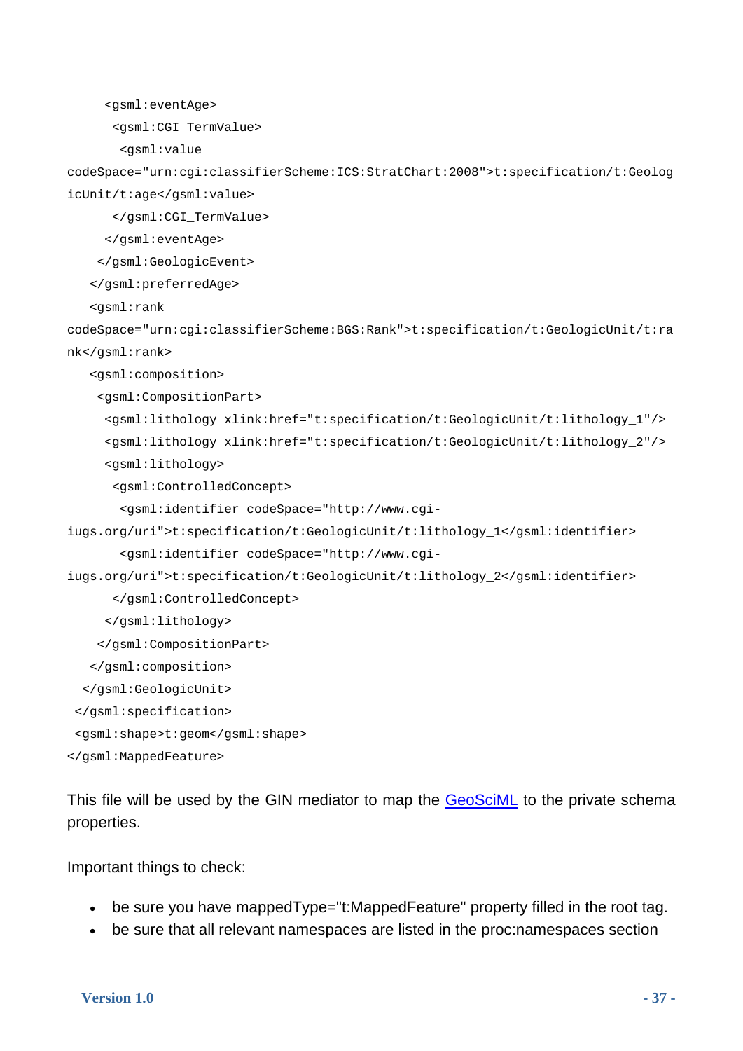```
      <gsml:eventAge>
       <gsml:CGI_TermValue>
        <gsml:value
codeSpace="urn:cgi:classifierScheme:ICS:StratChart:2008">t:specification/t:Geolog
icUnit/t:age</gsml:value>
       </gsml:CGI_TermValue>
      </gsml:eventAge>
     </gsml:GeologicEvent>
    </gsml:preferredAge>
    <gsml:rank
codeSpace="urn:cgi:classifierScheme:BGS:Rank">t:specification/t:GeologicUnit/t:ra
nk</gsml:rank>
    <gsml:composition>
     <gsml:CompositionPart>
      <gsml:lithology xlink:href="t:specification/t:GeologicUnit/t:lithology_1"/>
      <gsml:lithology xlink:href="t:specification/t:GeologicUnit/t:lithology_2"/>
      <gsml:lithology>
       <gsml:ControlledConcept>
        <gsml:identifier codeSpace="http://www.cgi-
iugs.org/uri">t:specification/t:GeologicUnit/t:lithology_1</gsml:identifier>
        <gsml:identifier codeSpace="http://www.cgi-
iugs.org/uri">t:specification/t:GeologicUnit/t:lithology_2</gsml:identifier>
       </gsml:ControlledConcept>
      </gsml:lithology>
     </gsml:CompositionPart>
    </gsml:composition>
   </gsml:GeologicUnit>
  </gsml:specification>
  <gsml:shape>t:geom</gsml:shape>
</gsml:MappedFeature>
```

This file will be used by the GIN mediator to map the GeoSciML to the private schema properties.

Important things to check:

- be sure you have mappedType="t:MappedFeature" property filled in the root tag.
- be sure that all relevant namespaces are listed in the proc:namespaces section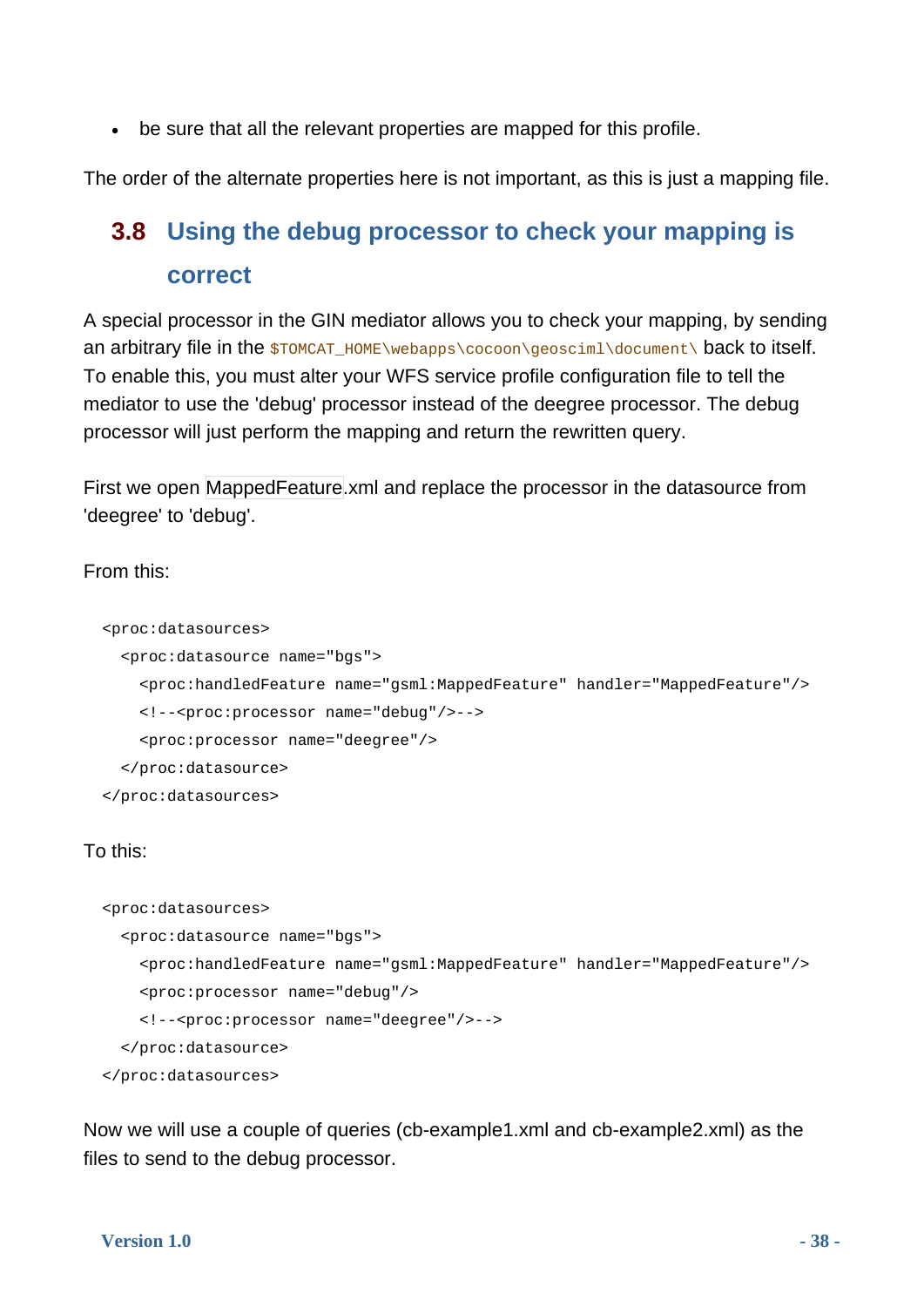- be sure that all the relevant properties are mapped for this profile.

The order of the alternate properties here is not important, as this is just a mapping file.

## 3.8 Using the debug processor to check your mapping is correct

A special processor in the GIN mediator allows you to check your mapping, by sending an arbitrary file in the `$TOMCAT_HOME\webapps\cocoon\geosciml\document\` back to itself. To enable this, you must alter your WFS service profile configuration file to tell the mediator to use the 'debug' processor instead of the deegree processor. The debug processor will just perform the mapping and return the rewritten query.

First we open MappedFeature.xml and replace the processor in the datasource from 'deegree' to 'debug'.

From this:

```
<proc:datasources>
  <proc:datasource name="bgs">
    <proc:handledFeature name="gsml:MappedFeature" handler="MappedFeature"/>
    <!--<proc:processor name="debug"/>-->
    <proc:processor name="deegree"/>
  </proc:datasource>
</proc:datasources>
```

To this:

```
<proc:datasources>
  <proc:datasource name="bgs">
    <proc:handledFeature name="gsml:MappedFeature" handler="MappedFeature"/>
    <proc:processor name="debug"/>
    <!--<proc:processor name="deegree"/>-->
  </proc:datasource>
</proc:datasources>
```

Now we will use a couple of queries (cb-example1.xml and cb-example2.xml) as the files to send to the debug processor.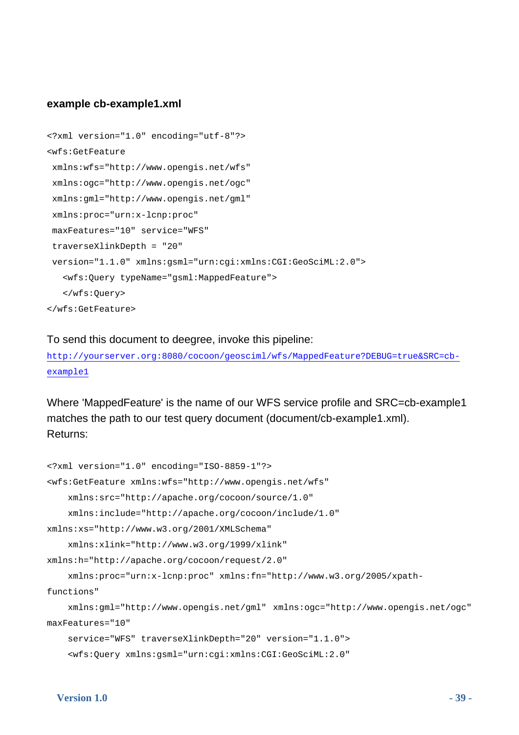**example cb-example1.xml**

```
<?xml version="1.0" encoding="utf-8"?>
<wfs:GetFeature
 xmlns:wfs="http://www.opengis.net/wfs"
 xmlns:ogc="http://www.opengis.net/ogc"
 xmlns:gml="http://www.opengis.net/gml"
 xmlns:proc="urn:x-lcnp:proc"
 maxFeatures="10" service="WFS"
 traverseXlinkDepth = "20"
 version="1.1.0" xmlns:gsml="urn:cgi:xmlns:CGI:GeoSciML:2.0">
   <wfs:Query typeName="gsml:MappedFeature">
   </wfs:Query>
</wfs:GetFeature>
```

To send this document to deegree, invoke this pipeline:
http://yourserver.org:8080/cocoon/geosciml/wfs/MappedFeature?DEBUG=true&SRC=cb-example1

Where 'MappedFeature' is the name of our WFS service profile and SRC=cb-example1 matches the path to our test query document (document/cb-example1.xml).
Returns:

```
<?xml version="1.0" encoding="ISO-8859-1"?>
<wfs:GetFeature xmlns:wfs="http://www.opengis.net/wfs"
    xmlns:src="http://apache.org/cocoon/source/1.0"
    xmlns:include="http://apache.org/cocoon/include/1.0"
xmlns:xs="http://www.w3.org/2001/XMLSchema"
    xmlns:xlink="http://www.w3.org/1999/xlink"
xmlns:h="http://apache.org/cocoon/request/2.0"
    xmlns:proc="urn:x-lcnp:proc" xmlns:fn="http://www.w3.org/2005/xpath-
functions"
    xmlns:gml="http://www.opengis.net/gml" xmlns:ogc="http://www.opengis.net/ogc"
maxFeatures="10"
    service="WFS" traverseXlinkDepth="20" version="1.1.0">
    <wfs:Query xmlns:gsml="urn:cgi:xmlns:CGI:GeoSciML:2.0"
```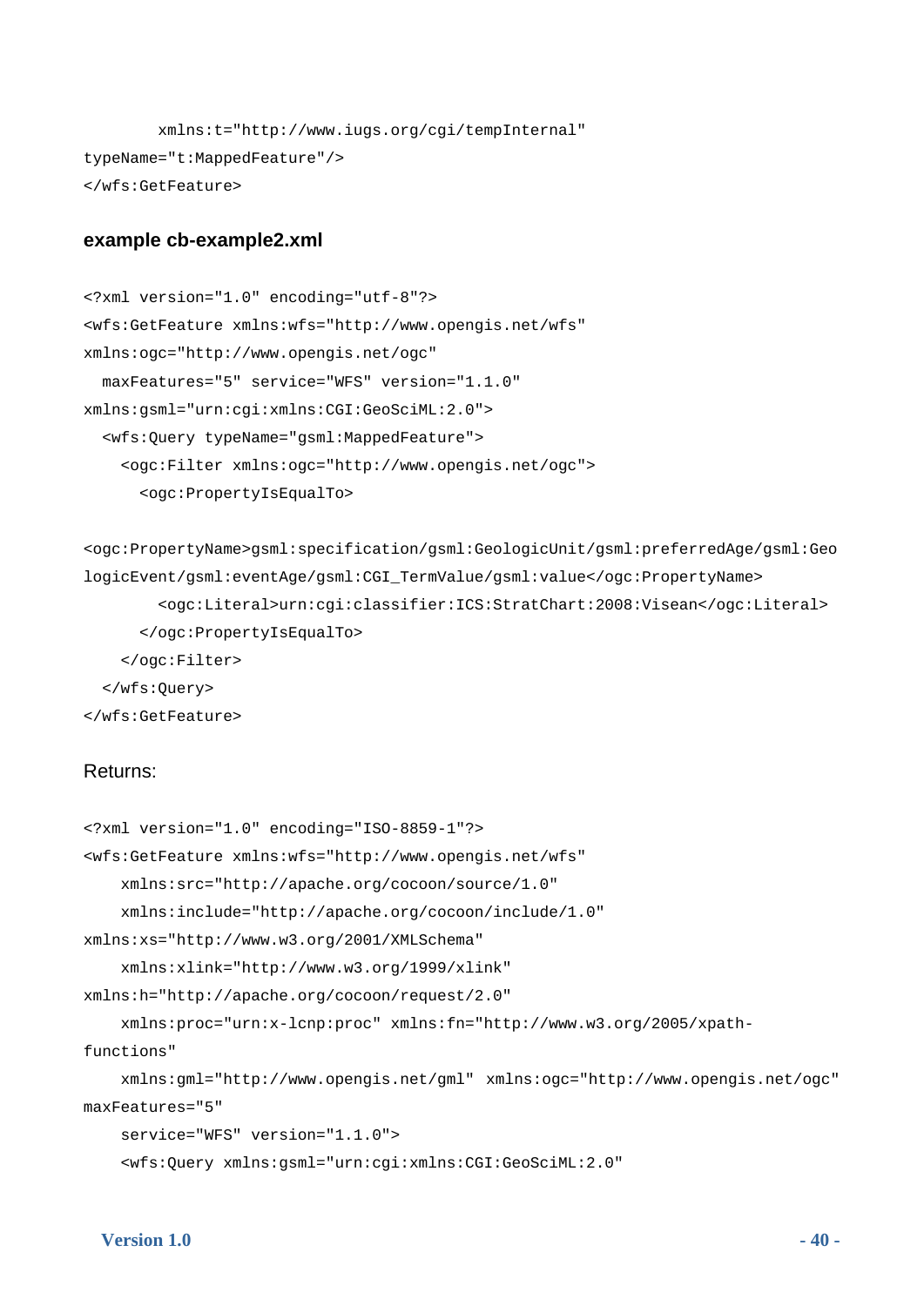```
        xmlns:t="http://www.iugs.org/cgi/tempInternal"
typeName="t:MappedFeature"/>
</wfs:GetFeature>
```

**example cb-example2.xml**

```
<?xml version="1.0" encoding="utf-8"?>
<wfs:GetFeature xmlns:wfs="http://www.opengis.net/wfs"
xmlns:ogc="http://www.opengis.net/ogc"
  maxFeatures="5" service="WFS" version="1.1.0"
xmlns:gsml="urn:cgi:xmlns:CGI:GeoSciML:2.0">
  <wfs:Query typeName="gsml:MappedFeature">
    <ogc:Filter xmlns:ogc="http://www.opengis.net/ogc">
      <ogc:PropertyIsEqualTo>

<ogc:PropertyName>gsml:specification/gsml:GeologicUnit/gsml:preferredAge/gsml:Geo
logicEvent/gsml:eventAge/gsml:CGI_TermValue/gsml:value</ogc:PropertyName>
        <ogc:Literal>urn:cgi:classifier:ICS:StratChart:2008:Visean</ogc:Literal>
      </ogc:PropertyIsEqualTo>
    </ogc:Filter>
  </wfs:Query>
</wfs:GetFeature>
```

Returns:

```
<?xml version="1.0" encoding="ISO-8859-1"?>
<wfs:GetFeature xmlns:wfs="http://www.opengis.net/wfs"
    xmlns:src="http://apache.org/cocoon/source/1.0"
    xmlns:include="http://apache.org/cocoon/include/1.0"
xmlns:xs="http://www.w3.org/2001/XMLSchema"
    xmlns:xlink="http://www.w3.org/1999/xlink"
xmlns:h="http://apache.org/cocoon/request/2.0"
    xmlns:proc="urn:x-lcnp:proc" xmlns:fn="http://www.w3.org/2005/xpath-
functions"
    xmlns:gml="http://www.opengis.net/gml" xmlns:ogc="http://www.opengis.net/ogc"
maxFeatures="5"
    service="WFS" version="1.1.0">
    <wfs:Query xmlns:gsml="urn:cgi:xmlns:CGI:GeoSciML:2.0"
```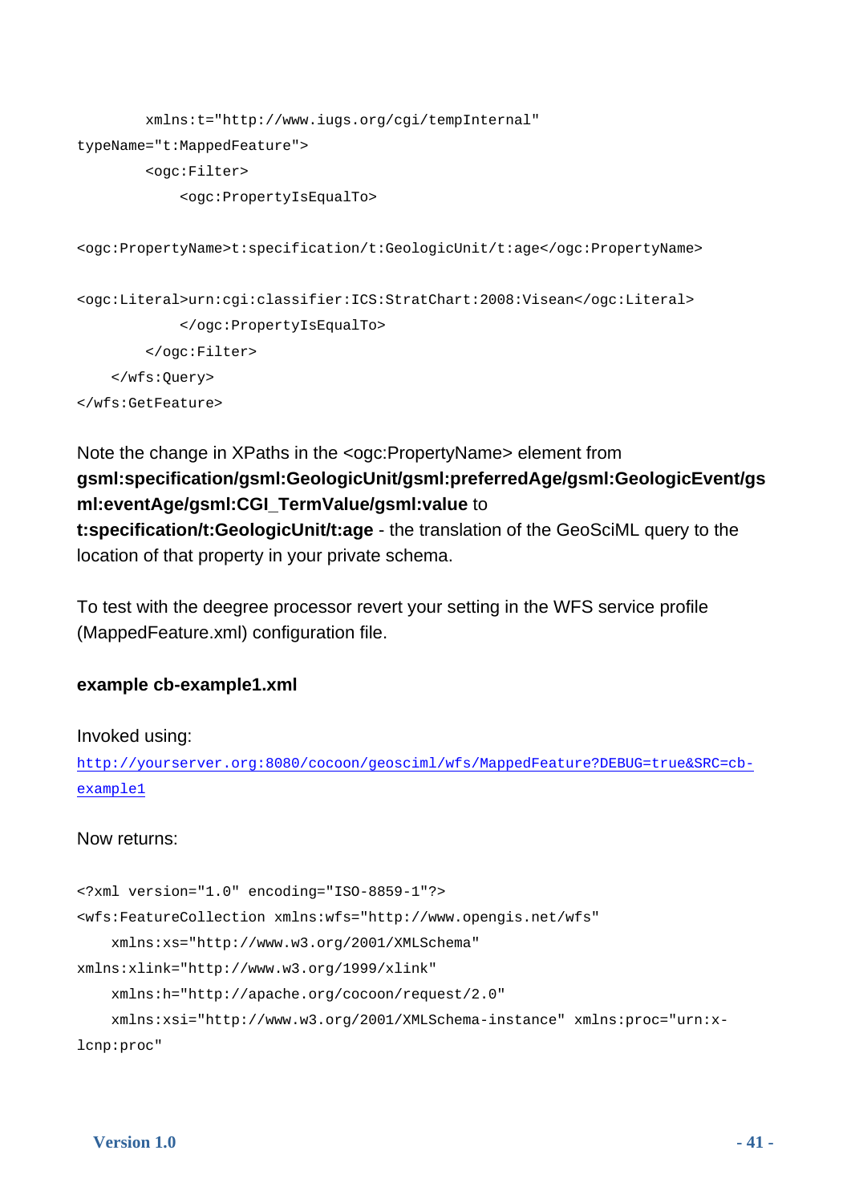```
        xmlns:t="http://www.iugs.org/cgi/tempInternal"
typeName="t:MappedFeature">
        <ogc:Filter>
            <ogc:PropertyIsEqualTo>

<ogc:PropertyName>t:specification/t:GeologicUnit/t:age</ogc:PropertyName>

<ogc:Literal>urn:cgi:classifier:ICS:StratChart:2008:Visean</ogc:Literal>
            </ogc:PropertyIsEqualTo>
        </ogc:Filter>
    </wfs:Query>
</wfs:GetFeature>
```

Note the change in XPaths in the <ogc:PropertyName> element from **gsml:specification/gsml:GeologicUnit/gsml:preferredAge/gsml:GeologicEvent/gsml:eventAge/gsml:CGI_TermValue/gsml:value** to **t:specification/t:GeologicUnit/t:age** - the translation of the GeoSciML query to the location of that property in your private schema.

To test with the deegree processor revert your setting in the WFS service profile (MappedFeature.xml) configuration file.

**example cb-example1.xml**

Invoked using:
http://yourserver.org:8080/cocoon/geosciml/wfs/MappedFeature?DEBUG=true&SRC=cb-example1

Now returns:

```
<?xml version="1.0" encoding="ISO-8859-1"?>
<wfs:FeatureCollection xmlns:wfs="http://www.opengis.net/wfs"
    xmlns:xs="http://www.w3.org/2001/XMLSchema"
xmlns:xlink="http://www.w3.org/1999/xlink"
    xmlns:h="http://apache.org/cocoon/request/2.0"
    xmlns:xsi="http://www.w3.org/2001/XMLSchema-instance" xmlns:proc="urn:x-
lcnp:proc"
```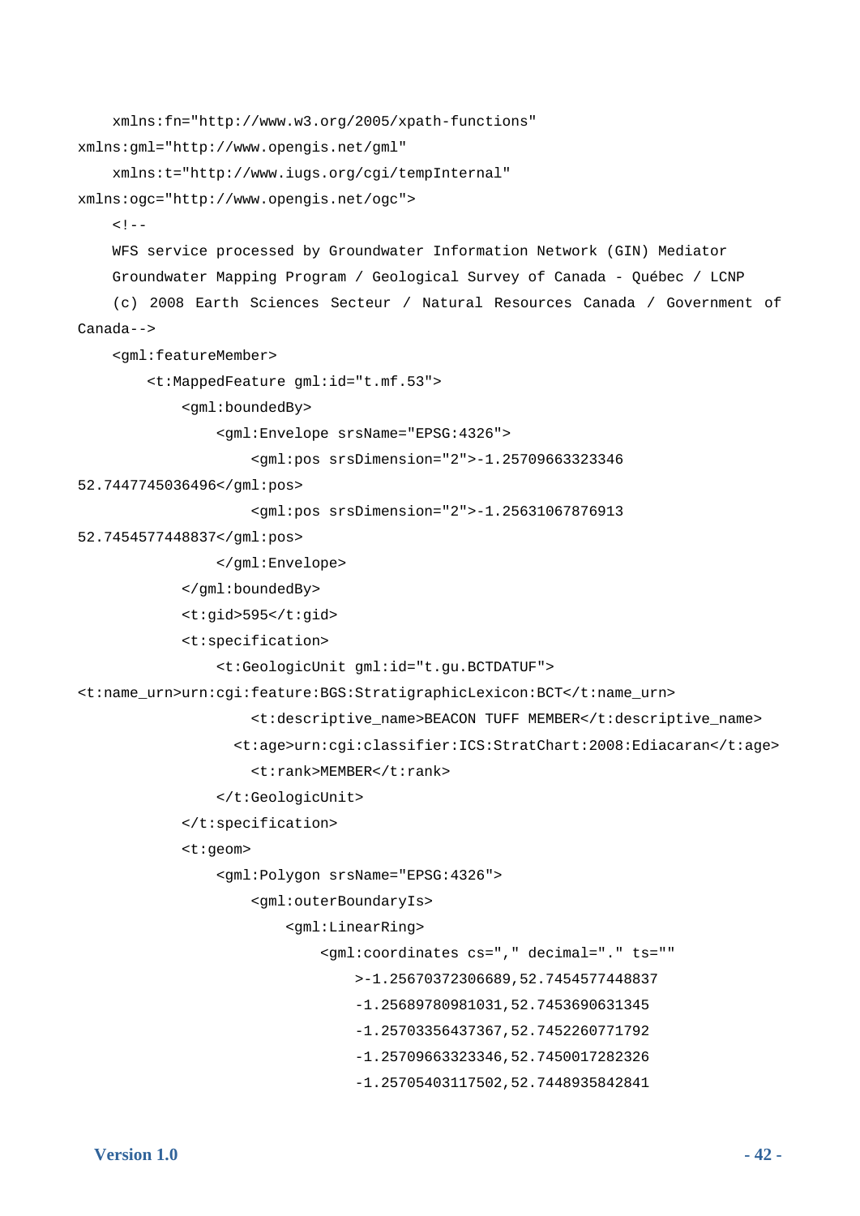```
    xmlns:fn="http://www.w3.org/2005/xpath-functions"
xmlns:gml="http://www.opengis.net/gml"
    xmlns:t="http://www.iugs.org/cgi/tempInternal"
xmlns:ogc="http://www.opengis.net/ogc">
    <!--
    WFS service processed by Groundwater Information Network (GIN) Mediator
    Groundwater Mapping Program / Geological Survey of Canada - Québec / LCNP
    (c) 2008 Earth Sciences Secteur / Natural Resources Canada / Government of
Canada-->
    <gml:featureMember>
        <t:MappedFeature gml:id="t.mf.53">
            <gml:boundedBy>
                <gml:Envelope srsName="EPSG:4326">
                    <gml:pos srsDimension="2">-1.25709663323346
52.7447745036496</gml:pos>
                    <gml:pos srsDimension="2">-1.25631067876913
52.7454577448837</gml:pos>
                </gml:Envelope>
            </gml:boundedBy>
            <t:gid>595</t:gid>
            <t:specification>
                <t:GeologicUnit gml:id="t.gu.BCTDATUF">
<t:name_urn>urn:cgi:feature:BGS:StratigraphicLexicon:BCT</t:name_urn>
                    <t:descriptive_name>BEACON TUFF MEMBER</t:descriptive_name>
                  <t:age>urn:cgi:classifier:ICS:StratChart:2008:Ediacaran</t:age>
                    <t:rank>MEMBER</t:rank>
                </t:GeologicUnit>
            </t:specification>
            <t:geom>
                <gml:Polygon srsName="EPSG:4326">
                    <gml:outerBoundaryIs>
                        <gml:LinearRing>
                            <gml:coordinates cs="," decimal="." ts=""
                                >-1.25670372306689,52.7454577448837
                                -1.25689780981031,52.7453690631345
                                -1.25703356437367,52.7452260771792
                                -1.25709663323346,52.7450017282326
                                -1.25705403117502,52.7448935842841
```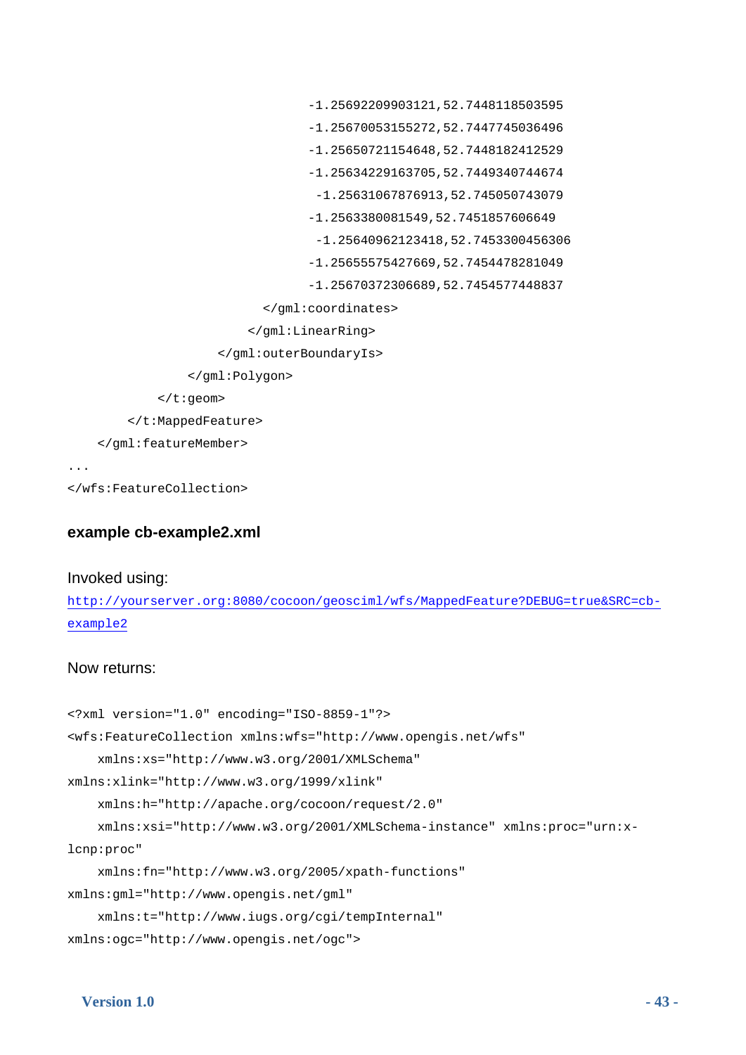```
                                -1.25692209903121,52.7448118503595
                                -1.25670053155272,52.7447745036496
                                -1.25650721154648,52.7448182412529
                                -1.25634229163705,52.7449340744674
                                 -1.25631067876913,52.745050743079
                                -1.2563380081549,52.7451857606649
                                 -1.25640962123418,52.7453300456306
                                -1.25655575427669,52.7454478281049
                                -1.25670372306689,52.7454577448837
                          </gml:coordinates>
                        </gml:LinearRing>
                    </gml:outerBoundaryIs>
                </gml:Polygon>
            </t:geom>
        </t:MappedFeature>
    </gml:featureMember>
...
</wfs:FeatureCollection>
```

### example cb-example2.xml

Invoked using:

http://yourserver.org:8080/cocoon/geosciml/wfs/MappedFeature?DEBUG=true&SRC=cb-example2

Now returns:

```
<?xml version="1.0" encoding="ISO-8859-1"?>
<wfs:FeatureCollection xmlns:wfs="http://www.opengis.net/wfs"
    xmlns:xs="http://www.w3.org/2001/XMLSchema"
xmlns:xlink="http://www.w3.org/1999/xlink"
    xmlns:h="http://apache.org/cocoon/request/2.0"
    xmlns:xsi="http://www.w3.org/2001/XMLSchema-instance" xmlns:proc="urn:x-
lcnp:proc"
    xmlns:fn="http://www.w3.org/2005/xpath-functions"
xmlns:gml="http://www.opengis.net/gml"
    xmlns:t="http://www.iugs.org/cgi/tempInternal"
xmlns:ogc="http://www.opengis.net/ogc">
```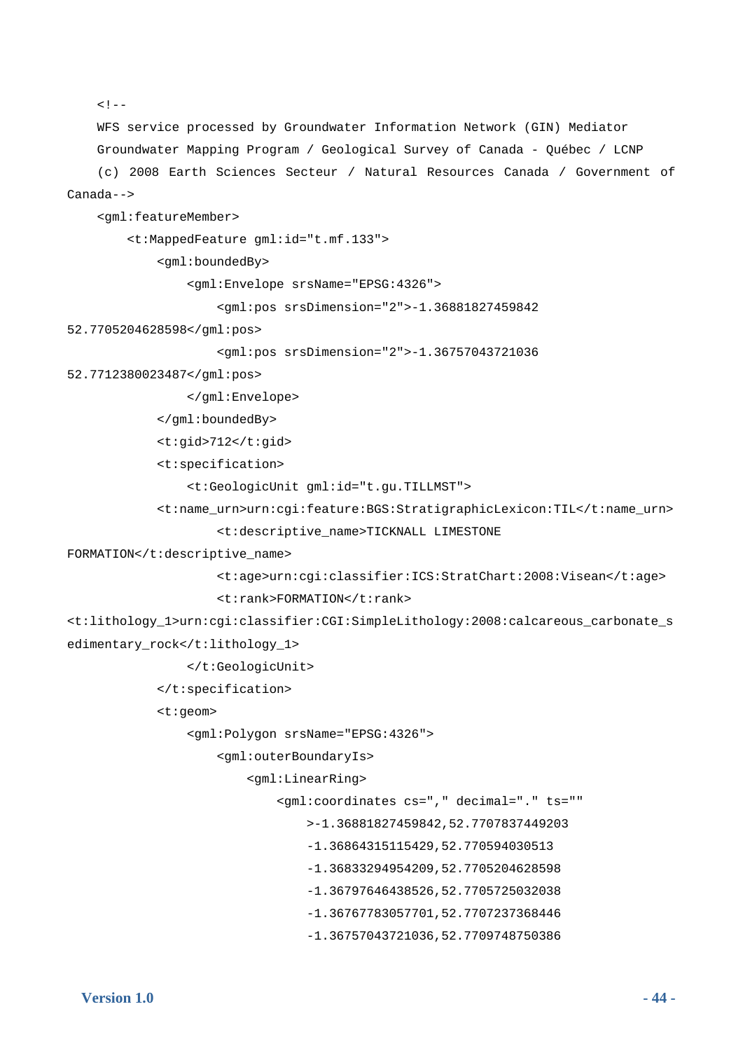```
    <!--
    WFS service processed by Groundwater Information Network (GIN) Mediator
    Groundwater Mapping Program / Geological Survey of Canada - Québec / LCNP
    (c) 2008 Earth Sciences Secteur / Natural Resources Canada / Government of
Canada-->
    <gml:featureMember>
        <t:MappedFeature gml:id="t.mf.133">
            <gml:boundedBy>
                <gml:Envelope srsName="EPSG:4326">
                    <gml:pos srsDimension="2">-1.36881827459842
52.7705204628598</gml:pos>
                    <gml:pos srsDimension="2">-1.36757043721036
52.7712380023487</gml:pos>
                </gml:Envelope>
            </gml:boundedBy>
            <t:gid>712</t:gid>
            <t:specification>
                <t:GeologicUnit gml:id="t.gu.TILLMST">
            <t:name_urn>urn:cgi:feature:BGS:StratigraphicLexicon:TIL</t:name_urn>
                    <t:descriptive_name>TICKNALL LIMESTONE
FORMATION</t:descriptive_name>
                    <t:age>urn:cgi:classifier:ICS:StratChart:2008:Visean</t:age>
                    <t:rank>FORMATION</t:rank>
<t:lithology_1>urn:cgi:classifier:CGI:SimpleLithology:2008:calcareous_carbonate_s
edimentary_rock</t:lithology_1>
                </t:GeologicUnit>
            </t:specification>
            <t:geom>
                <gml:Polygon srsName="EPSG:4326">
                    <gml:outerBoundaryIs>
                        <gml:LinearRing>
                            <gml:coordinates cs="," decimal="." ts=""
                                >-1.36881827459842,52.7707837449203
                                -1.36864315115429,52.770594030513
                                -1.36833294954209,52.7705204628598
                                -1.36797646438526,52.7705725032038
                                -1.36767783057701,52.7707237368446
                                -1.36757043721036,52.7709748750386
```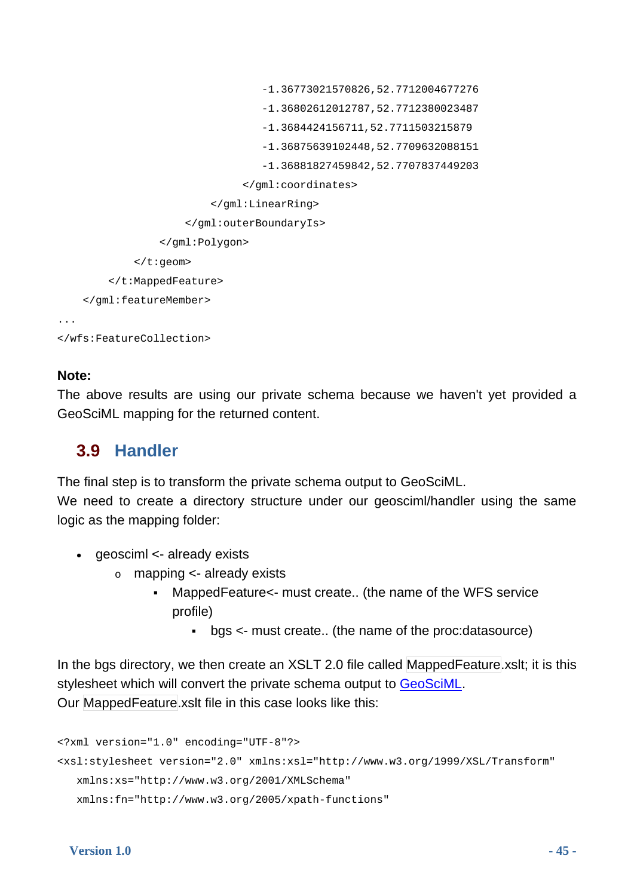```
                                        -1.36773021570826,52.7712004677276
                                        -1.36802612012787,52.7712380023487
                                        -1.3684424156711,52.7711503215879
                                        -1.36875639102448,52.7709632088151
                                        -1.36881827459842,52.7707837449203
                                    </gml:coordinates>
                                </gml:LinearRing>
                            </gml:outerBoundaryIs>
                        </gml:Polygon>
                    </t:geom>
                </t:MappedFeature>
            </gml:featureMember>
...
</wfs:FeatureCollection>
```

**Note:**

The above results are using our private schema because we haven't yet provided a GeoSciML mapping for the returned content.

## 3.9 Handler

The final step is to transform the private schema output to GeoSciML.

We need to create a directory structure under our geosciml/handler using the same logic as the mapping folder:

- geosciml <- already exists
    - mapping <- already exists
        - MappedFeature<- must create.. (the name of the WFS service profile)
            - bgs <- must create.. (the name of the proc:datasource)

In the bgs directory, we then create an XSLT 2.0 file called MappedFeature.xslt; it is this stylesheet which will convert the private schema output to GeoSciML.

Our MappedFeature.xslt file in this case looks like this:

```
<?xml version="1.0" encoding="UTF-8"?>
<xsl:stylesheet version="2.0" xmlns:xsl="http://www.w3.org/1999/XSL/Transform"
   xmlns:xs="http://www.w3.org/2001/XMLSchema"
   xmlns:fn="http://www.w3.org/2005/xpath-functions"
```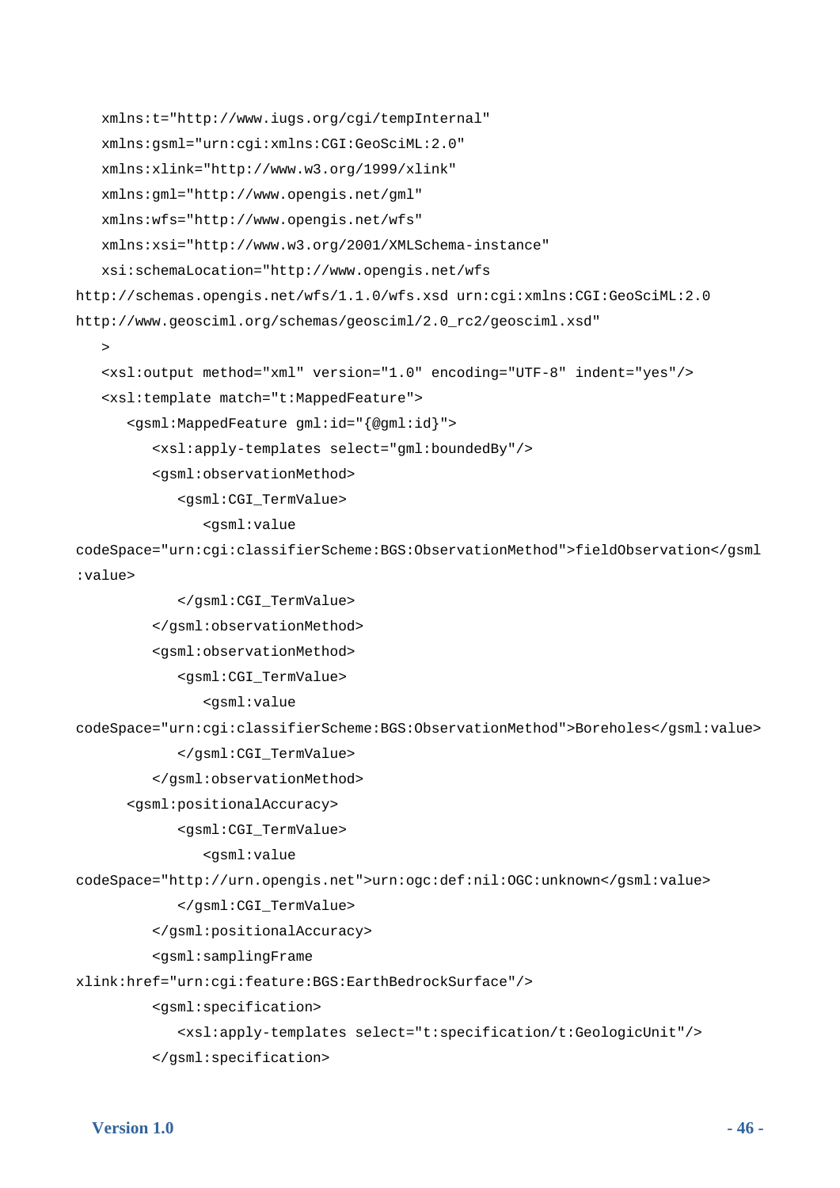```
    xmlns:t="http://www.iugs.org/cgi/tempInternal"
    xmlns:gsml="urn:cgi:xmlns:CGI:GeoSciML:2.0"
    xmlns:xlink="http://www.w3.org/1999/xlink"
    xmlns:gml="http://www.opengis.net/gml"
    xmlns:wfs="http://www.opengis.net/wfs"
    xmlns:xsi="http://www.w3.org/2001/XMLSchema-instance"
    xsi:schemaLocation="http://www.opengis.net/wfs
http://schemas.opengis.net/wfs/1.1.0/wfs.xsd urn:cgi:xmlns:CGI:GeoSciML:2.0
http://www.geosciml.org/schemas/geosciml/2.0_rc2/geosciml.xsd"
    >
    <xsl:output method="xml" version="1.0" encoding="UTF-8" indent="yes"/>
    <xsl:template match="t:MappedFeature">
       <gsml:MappedFeature gml:id="{@gml:id}">
          <xsl:apply-templates select="gml:boundedBy"/>
          <gsml:observationMethod>
             <gsml:CGI_TermValue>
                <gsml:value
codeSpace="urn:cgi:classifierScheme:BGS:ObservationMethod">fieldObservation</gsml
:value>
             </gsml:CGI_TermValue>
          </gsml:observationMethod>
          <gsml:observationMethod>
             <gsml:CGI_TermValue>
                <gsml:value
codeSpace="urn:cgi:classifierScheme:BGS:ObservationMethod">Boreholes</gsml:value>
             </gsml:CGI_TermValue>
          </gsml:observationMethod>
       <gsml:positionalAccuracy>
             <gsml:CGI_TermValue>
                <gsml:value
codeSpace="http://urn.opengis.net">urn:ogc:def:nil:OGC:unknown</gsml:value>
             </gsml:CGI_TermValue>
          </gsml:positionalAccuracy>
          <gsml:samplingFrame
xlink:href="urn:cgi:feature:BGS:EarthBedrockSurface"/>
          <gsml:specification>
             <xsl:apply-templates select="t:specification/t:GeologicUnit"/>
          </gsml:specification>
```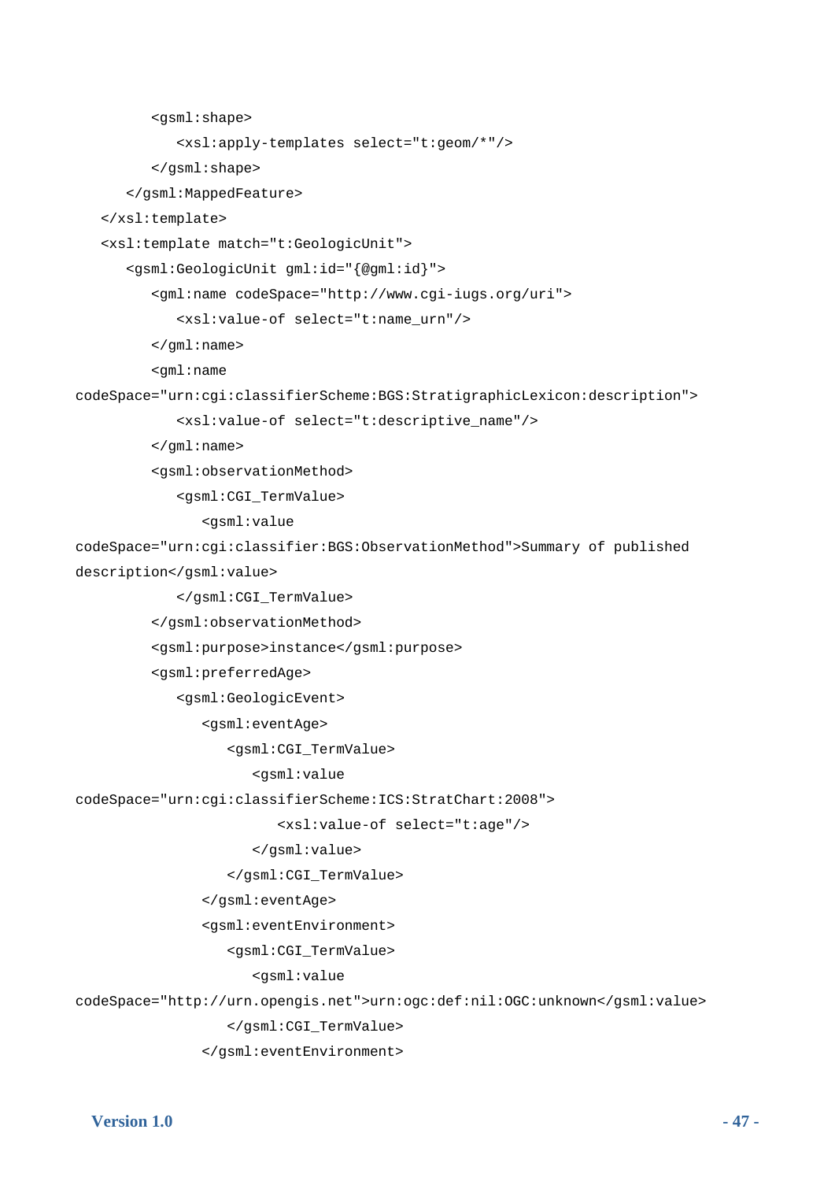```
         <gsml:shape>
            <xsl:apply-templates select="t:geom/*"/>
         </gsml:shape>
      </gsml:MappedFeature>
   </xsl:template>
   <xsl:template match="t:GeologicUnit">
      <gsml:GeologicUnit gml:id="{@gml:id}">
         <gml:name codeSpace="http://www.cgi-iugs.org/uri">
            <xsl:value-of select="t:name_urn"/>
         </gml:name>
         <gml:name
codeSpace="urn:cgi:classifierScheme:BGS:StratigraphicLexicon:description">
            <xsl:value-of select="t:descriptive_name"/>
         </gml:name>
         <gsml:observationMethod>
            <gsml:CGI_TermValue>
               <gsml:value
codeSpace="urn:cgi:classifier:BGS:ObservationMethod">Summary of published
description</gsml:value>
            </gsml:CGI_TermValue>
         </gsml:observationMethod>
         <gsml:purpose>instance</gsml:purpose>
         <gsml:preferredAge>
            <gsml:GeologicEvent>
               <gsml:eventAge>
                  <gsml:CGI_TermValue>
                     <gsml:value
codeSpace="urn:cgi:classifierScheme:ICS:StratChart:2008">
                        <xsl:value-of select="t:age"/>
                     </gsml:value>
                  </gsml:CGI_TermValue>
               </gsml:eventAge>
               <gsml:eventEnvironment>
                  <gsml:CGI_TermValue>
                     <gsml:value
codeSpace="http://urn.opengis.net">urn:ogc:def:nil:OGC:unknown</gsml:value>
                  </gsml:CGI_TermValue>
               </gsml:eventEnvironment>
```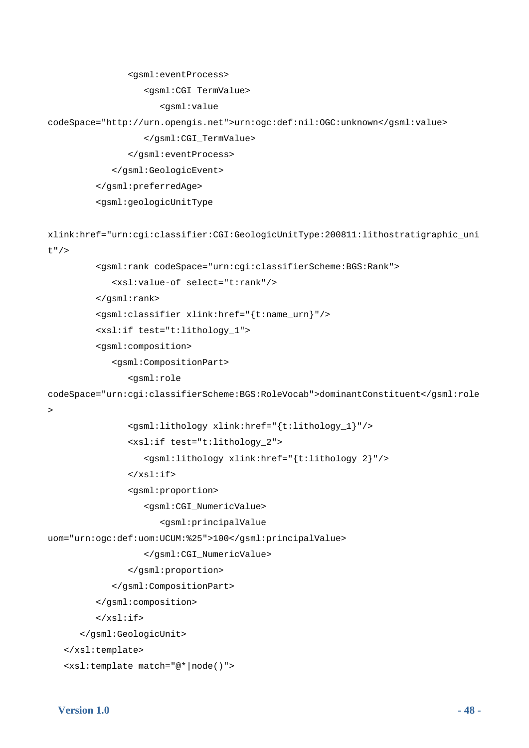```
               <gsml:eventProcess>
                  <gsml:CGI_TermValue>
                     <gsml:value
codeSpace="http://urn.opengis.net">urn:ogc:def:nil:OGC:unknown</gsml:value>
                  </gsml:CGI_TermValue>
               </gsml:eventProcess>
            </gsml:GeologicEvent>
         </gsml:preferredAge>
         <gsml:geologicUnitType

xlink:href="urn:cgi:classifier:CGI:GeologicUnitType:200811:lithostratigraphic_uni
t"/>
         <gsml:rank codeSpace="urn:cgi:classifierScheme:BGS:Rank">
            <xsl:value-of select="t:rank"/>
         </gsml:rank>
         <gsml:classifier xlink:href="{t:name_urn}"/>
         <xsl:if test="t:lithology_1">
         <gsml:composition>
            <gsml:CompositionPart>
               <gsml:role
codeSpace="urn:cgi:classifierScheme:BGS:RoleVocab">dominantConstituent</gsml:role
>
               <gsml:lithology xlink:href="{t:lithology_1}"/>
               <xsl:if test="t:lithology_2">
                  <gsml:lithology xlink:href="{t:lithology_2}"/>
               </xsl:if>
               <gsml:proportion>
                  <gsml:CGI_NumericValue>
                     <gsml:principalValue
uom="urn:ogc:def:uom:UCUM:%25">100</gsml:principalValue>
                  </gsml:CGI_NumericValue>
               </gsml:proportion>
            </gsml:CompositionPart>
         </gsml:composition>
         </xsl:if>
      </gsml:GeologicUnit>
   </xsl:template>
   <xsl:template match="@*|node()">
```

Version 1.0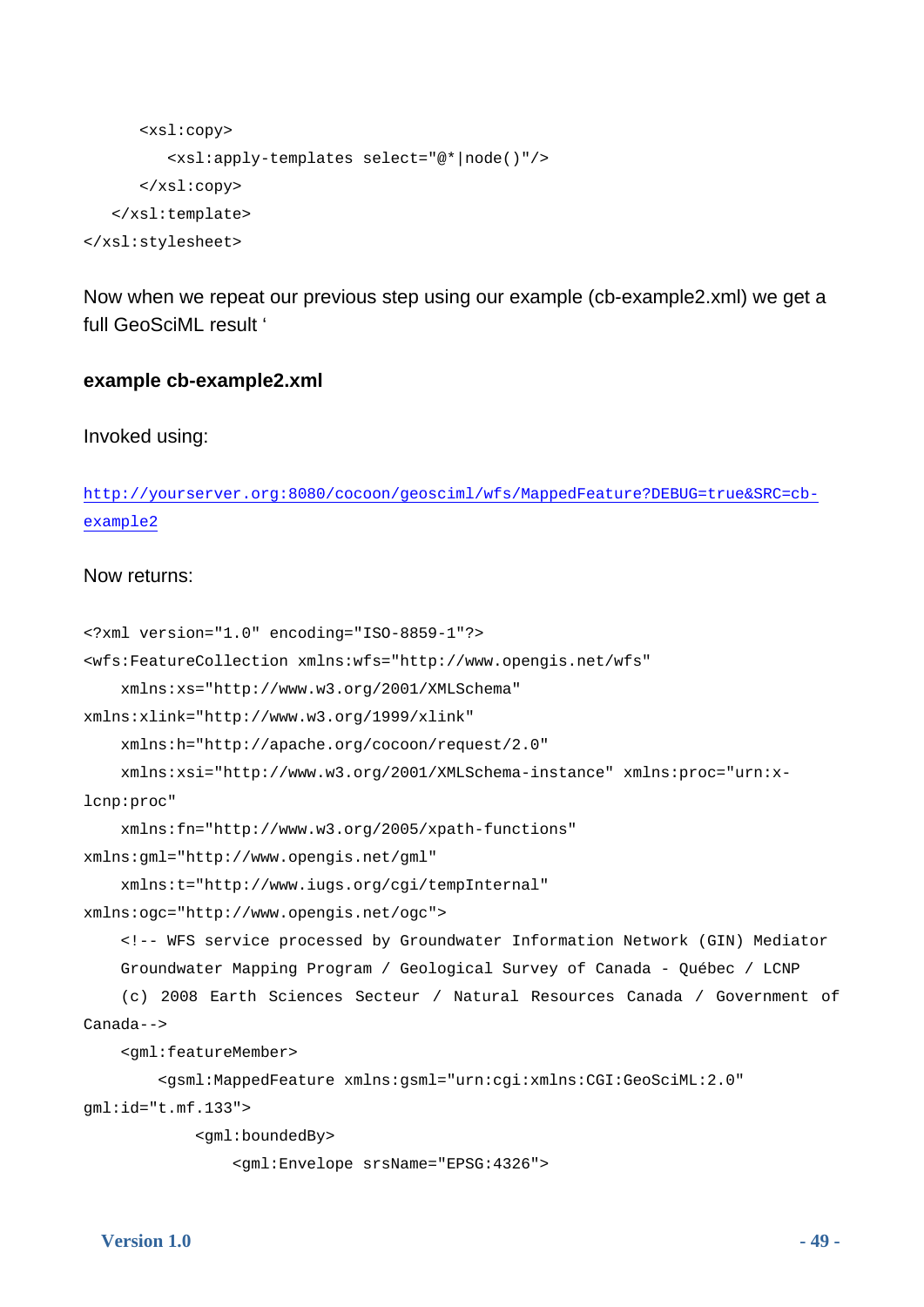```
      <xsl:copy>
         <xsl:apply-templates select="@*|node()"/>
      </xsl:copy>
   </xsl:template>
</xsl:stylesheet>
```

Now when we repeat our previous step using our example (cb-example2.xml) we get a full GeoSciML result '

**example cb-example2.xml**

Invoked using:

http://yourserver.org:8080/cocoon/geosciml/wfs/MappedFeature?DEBUG=true&SRC=cb-example2

Now returns:

```
<?xml version="1.0" encoding="ISO-8859-1"?>
<wfs:FeatureCollection xmlns:wfs="http://www.opengis.net/wfs"
    xmlns:xs="http://www.w3.org/2001/XMLSchema"
xmlns:xlink="http://www.w3.org/1999/xlink"
    xmlns:h="http://apache.org/cocoon/request/2.0"
    xmlns:xsi="http://www.w3.org/2001/XMLSchema-instance" xmlns:proc="urn:x-
lcnp:proc"
    xmlns:fn="http://www.w3.org/2005/xpath-functions"
xmlns:gml="http://www.opengis.net/gml"
    xmlns:t="http://www.iugs.org/cgi/tempInternal"
xmlns:ogc="http://www.opengis.net/ogc">
    <!-- WFS service processed by Groundwater Information Network (GIN) Mediator
    Groundwater Mapping Program / Geological Survey of Canada - Québec / LCNP
    (c) 2008 Earth Sciences Secteur / Natural Resources Canada / Government of
Canada-->
    <gml:featureMember>
        <gsml:MappedFeature xmlns:gsml="urn:cgi:xmlns:CGI:GeoSciML:2.0"
gml:id="t.mf.133">
            <gml:boundedBy>
                <gml:Envelope srsName="EPSG:4326">
```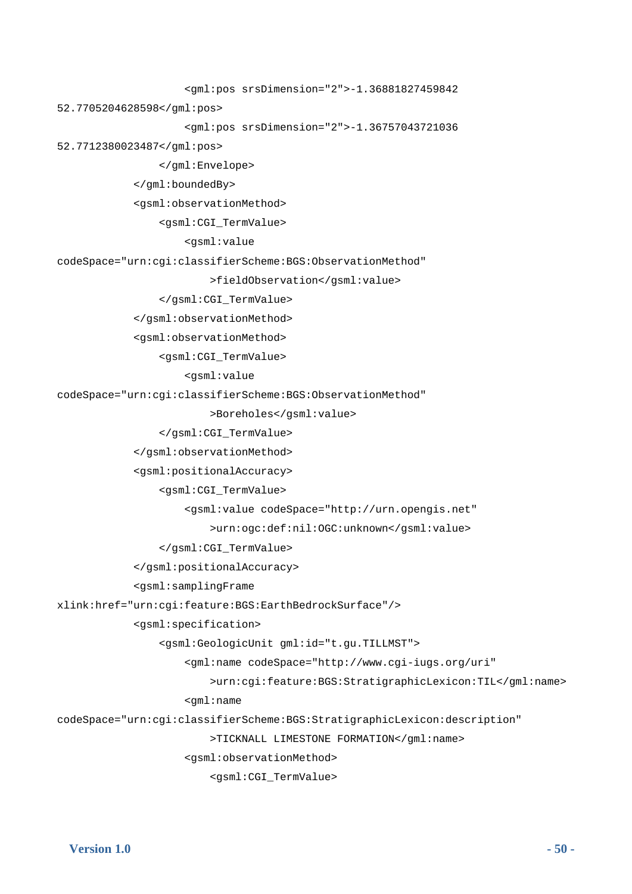```
                    <gml:pos srsDimension="2">-1.36881827459842
52.7705204628598</gml:pos>
                    <gml:pos srsDimension="2">-1.36757043721036
52.7712380023487</gml:pos>
                </gml:Envelope>
            </gml:boundedBy>
            <gsml:observationMethod>
                <gsml:CGI_TermValue>
                    <gsml:value
codeSpace="urn:cgi:classifierScheme:BGS:ObservationMethod"
                        >fieldObservation</gsml:value>
                </gsml:CGI_TermValue>
            </gsml:observationMethod>
            <gsml:observationMethod>
                <gsml:CGI_TermValue>
                    <gsml:value
codeSpace="urn:cgi:classifierScheme:BGS:ObservationMethod"
                        >Boreholes</gsml:value>
                </gsml:CGI_TermValue>
            </gsml:observationMethod>
            <gsml:positionalAccuracy>
                <gsml:CGI_TermValue>
                    <gsml:value codeSpace="http://urn.opengis.net"
                        >urn:ogc:def:nil:OGC:unknown</gsml:value>
                </gsml:CGI_TermValue>
            </gsml:positionalAccuracy>
            <gsml:samplingFrame
xlink:href="urn:cgi:feature:BGS:EarthBedrockSurface"/>
            <gsml:specification>
                <gsml:GeologicUnit gml:id="t.gu.TILLMST">
                    <gml:name codeSpace="http://www.cgi-iugs.org/uri"
                        >urn:cgi:feature:BGS:StratigraphicLexicon:TIL</gml:name>
                    <gml:name
codeSpace="urn:cgi:classifierScheme:BGS:StratigraphicLexicon:description"
                        >TICKNALL LIMESTONE FORMATION</gml:name>
                    <gsml:observationMethod>
                        <gsml:CGI_TermValue>
```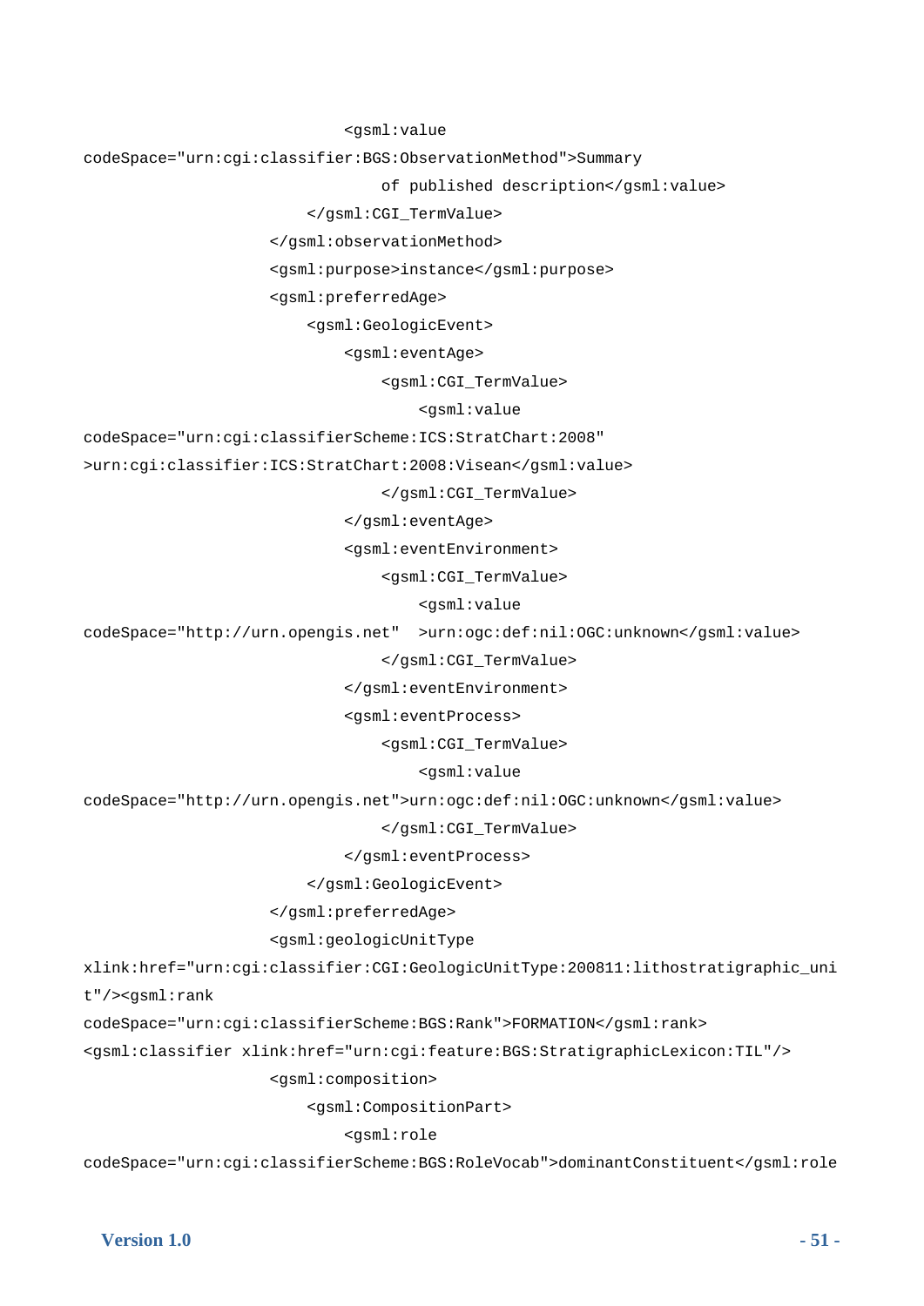```
                            <gsml:value
codeSpace="urn:cgi:classifier:BGS:ObservationMethod">Summary
                                of published description</gsml:value>
                        </gsml:CGI_TermValue>
                    </gsml:observationMethod>
                    <gsml:purpose>instance</gsml:purpose>
                    <gsml:preferredAge>
                        <gsml:GeologicEvent>
                            <gsml:eventAge>
                                <gsml:CGI_TermValue>
                                    <gsml:value
codeSpace="urn:cgi:classifierScheme:ICS:StratChart:2008"
>urn:cgi:classifier:ICS:StratChart:2008:Visean</gsml:value>
                                </gsml:CGI_TermValue>
                            </gsml:eventAge>
                            <gsml:eventEnvironment>
                                <gsml:CGI_TermValue>
                                    <gsml:value
codeSpace="http://urn.opengis.net"  >urn:ogc:def:nil:OGC:unknown</gsml:value>
                                </gsml:CGI_TermValue>
                            </gsml:eventEnvironment>
                            <gsml:eventProcess>
                                <gsml:CGI_TermValue>
                                    <gsml:value
codeSpace="http://urn.opengis.net">urn:ogc:def:nil:OGC:unknown</gsml:value>
                                </gsml:CGI_TermValue>
                            </gsml:eventProcess>
                        </gsml:GeologicEvent>
                    </gsml:preferredAge>
                    <gsml:geologicUnitType
xlink:href="urn:cgi:classifier:CGI:GeologicUnitType:200811:lithostratigraphic_uni
t"/><gsml:rank
codeSpace="urn:cgi:classifierScheme:BGS:Rank">FORMATION</gsml:rank>
<gsml:classifier xlink:href="urn:cgi:feature:BGS:StratigraphicLexicon:TIL"/>
                    <gsml:composition>
                        <gsml:CompositionPart>
                            <gsml:role
codeSpace="urn:cgi:classifierScheme:BGS:RoleVocab">dominantConstituent</gsml:role
```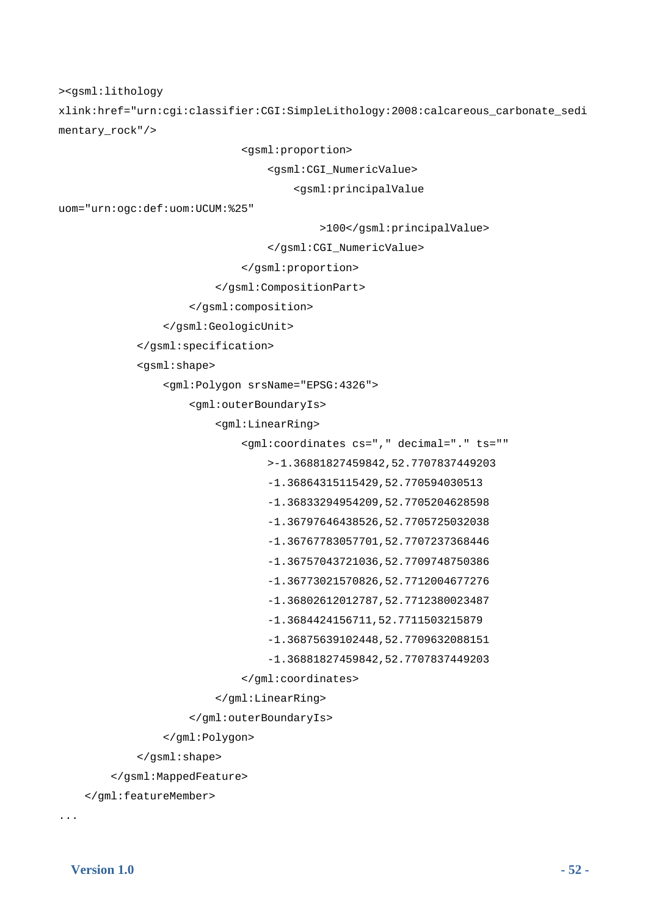```
><gsml:lithology
xlink:href="urn:cgi:classifier:CGI:SimpleLithology:2008:calcareous_carbonate_sedi
mentary_rock"/>
                            <gsml:proportion>
                                <gsml:CGI_NumericValue>
                                    <gsml:principalValue
uom="urn:ogc:def:uom:UCUM:%25"
                                        >100</gsml:principalValue>
                                </gsml:CGI_NumericValue>
                            </gsml:proportion>
                        </gsml:CompositionPart>
                    </gsml:composition>
                </gsml:GeologicUnit>
            </gsml:specification>
            <gsml:shape>
                <gml:Polygon srsName="EPSG:4326">
                    <gml:outerBoundaryIs>
                        <gml:LinearRing>
                            <gml:coordinates cs="," decimal="." ts=""
                                >-1.36881827459842,52.7707837449203
                                -1.36864315115429,52.770594030513
                                -1.36833294954209,52.7705204628598
                                -1.36797646438526,52.7705725032038
                                -1.36767783057701,52.7707237368446
                                -1.36757043721036,52.7709748750386
                                -1.36773021570826,52.7712004677276
                                -1.36802612012787,52.7712380023487
                                -1.3684424156711,52.7711503215879
                                -1.36875639102448,52.7709632088151
                                -1.36881827459842,52.7707837449203
                            </gml:coordinates>
                        </gml:LinearRing>
                    </gml:outerBoundaryIs>
                </gml:Polygon>
            </gsml:shape>
        </gsml:MappedFeature>
    </gml:featureMember>
...
```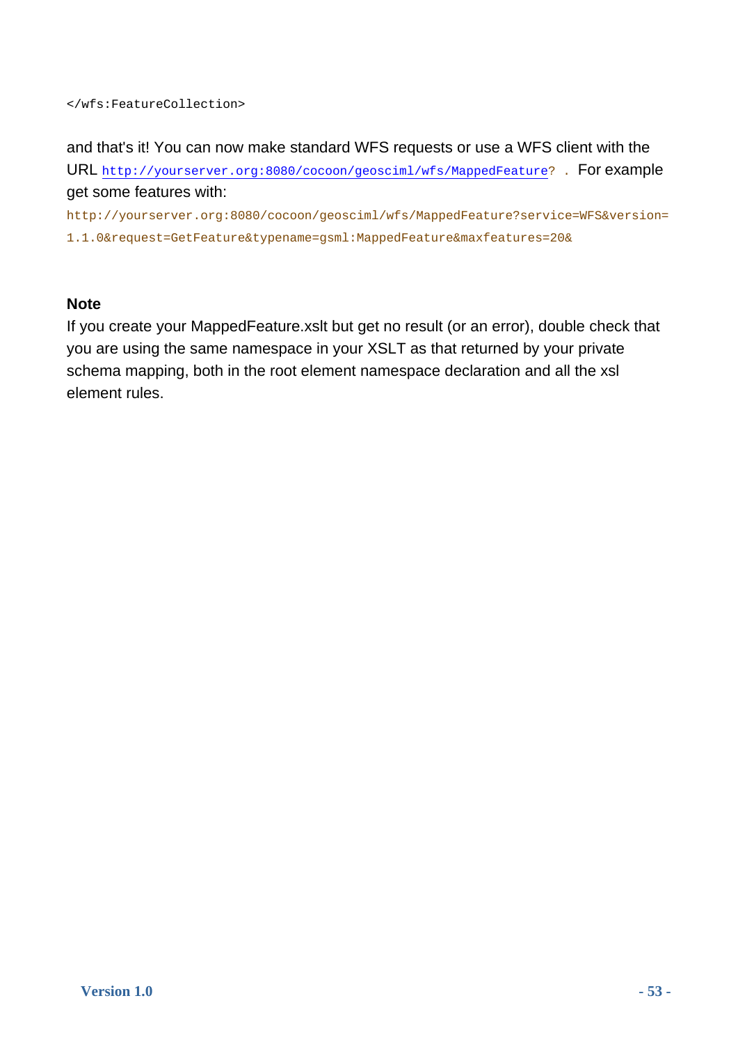```
</wfs:FeatureCollection>
```

and that's it! You can now make standard WFS requests or use a WFS client with the URL `http://yourserver.org:8080/cocoon/geosciml/wfs/MappedFeature?` . For example get some features with:

```
http://yourserver.org:8080/cocoon/geosciml/wfs/MappedFeature?service=WFS&version=1.1.0&request=GetFeature&typename=gsml:MappedFeature&maxfeatures=20&
```

**Note**

If you create your MappedFeature.xslt but get no result (or an error), double check that you are using the same namespace in your XSLT as that returned by your private schema mapping, both in the root element namespace declaration and all the xsl element rules.